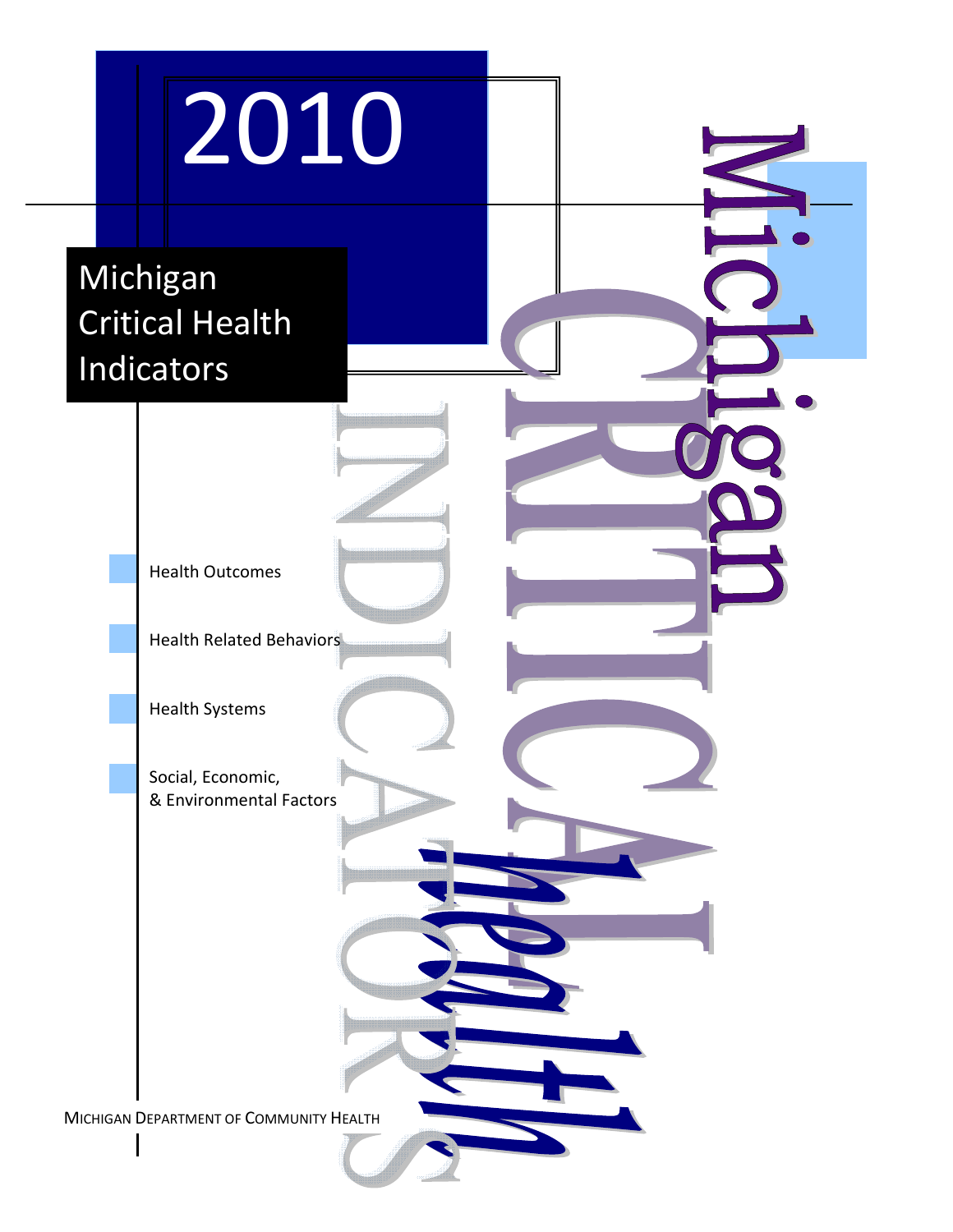# 2010

## Michigan Critical Health Indicators

- Health Outcomes
- Health Related Behaviors
- Health Systems
- Social, Economic, & Environmental Factors

Michigan CRITICAL Health INDICATORS

MICHIGAN DEPARTMENT OF COMMUNITY HEALTH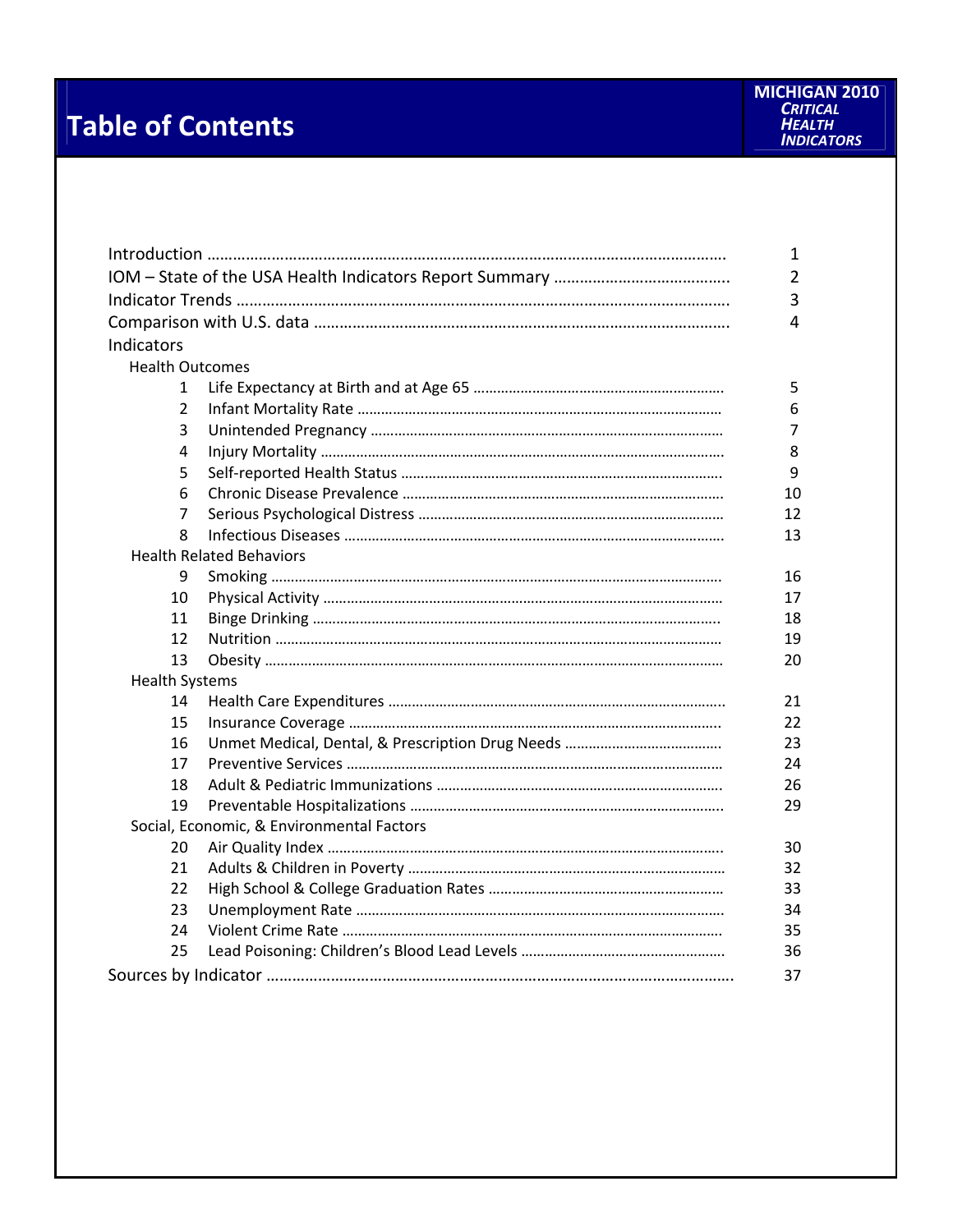# Table of Contents

**MICHIGAN 2010 *CRITICAL HEALTH INDICATORS***

| | | |
|---|---|---|
| Introduction | | 1 |
| IOM – State of the USA Health Indicators Report Summary | | 2 |
| Indicator Trends | | 3 |
| Comparison with U.S. data | | 4 |
| Indicators | | |
| Health Outcomes | | |
| 1 | Life Expectancy at Birth and at Age 65 | 5 |
| 2 | Infant Mortality Rate | 6 |
| 3 | Unintended Pregnancy | 7 |
| 4 | Injury Mortality | 8 |
| 5 | Self-reported Health Status | 9 |
| 6 | Chronic Disease Prevalence | 10 |
| 7 | Serious Psychological Distress | 12 |
| 8 | Infectious Diseases | 13 |
| Health Related Behaviors | | |
| 9 | Smoking | 16 |
| 10 | Physical Activity | 17 |
| 11 | Binge Drinking | 18 |
| 12 | Nutrition | 19 |
| 13 | Obesity | 20 |
| Health Systems | | |
| 14 | Health Care Expenditures | 21 |
| 15 | Insurance Coverage | 22 |
| 16 | Unmet Medical, Dental, & Prescription Drug Needs | 23 |
| 17 | Preventive Services | 24 |
| 18 | Adult & Pediatric Immunizations | 26 |
| 19 | Preventable Hospitalizations | 29 |
| Social, Economic, & Environmental Factors | | |
| 20 | Air Quality Index | 30 |
| 21 | Adults & Children in Poverty | 32 |
| 22 | High School & College Graduation Rates | 33 |
| 23 | Unemployment Rate | 34 |
| 24 | Violent Crime Rate | 35 |
| 25 | Lead Poisoning: Children's Blood Lead Levels | 36 |
| Sources by Indicator | | 37 |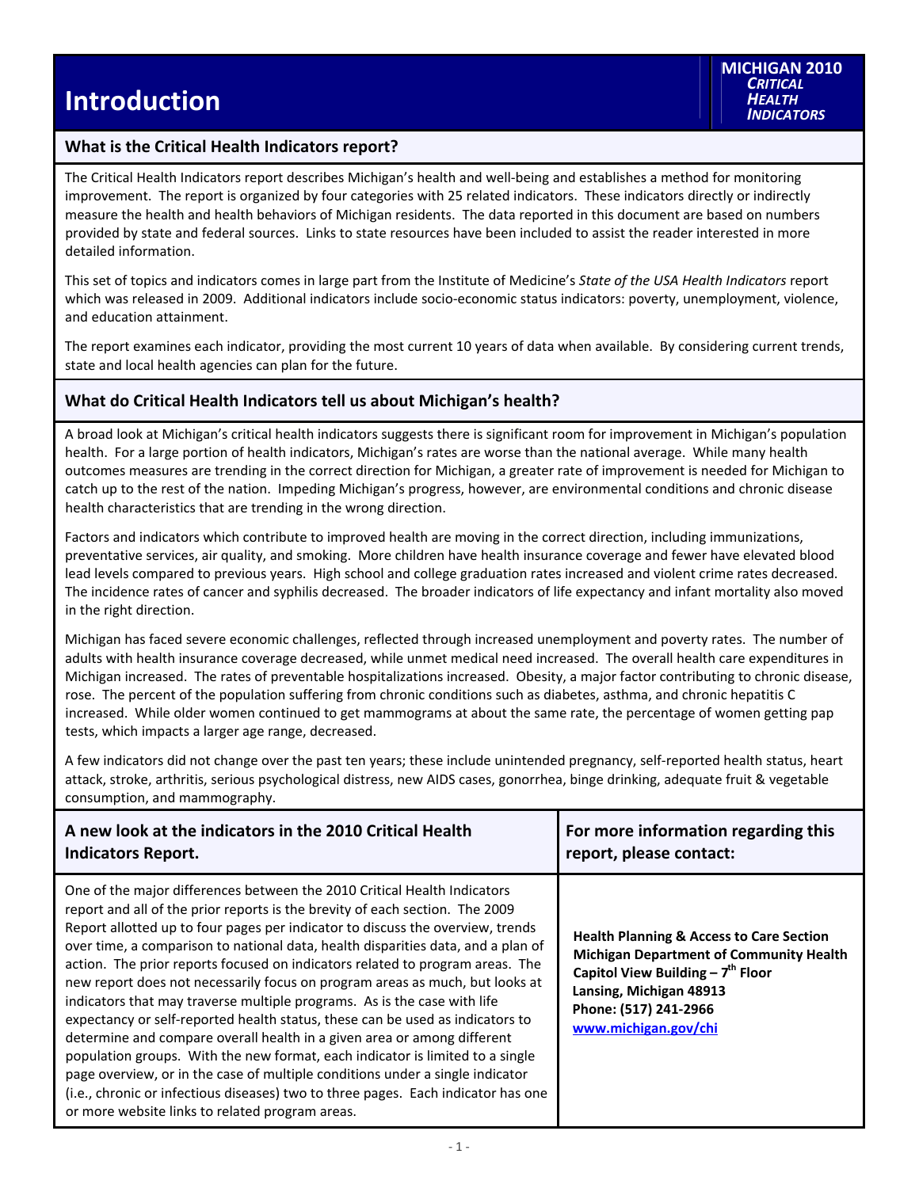# Introduction

**MICHIGAN 2010 *CRITICAL HEALTH INDICATORS***

## What is the Critical Health Indicators report?

The Critical Health Indicators report describes Michigan's health and well-being and establishes a method for monitoring improvement. The report is organized by four categories with 25 related indicators. These indicators directly or indirectly measure the health and health behaviors of Michigan residents. The data reported in this document are based on numbers provided by state and federal sources. Links to state resources have been included to assist the reader interested in more detailed information.

This set of topics and indicators comes in large part from the Institute of Medicine's *State of the USA Health Indicators* report which was released in 2009. Additional indicators include socio-economic status indicators: poverty, unemployment, violence, and education attainment.

The report examines each indicator, providing the most current 10 years of data when available. By considering current trends, state and local health agencies can plan for the future.

## What do Critical Health Indicators tell us about Michigan's health?

A broad look at Michigan's critical health indicators suggests there is significant room for improvement in Michigan's population health. For a large portion of health indicators, Michigan's rates are worse than the national average. While many health outcomes measures are trending in the correct direction for Michigan, a greater rate of improvement is needed for Michigan to catch up to the rest of the nation. Impeding Michigan's progress, however, are environmental conditions and chronic disease health characteristics that are trending in the wrong direction.

Factors and indicators which contribute to improved health are moving in the correct direction, including immunizations, preventative services, air quality, and smoking. More children have health insurance coverage and fewer have elevated blood lead levels compared to previous years. High school and college graduation rates increased and violent crime rates decreased. The incidence rates of cancer and syphilis decreased. The broader indicators of life expectancy and infant mortality also moved in the right direction.

Michigan has faced severe economic challenges, reflected through increased unemployment and poverty rates. The number of adults with health insurance coverage decreased, while unmet medical need increased. The overall health care expenditures in Michigan increased. The rates of preventable hospitalizations increased. Obesity, a major factor contributing to chronic disease, rose. The percent of the population suffering from chronic conditions such as diabetes, asthma, and chronic hepatitis C increased. While older women continued to get mammograms at about the same rate, the percentage of women getting pap tests, which impacts a larger age range, decreased.

A few indicators did not change over the past ten years; these include unintended pregnancy, self-reported health status, heart attack, stroke, arthritis, serious psychological distress, new AIDS cases, gonorrhea, binge drinking, adequate fruit & vegetable consumption, and mammography.

## A new look at the indicators in the 2010 Critical Health Indicators Report.

One of the major differences between the 2010 Critical Health Indicators report and all of the prior reports is the brevity of each section. The 2009 Report allotted up to four pages per indicator to discuss the overview, trends over time, a comparison to national data, health disparities data, and a plan of action. The prior reports focused on indicators related to program areas. The new report does not necessarily focus on program areas as much, but looks at indicators that may traverse multiple programs. As is the case with life expectancy or self-reported health status, these can be used as indicators to determine and compare overall health in a given area or among different population groups. With the new format, each indicator is limited to a single page overview, or in the case of multiple conditions under a single indicator (i.e., chronic or infectious diseases) two to three pages. Each indicator has one or more website links to related program areas.

## For more information regarding this report, please contact:

**Health Planning & Access to Care Section**
**Michigan Department of Community Health**
**Capitol View Building – 7th Floor**
**Lansing, Michigan 48913**
**Phone: (517) 241-2966**
**www.michigan.gov/chi**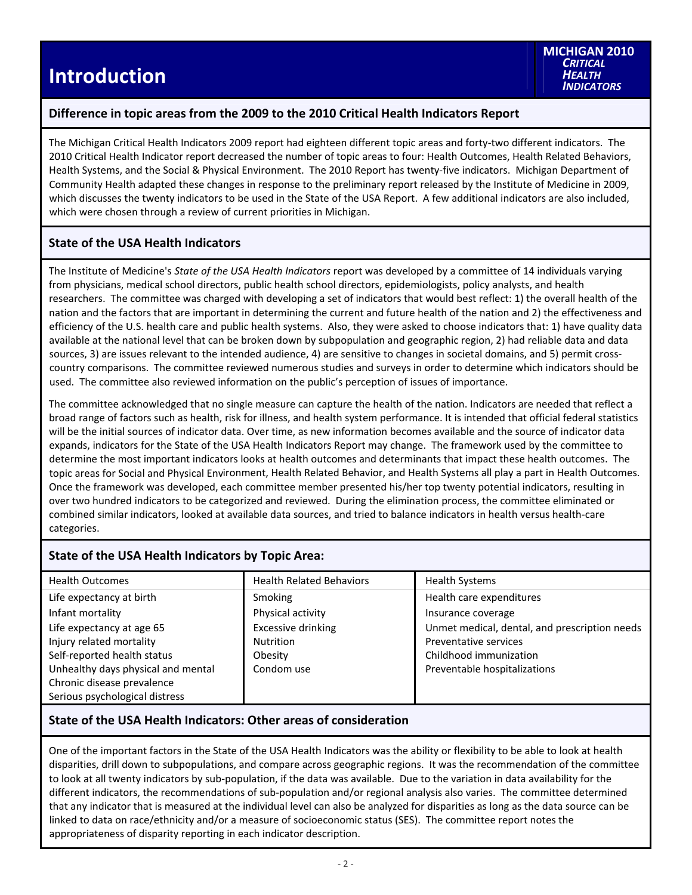# Introduction

## Difference in topic areas from the 2009 to the 2010 Critical Health Indicators Report

The Michigan Critical Health Indicators 2009 report had eighteen different topic areas and forty-two different indicators. The 2010 Critical Health Indicator report decreased the number of topic areas to four: Health Outcomes, Health Related Behaviors, Health Systems, and the Social & Physical Environment. The 2010 Report has twenty-five indicators. Michigan Department of Community Health adapted these changes in response to the preliminary report released by the Institute of Medicine in 2009, which discusses the twenty indicators to be used in the State of the USA Report. A few additional indicators are also included, which were chosen through a review of current priorities in Michigan.

## State of the USA Health Indicators

The Institute of Medicine's *State of the USA Health Indicators* report was developed by a committee of 14 individuals varying from physicians, medical school directors, public health school directors, epidemiologists, policy analysts, and health researchers. The committee was charged with developing a set of indicators that would best reflect: 1) the overall health of the nation and the factors that are important in determining the current and future health of the nation and 2) the effectiveness and efficiency of the U.S. health care and public health systems. Also, they were asked to choose indicators that: 1) have quality data available at the national level that can be broken down by subpopulation and geographic region, 2) had reliable data and data sources, 3) are issues relevant to the intended audience, 4) are sensitive to changes in societal domains, and 5) permit cross-country comparisons. The committee reviewed numerous studies and surveys in order to determine which indicators should be used. The committee also reviewed information on the public's perception of issues of importance.

The committee acknowledged that no single measure can capture the health of the nation. Indicators are needed that reflect a broad range of factors such as health, risk for illness, and health system performance. It is intended that official federal statistics will be the initial sources of indicator data. Over time, as new information becomes available and the source of indicator data expands, indicators for the State of the USA Health Indicators Report may change. The framework used by the committee to determine the most important indicators looks at health outcomes and determinants that impact these health outcomes. The topic areas for Social and Physical Environment, Health Related Behavior, and Health Systems all play a part in Health Outcomes. Once the framework was developed, each committee member presented his/her top twenty potential indicators, resulting in over two hundred indicators to be categorized and reviewed. During the elimination process, the committee eliminated or combined similar indicators, looked at available data sources, and tried to balance indicators in health versus health-care categories.

## State of the USA Health Indicators by Topic Area:

| Health Outcomes | Health Related Behaviors | Health Systems |
|---|---|---|
| Life expectancy at birth | Smoking | Health care expenditures |
| Infant mortality | Physical activity | Insurance coverage |
| Life expectancy at age 65 | Excessive drinking | Unmet medical, dental, and prescription needs |
| Injury related mortality | Nutrition | Preventative services |
| Self-reported health status | Obesity | Childhood immunization |
| Unhealthy days physical and mental | Condom use | Preventable hospitalizations |
| Chronic disease prevalence | | |
| Serious psychological distress | | |

## State of the USA Health Indicators: Other areas of consideration

One of the important factors in the State of the USA Health Indicators was the ability or flexibility to be able to look at health disparities, drill down to subpopulations, and compare across geographic regions. It was the recommendation of the committee to look at all twenty indicators by sub-population, if the data was available. Due to the variation in data availability for the different indicators, the recommendations of sub-population and/or regional analysis also varies. The committee determined that any indicator that is measured at the individual level can also be analyzed for disparities as long as the data source can be linked to data on race/ethnicity and/or a measure of socioeconomic status (SES). The committee report notes the appropriateness of disparity reporting in each indicator description.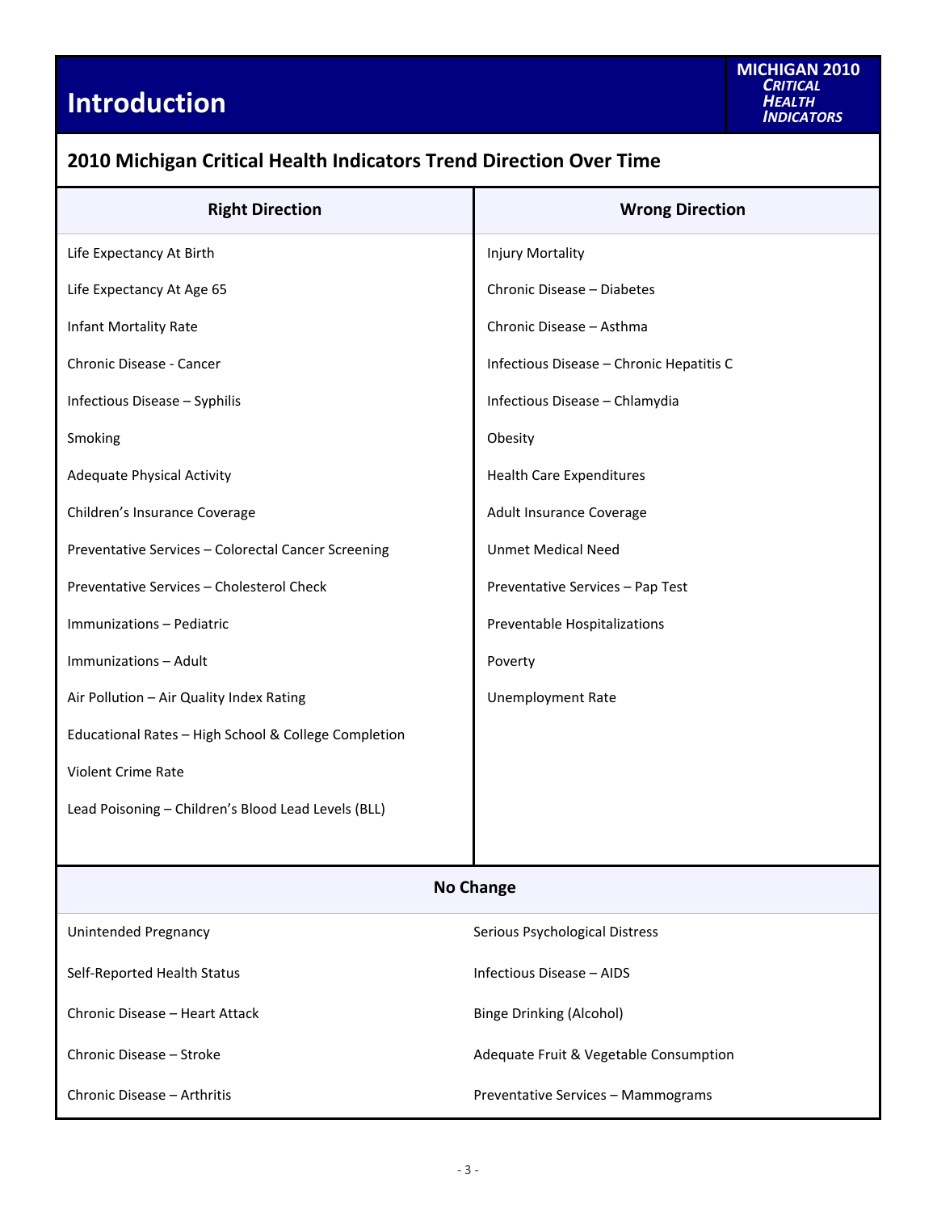# Introduction

**MICHIGAN 2010 *CRITICAL HEALTH INDICATORS***

## 2010 Michigan Critical Health Indicators Trend Direction Over Time

| Right Direction | Wrong Direction |
| --- | --- |
| Life Expectancy At Birth | Injury Mortality |
| Life Expectancy At Age 65 | Chronic Disease – Diabetes |
| Infant Mortality Rate | Chronic Disease – Asthma |
| Chronic Disease - Cancer | Infectious Disease – Chronic Hepatitis C |
| Infectious Disease – Syphilis | Infectious Disease – Chlamydia |
| Smoking | Obesity |
| Adequate Physical Activity | Health Care Expenditures |
| Children's Insurance Coverage | Adult Insurance Coverage |
| Preventative Services – Colorectal Cancer Screening | Unmet Medical Need |
| Preventative Services – Cholesterol Check | Preventative Services – Pap Test |
| Immunizations – Pediatric | Preventable Hospitalizations |
| Immunizations – Adult | Poverty |
| Air Pollution – Air Quality Index Rating | Unemployment Rate |
| Educational Rates – High School & College Completion | |
| Violent Crime Rate | |
| Lead Poisoning – Children's Blood Lead Levels (BLL) | |

| No Change | |
| --- | --- |
| Unintended Pregnancy | Serious Psychological Distress |
| Self-Reported Health Status | Infectious Disease – AIDS |
| Chronic Disease – Heart Attack | Binge Drinking (Alcohol) |
| Chronic Disease – Stroke | Adequate Fruit & Vegetable Consumption |
| Chronic Disease – Arthritis | Preventative Services – Mammograms |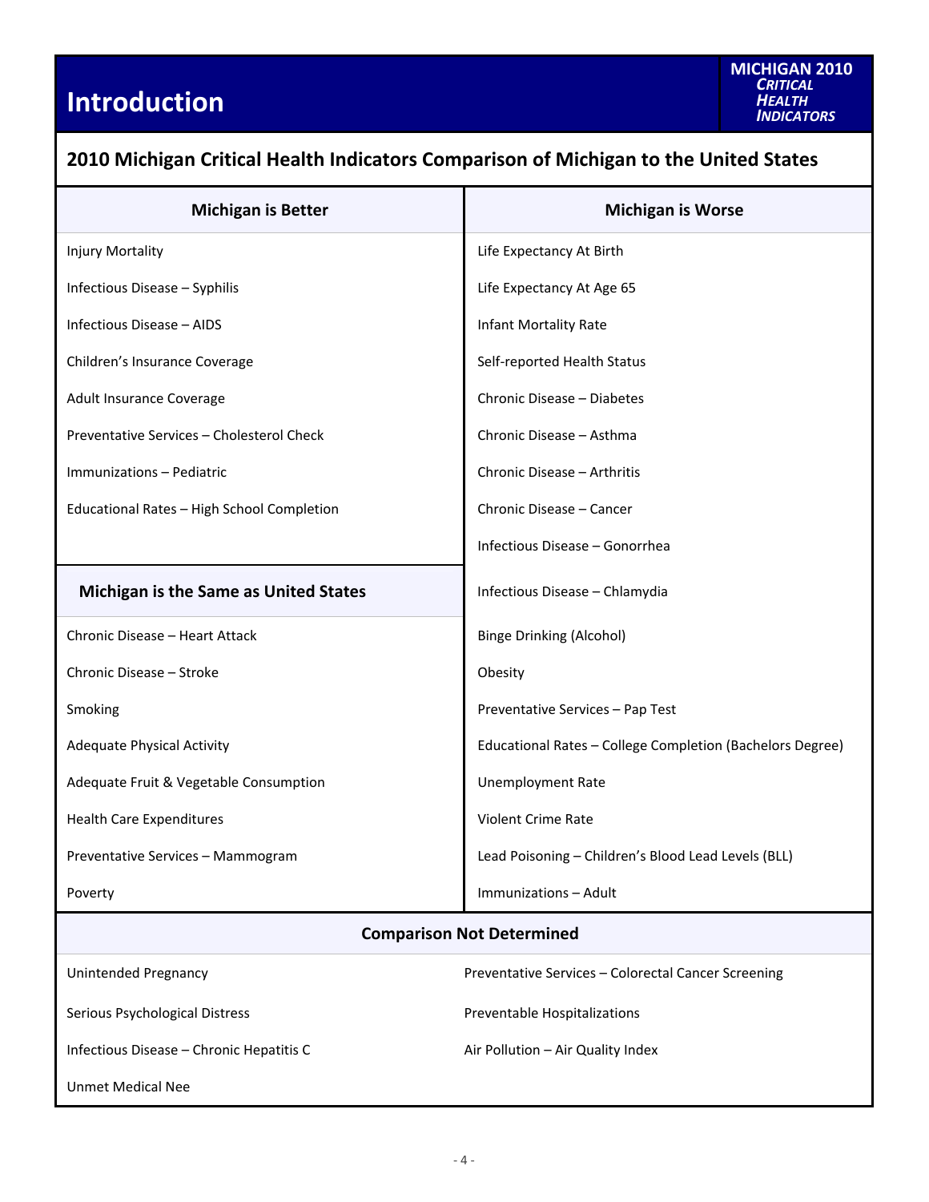# Introduction

## 2010 Michigan Critical Health Indicators Comparison of Michigan to the United States

| Michigan is Better | Michigan is Worse |
|---|---|
| Injury Mortality | Life Expectancy At Birth |
| Infectious Disease – Syphilis | Life Expectancy At Age 65 |
| Infectious Disease – AIDS | Infant Mortality Rate |
| Children's Insurance Coverage | Self-reported Health Status |
| Adult Insurance Coverage | Chronic Disease – Diabetes |
| Preventative Services – Cholesterol Check | Chronic Disease – Asthma |
| Immunizations – Pediatric | Chronic Disease – Arthritis |
| Educational Rates – High School Completion | Chronic Disease – Cancer |
| | Infectious Disease – Gonorrhea |
| **Michigan is the Same as United States** | Infectious Disease – Chlamydia |
| Chronic Disease – Heart Attack | Binge Drinking (Alcohol) |
| Chronic Disease – Stroke | Obesity |
| Smoking | Preventative Services – Pap Test |
| Adequate Physical Activity | Educational Rates – College Completion (Bachelors Degree) |
| Adequate Fruit & Vegetable Consumption | Unemployment Rate |
| Health Care Expenditures | Violent Crime Rate |
| Preventative Services – Mammogram | Lead Poisoning – Children's Blood Lead Levels (BLL) |
| Poverty | Immunizations – Adult |

### Comparison Not Determined

| | |
|---|---|
| Unintended Pregnancy | Preventative Services – Colorectal Cancer Screening |
| Serious Psychological Distress | Preventable Hospitalizations |
| Infectious Disease – Chronic Hepatitis C | Air Pollution – Air Quality Index |
| Unmet Medical Nee | |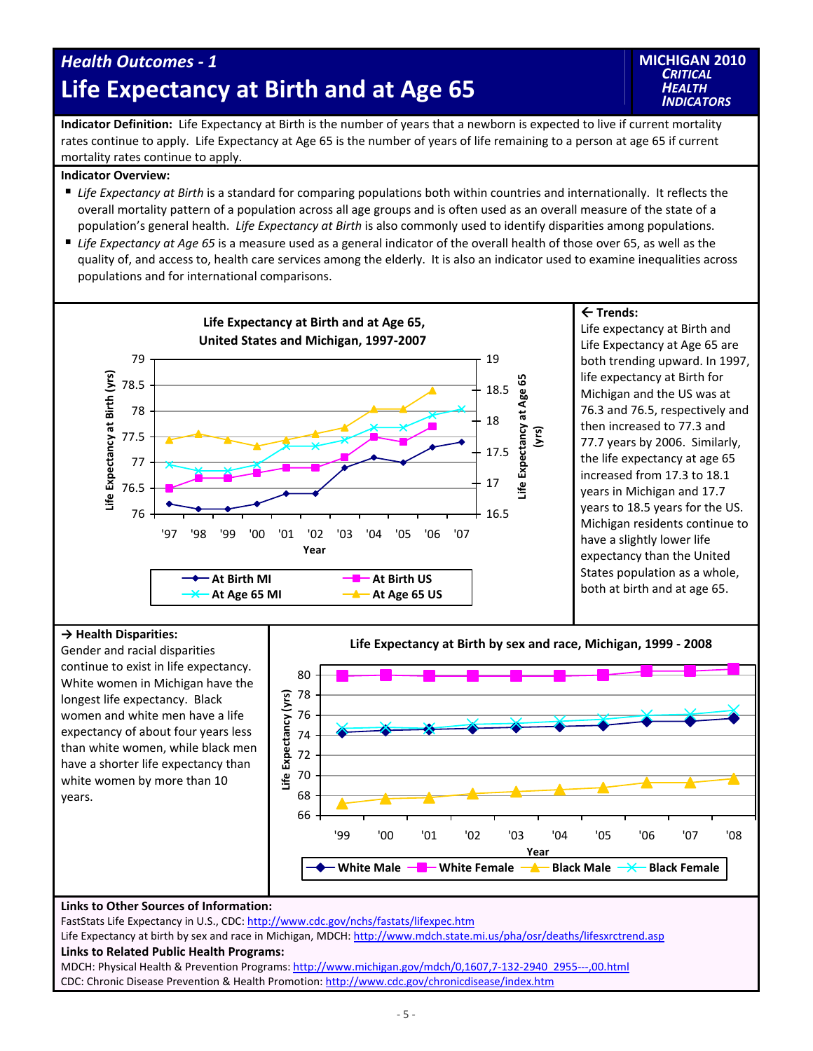## Health Outcomes - 1

# Life Expectancy at Birth and at Age 65

**MICHIGAN 2010 CRITICAL HEALTH INDICATORS**

**Indicator Definition:** Life Expectancy at Birth is the number of years that a newborn is expected to live if current mortality rates continue to apply. Life Expectancy at Age 65 is the number of years of life remaining to a person at age 65 if current mortality rates continue to apply.

**Indicator Overview:**

- *Life Expectancy at Birth* is a standard for comparing populations both within countries and internationally. It reflects the overall mortality pattern of a population across all age groups and is often used as an overall measure of the state of a population's general health. *Life Expectancy at Birth* is also commonly used to identify disparities among populations.
- *Life Expectancy at Age 65* is a measure used as a general indicator of the overall health of those over 65, as well as the quality of, and access to, health care services among the elderly. It is also an indicator used to examine inequalities across populations and for international comparisons.

**Life Expectancy at Birth and at Age 65, United States and Michigan, 1997-2007**

**← Trends:**
Life expectancy at Birth and Life Expectancy at Age 65 are both trending upward. In 1997, life expectancy at Birth for Michigan and the US was at 76.3 and 76.5, respectively and then increased to 77.3 and 77.7 years by 2006. Similarly, the life expectancy at age 65 increased from 17.3 to 18.1 years in Michigan and 17.7 years to 18.5 years for the US. Michigan residents continue to have a slightly lower life expectancy than the United States population as a whole, both at birth and at age 65.

**→ Health Disparities:**
Gender and racial disparities continue to exist in life expectancy. White women in Michigan have the longest life expectancy. Black women and white men have a life expectancy of about four years less than white women, while black men have a shorter life expectancy than white women by more than 10 years.

**Life Expectancy at Birth by sex and race, Michigan, 1999 - 2008**

**Links to Other Sources of Information:**
FastStats Life Expectancy in U.S., CDC: http://www.cdc.gov/nchs/fastats/lifexpec.htm
Life Expectancy at birth by sex and race in Michigan, MDCH: http://www.mdch.state.mi.us/pha/osr/deaths/lifesxrctrend.asp

**Links to Related Public Health Programs:**
MDCH: Physical Health & Prevention Programs: http://www.michigan.gov/mdch/0,1607,7-132-2940_2955---,00.html
CDC: Chronic Disease Prevention & Health Promotion: http://www.cdc.gov/chronicdisease/index.htm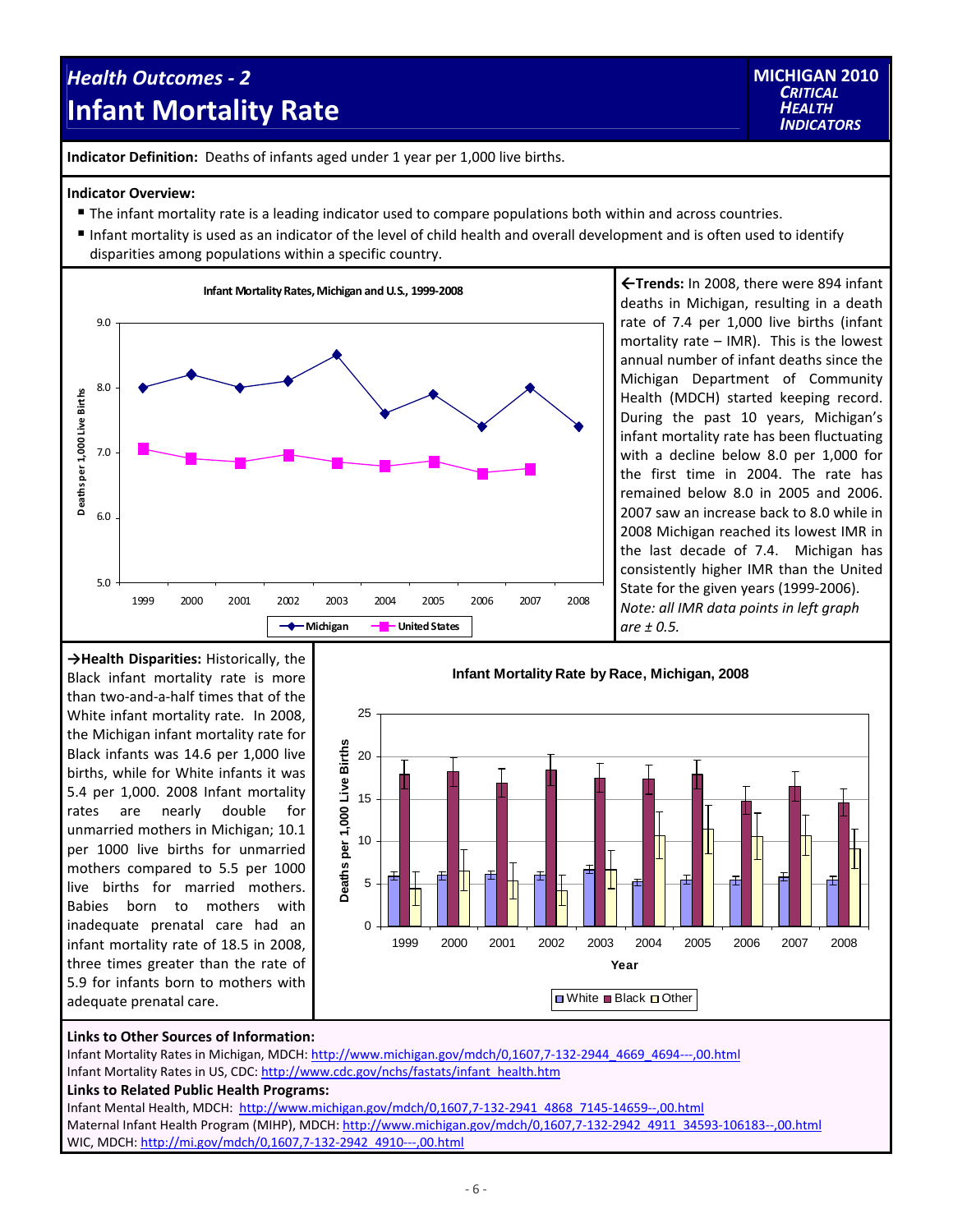# Health Outcomes - 2

# Infant Mortality Rate

**MICHIGAN 2010 *CRITICAL HEALTH INDICATORS***

**Indicator Definition:** Deaths of infants aged under 1 year per 1,000 live births.

**Indicator Overview:**

- The infant mortality rate is a leading indicator used to compare populations both within and across countries.
- Infant mortality is used as an indicator of the level of child health and overall development and is often used to identify disparities among populations within a specific country.

**Infant Mortality Rates, Michigan and U.S., 1999-2008**

**←Trends:** In 2008, there were 894 infant deaths in Michigan, resulting in a death rate of 7.4 per 1,000 live births (infant mortality rate – IMR). This is the lowest annual number of infant deaths since the Michigan Department of Community Health (MDCH) started keeping record. During the past 10 years, Michigan's infant mortality rate has been fluctuating with a decline below 8.0 per 1,000 for the first time in 2004. The rate has remained below 8.0 in 2005 and 2006. 2007 saw an increase back to 8.0 while in 2008 Michigan reached its lowest IMR in the last decade of 7.4. Michigan has consistently higher IMR than the United State for the given years (1999-2006). *Note: all IMR data points in left graph are ± 0.5.*

**→Health Disparities:** Historically, the Black infant mortality rate is more than two-and-a-half times that of the White infant mortality rate. In 2008, the Michigan infant mortality rate for Black infants was 14.6 per 1,000 live births, while for White infants it was 5.4 per 1,000. 2008 Infant mortality rates are nearly double for unmarried mothers in Michigan; 10.1 per 1000 live births for unmarried mothers compared to 5.5 per 1000 live births for married mothers. Babies born to mothers with inadequate prenatal care had an infant mortality rate of 18.5 in 2008, three times greater than the rate of 5.9 for infants born to mothers with adequate prenatal care.

**Infant Mortality Rate by Race, Michigan, 2008**

**Links to Other Sources of Information:**

Infant Mortality Rates in Michigan, MDCH: http://www.michigan.gov/mdch/0,1607,7-132-2944_4669_4694---,00.html

Infant Mortality Rates in US, CDC: http://www.cdc.gov/nchs/fastats/infant_health.htm

**Links to Related Public Health Programs:**

Infant Mental Health, MDCH: http://www.michigan.gov/mdch/0,1607,7-132-2941_4868_7145-14659--,00.html

Maternal Infant Health Program (MIHP), MDCH: http://www.michigan.gov/mdch/0,1607,7-132-2942_4911_34593-106183--,00.html

WIC, MDCH: http://mi.gov/mdch/0,1607,7-132-2942_4910---,00.html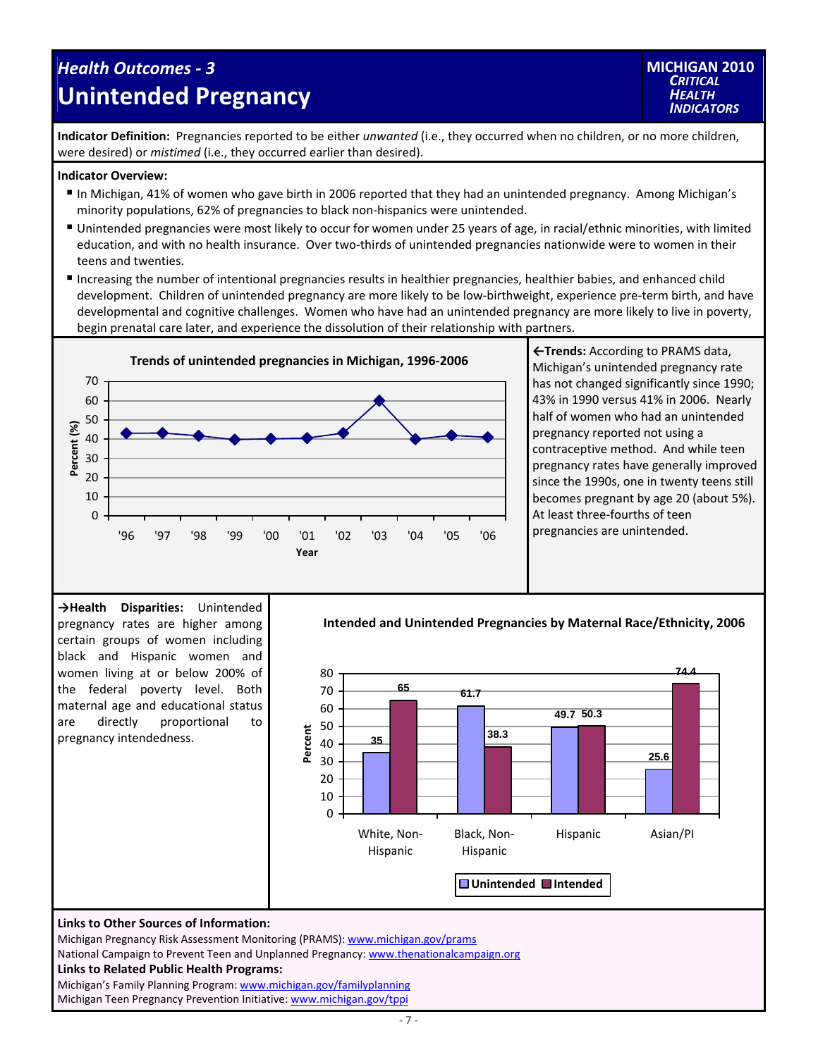# *Health Outcomes - 3*
# Unintended Pregnancy

**MICHIGAN 2010**
***CRITICAL HEALTH INDICATORS***

**Indicator Definition:** Pregnancies reported to be either *unwanted* (i.e., they occurred when no children, or no more children, were desired) or *mistimed* (i.e., they occurred earlier than desired).

**Indicator Overview:**

- In Michigan, 41% of women who gave birth in 2006 reported that they had an unintended pregnancy. Among Michigan's minority populations, 62% of pregnancies to black non-hispanics were unintended.
- Unintended pregnancies were most likely to occur for women under 25 years of age, in racial/ethnic minorities, with limited education, and with no health insurance. Over two-thirds of unintended pregnancies nationwide were to women in their teens and twenties.
- Increasing the number of intentional pregnancies results in healthier pregnancies, healthier babies, and enhanced child development. Children of unintended pregnancy are more likely to be low-birthweight, experience pre-term birth, and have developmental and cognitive challenges. Women who have had an unintended pregnancy are more likely to live in poverty, begin prenatal care later, and experience the dissolution of their relationship with partners.

**Trends of unintended pregnancies in Michigan, 1996-2006**

Percent (%) by Year ('96–'06)

**←Trends:** According to PRAMS data, Michigan's unintended pregnancy rate has not changed significantly since 1990; 43% in 1990 versus 41% in 2006. Nearly half of women who had an unintended pregnancy reported not using a contraceptive method. And while teen pregnancy rates have generally improved since the 1990s, one in twenty teens still becomes pregnant by age 20 (about 5%). At least three-fourths of teen pregnancies are unintended.

**→Health Disparities:** Unintended pregnancy rates are higher among certain groups of women including black and Hispanic women and women living at or below 200% of the federal poverty level. Both maternal age and educational status are directly proportional to pregnancy intendedness.

**Intended and Unintended Pregnancies by Maternal Race/Ethnicity, 2006**

| Race/Ethnicity | Unintended (%) | Intended (%) |
|---|---|---|
| White, Non-Hispanic | 35 | 65 |
| Black, Non-Hispanic | 61.7 | 38.3 |
| Hispanic | 49.7 | 50.3 |
| Asian/PI | 25.6 | 74.4 |

**Links to Other Sources of Information:**

Michigan Pregnancy Risk Assessment Monitoring (PRAMS): www.michigan.gov/prams
National Campaign to Prevent Teen and Unplanned Pregnancy: www.thenationalcampaign.org

**Links to Related Public Health Programs:**

Michigan's Family Planning Program: www.michigan.gov/familyplanning
Michigan Teen Pregnancy Prevention Initiative: www.michigan.gov/tppi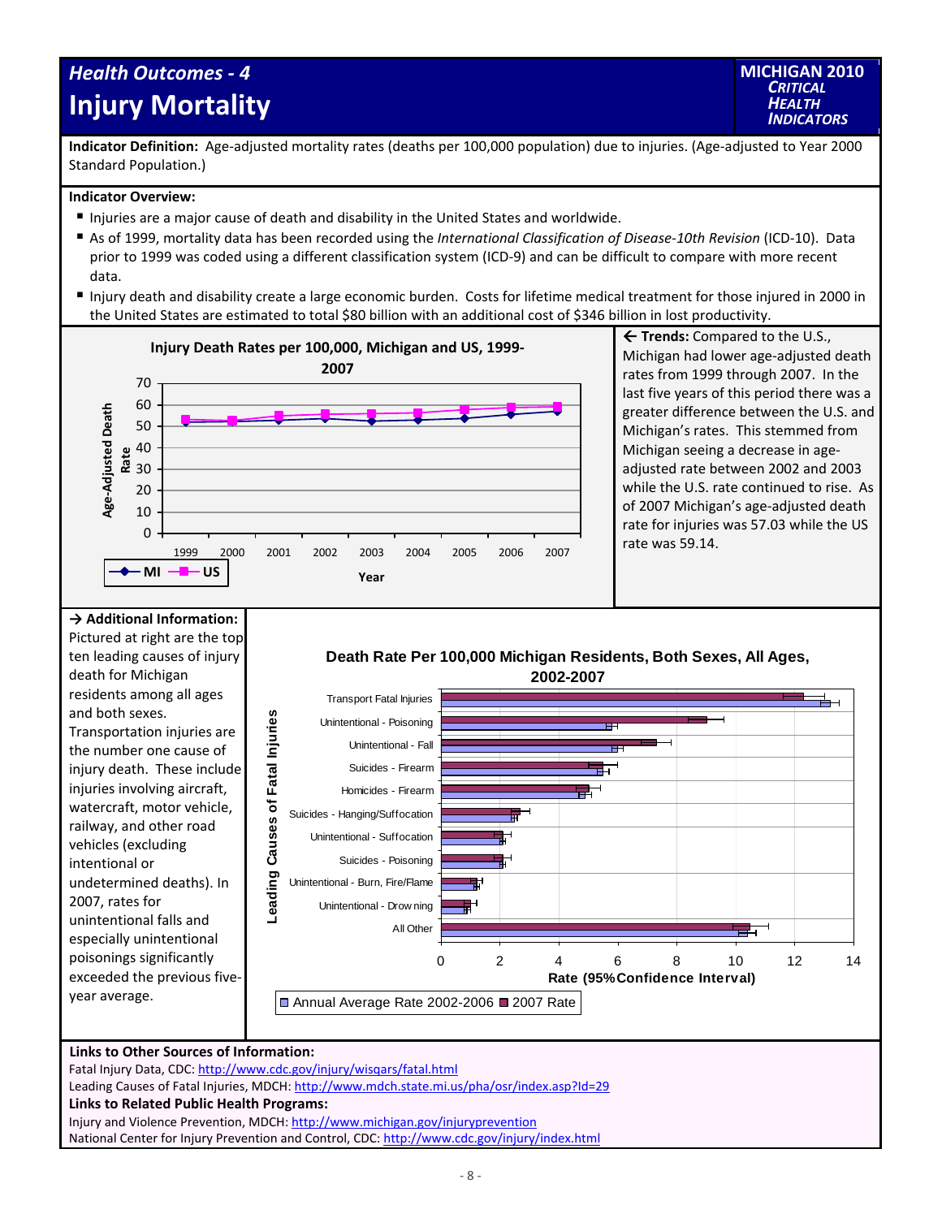# Health Outcomes - 4
# Injury Mortality

**MICHIGAN 2010 *CRITICAL HEALTH INDICATORS***

**Indicator Definition:** Age-adjusted mortality rates (deaths per 100,000 population) due to injuries. (Age-adjusted to Year 2000 Standard Population.)

**Indicator Overview:**

- Injuries are a major cause of death and disability in the United States and worldwide.
- As of 1999, mortality data has been recorded using the *International Classification of Disease-10th Revision* (ICD-10). Data prior to 1999 was coded using a different classification system (ICD-9) and can be difficult to compare with more recent data.
- Injury death and disability create a large economic burden. Costs for lifetime medical treatment for those injured in 2000 in the United States are estimated to total \$80 billion with an additional cost of \$346 billion in lost productivity.

**Injury Death Rates per 100,000, Michigan and US, 1999-2007**

Age-Adjusted Death Rate (0–70) by Year (1999–2007); series: MI, US

**← Trends:** Compared to the U.S., Michigan had lower age-adjusted death rates from 1999 through 2007. In the last five years of this period there was a greater difference between the U.S. and Michigan's rates. This stemmed from Michigan seeing a decrease in age-adjusted rate between 2002 and 2003 while the U.S. rate continued to rise. As of 2007 Michigan's age-adjusted death rate for injuries was 57.03 while the US rate was 59.14.

**→ Additional Information:** Pictured at right are the top ten leading causes of injury death for Michigan residents among all ages and both sexes. Transportation injuries are the number one cause of injury death. These include injuries involving aircraft, watercraft, motor vehicle, railway, and other road vehicles (excluding intentional or undetermined deaths). In 2007, rates for unintentional falls and especially unintentional poisonings significantly exceeded the previous five-year average.

**Death Rate Per 100,000 Michigan Residents, Both Sexes, All Ages, 2002-2007**

Leading Causes of Fatal Injuries: Transport Fatal Injuries; Unintentional - Poisoning; Unintentional - Fall; Suicides - Firearm; Homicides - Firearm; Suicides - Hanging/Suffocation; Unintentional - Suffocation; Suicides - Poisoning; Unintentional - Burn, Fire/Flame; Unintentional - Drowning; All Other

Rate (95% Confidence Interval), 0–14; series: Annual Average Rate 2002-2006, 2007 Rate

**Links to Other Sources of Information:**

Fatal Injury Data, CDC: http://www.cdc.gov/injury/wisqars/fatal.html

Leading Causes of Fatal Injuries, MDCH: http://www.mdch.state.mi.us/pha/osr/index.asp?Id=29

**Links to Related Public Health Programs:**

Injury and Violence Prevention, MDCH: http://www.michigan.gov/injuryprevention

National Center for Injury Prevention and Control, CDC: http://www.cdc.gov/injury/index.html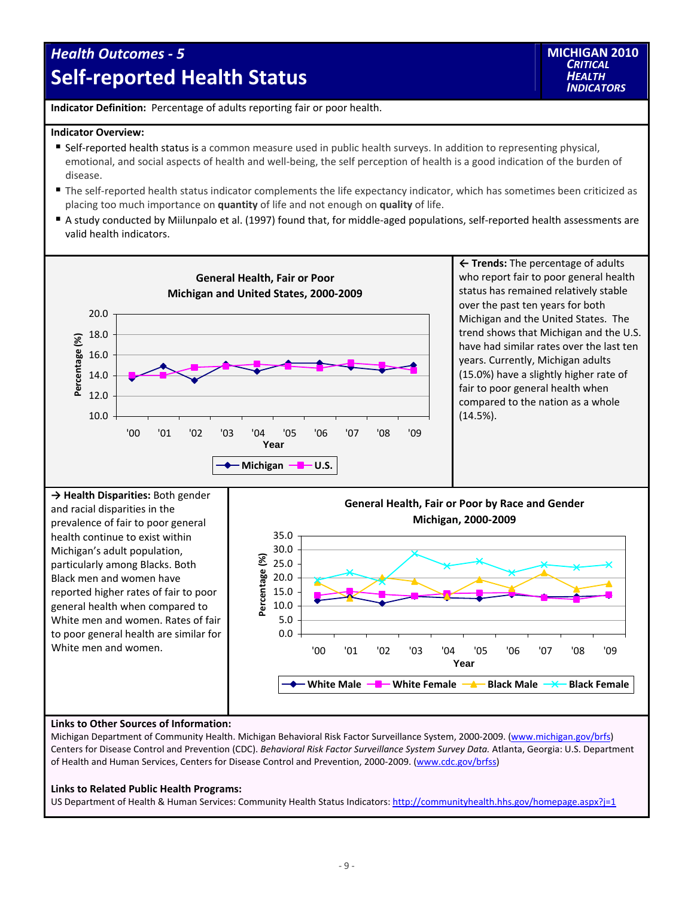## Health Outcomes - 5

# Self-reported Health Status

**MICHIGAN 2010** *CRITICAL HEALTH INDICATORS*

**Indicator Definition:** Percentage of adults reporting fair or poor health.

**Indicator Overview:**

- Self-reported health status is a common measure used in public health surveys. In addition to representing physical, emotional, and social aspects of health and well-being, the self perception of health is a good indication of the burden of disease.
- The self-reported health status indicator complements the life expectancy indicator, which has sometimes been criticized as placing too much importance on **quantity** of life and not enough on **quality** of life.
- A study conducted by Miilunpalo et al. (1997) found that, for middle-aged populations, self-reported health assessments are valid health indicators.

**General Health, Fair or Poor Michigan and United States, 2000-2009**

**← Trends:** The percentage of adults who report fair to poor general health status has remained relatively stable over the past ten years for both Michigan and the United States. The trend shows that Michigan and the U.S. have had similar rates over the last ten years. Currently, Michigan adults (15.0%) have a slightly higher rate of fair to poor general health when compared to the nation as a whole (14.5%).

**→ Health Disparities:** Both gender and racial disparities in the prevalence of fair to poor general health continue to exist within Michigan's adult population, particularly among Blacks. Both Black men and women have reported higher rates of fair to poor general health when compared to White men and women. Rates of fair to poor general health are similar for White men and women.

**General Health, Fair or Poor by Race and Gender Michigan, 2000-2009**

**Links to Other Sources of Information:**

Michigan Department of Community Health. Michigan Behavioral Risk Factor Surveillance System, 2000-2009. (www.michigan.gov/brfs)
Centers for Disease Control and Prevention (CDC). *Behavioral Risk Factor Surveillance System Survey Data.* Atlanta, Georgia: U.S. Department of Health and Human Services, Centers for Disease Control and Prevention, 2000-2009. (www.cdc.gov/brfss)

**Links to Related Public Health Programs:**

US Department of Health & Human Services: Community Health Status Indicators: http://communityhealth.hhs.gov/homepage.aspx?j=1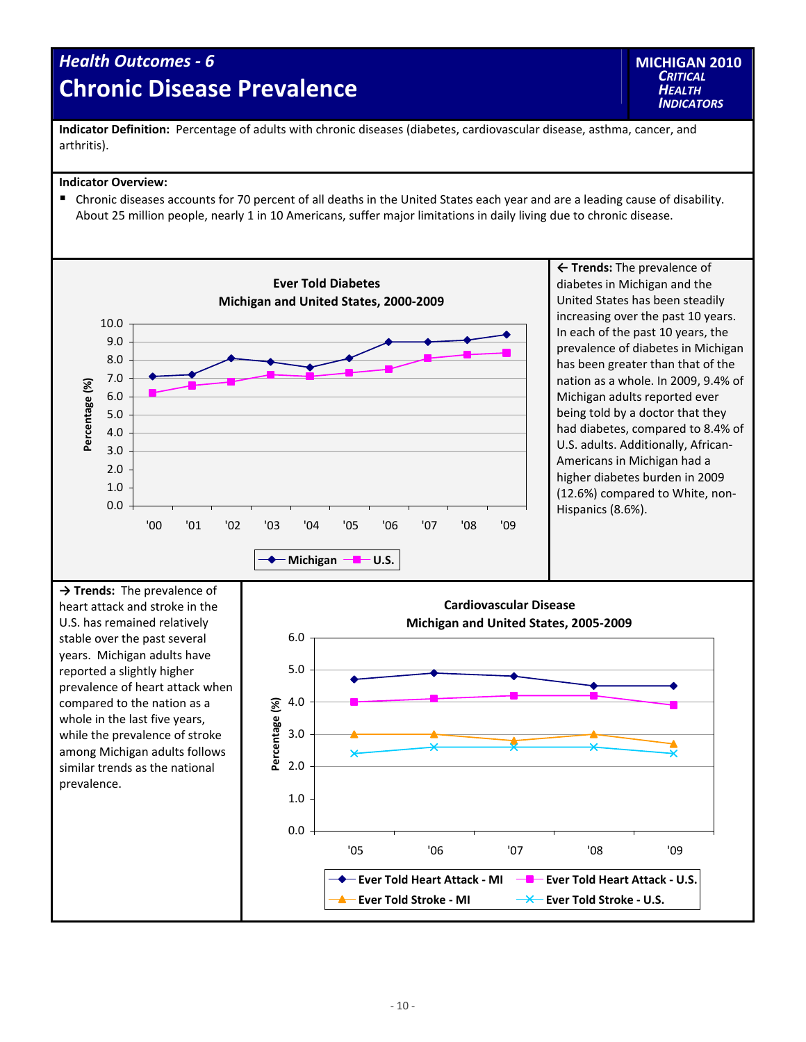## Health Outcomes - 6

# Chronic Disease Prevalence

MICHIGAN 2010 CRITICAL HEALTH INDICATORS

**Indicator Definition:** Percentage of adults with chronic diseases (diabetes, cardiovascular disease, asthma, cancer, and arthritis).

**Indicator Overview:**

- Chronic diseases accounts for 70 percent of all deaths in the United States each year and are a leading cause of disability. About 25 million people, nearly 1 in 10 Americans, suffer major limitations in daily living due to chronic disease.

**Ever Told Diabetes**
**Michigan and United States, 2000-2009**

| Year | Michigan | U.S. |
|---|---|---|
| '00 | 7.1 | 6.2 |
| '01 | 7.2 | 6.6 |
| '02 | 8.1 | 6.8 |
| '03 | 7.9 | 7.2 |
| '04 | 7.6 | 7.1 |
| '05 | 8.1 | 7.3 |
| '06 | 9.0 | 7.5 |
| '07 | 9.0 | 8.1 |
| '08 | 9.1 | 8.3 |
| '09 | 9.4 | 8.4 |

← **Trends:** The prevalence of diabetes in Michigan and the United States has been steadily increasing over the past 10 years. In each of the past 10 years, the prevalence of diabetes in Michigan has been greater than that of the nation as a whole. In 2009, 9.4% of Michigan adults reported ever being told by a doctor that they had diabetes, compared to 8.4% of U.S. adults. Additionally, African-Americans in Michigan had a higher diabetes burden in 2009 (12.6%) compared to White, non-Hispanics (8.6%).

→ **Trends:** The prevalence of heart attack and stroke in the U.S. has remained relatively stable over the past several years. Michigan adults have reported a slightly higher prevalence of heart attack when compared to the nation as a whole in the last five years, while the prevalence of stroke among Michigan adults follows similar trends as the national prevalence.

**Cardiovascular Disease**
**Michigan and United States, 2005-2009**

| Year | Ever Told Heart Attack - MI | Ever Told Heart Attack - U.S. | Ever Told Stroke - MI | Ever Told Stroke - U.S. |
|---|---|---|---|---|
| '05 | 4.7 | 4.0 | 3.0 | 2.4 |
| '06 | 4.9 | 4.1 | 3.0 | 2.6 |
| '07 | 4.8 | 4.2 | 2.8 | 2.6 |
| '08 | 4.5 | 4.2 | 3.0 | 2.6 |
| '09 | 4.5 | 3.9 | 2.7 | 2.4 |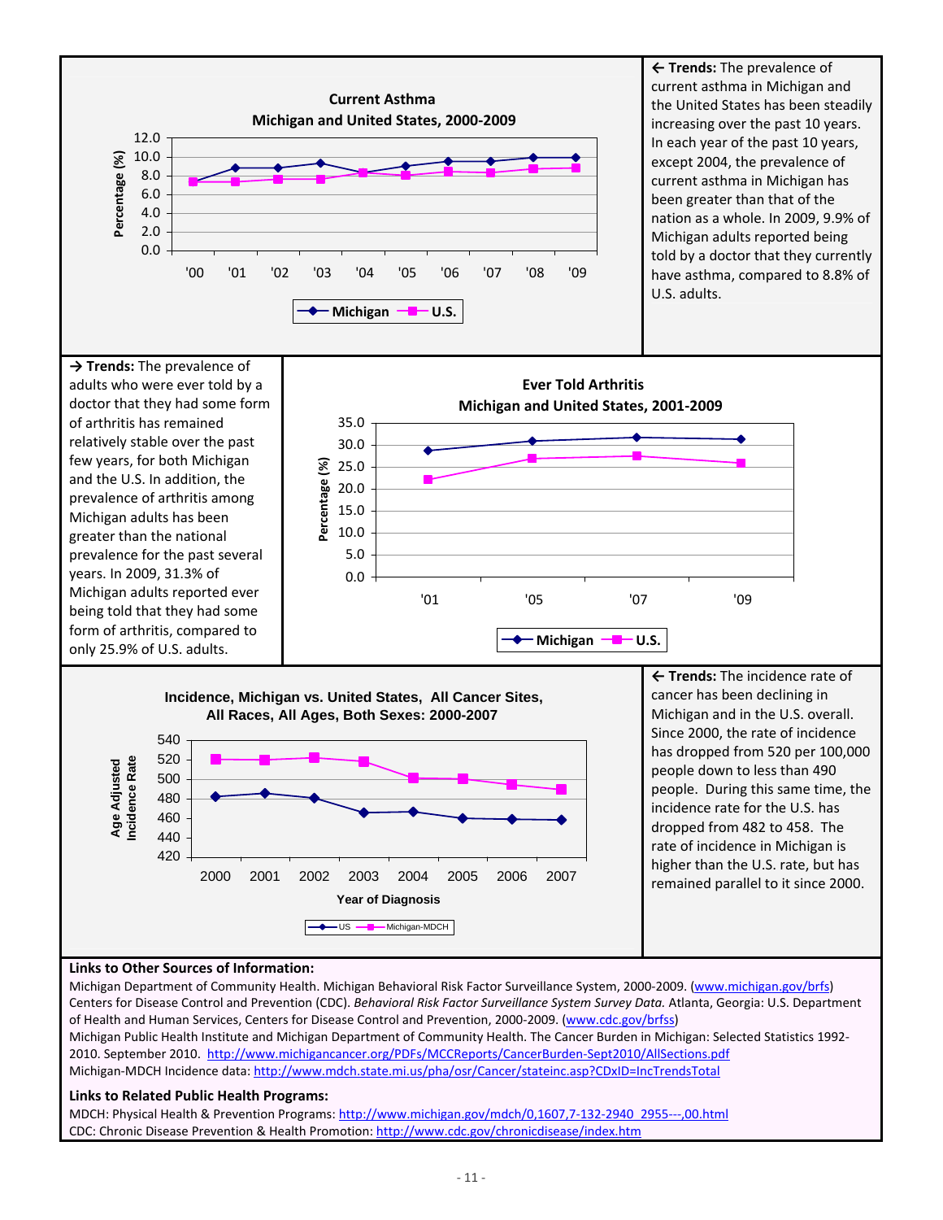**Current Asthma**
**Michigan and United States, 2000-2009**

← **Trends:** The prevalence of current asthma in Michigan and the United States has been steadily increasing over the past 10 years. In each year of the past 10 years, except 2004, the prevalence of current asthma in Michigan has been greater than that of the nation as a whole. In 2009, 9.9% of Michigan adults reported being told by a doctor that they currently have asthma, compared to 8.8% of U.S. adults.

**Ever Told Arthritis**
**Michigan and United States, 2001-2009**

→ **Trends:** The prevalence of adults who were ever told by a doctor that they had some form of arthritis has remained relatively stable over the past few years, for both Michigan and the U.S. In addition, the prevalence of arthritis among Michigan adults has been greater than the national prevalence for the past several years. In 2009, 31.3% of Michigan adults reported ever being told that they had some form of arthritis, compared to only 25.9% of U.S. adults.

**Incidence, Michigan vs. United States, All Cancer Sites, All Races, All Ages, Both Sexes: 2000-2007**

← **Trends:** The incidence rate of cancer has been declining in Michigan and in the U.S. overall. Since 2000, the rate of incidence has dropped from 520 per 100,000 people down to less than 490 people. During this same time, the incidence rate for the U.S. has dropped from 482 to 458. The rate of incidence in Michigan is higher than the U.S. rate, but has remained parallel to it since 2000.

**Links to Other Sources of Information:**

Michigan Department of Community Health. Michigan Behavioral Risk Factor Surveillance System, 2000-2009. (www.michigan.gov/brfs)
Centers for Disease Control and Prevention (CDC). *Behavioral Risk Factor Surveillance System Survey Data.* Atlanta, Georgia: U.S. Department of Health and Human Services, Centers for Disease Control and Prevention, 2000-2009. (www.cdc.gov/brfss)
Michigan Public Health Institute and Michigan Department of Community Health. The Cancer Burden in Michigan: Selected Statistics 1992-2010. September 2010. http://www.michigancancer.org/PDFs/MCCReports/CancerBurden-Sept2010/AllSections.pdf
Michigan-MDCH Incidence data: http://www.mdch.state.mi.us/pha/osr/Cancer/stateinc.asp?CDxID=IncTrendsTotal

**Links to Related Public Health Programs:**

MDCH: Physical Health & Prevention Programs: http://www.michigan.gov/mdch/0,1607,7-132-2940_2955---,00.html
CDC: Chronic Disease Prevention & Health Promotion: http://www.cdc.gov/chronicdisease/index.htm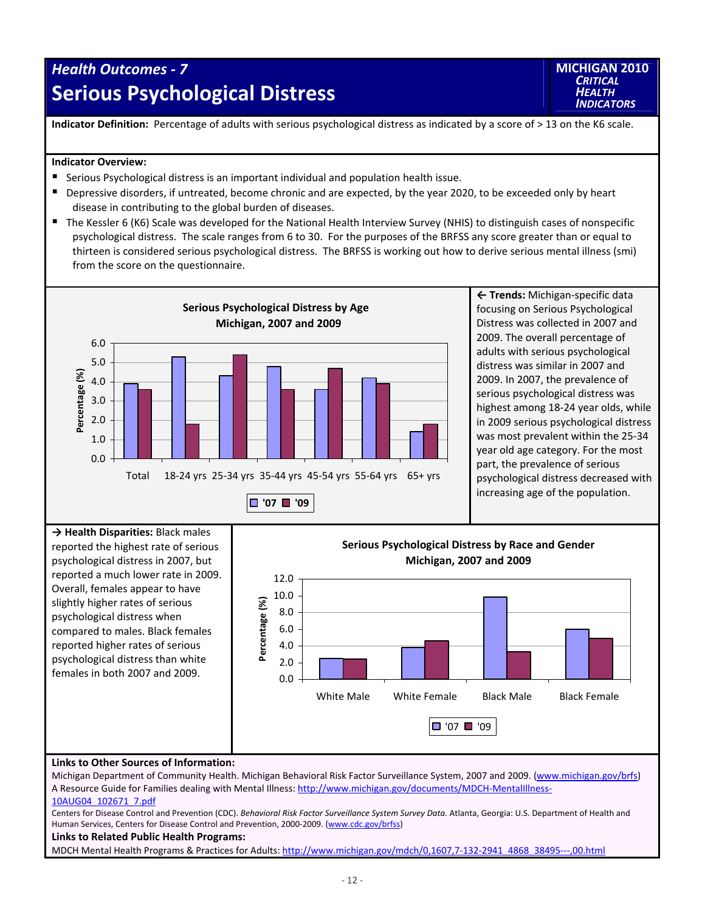## Health Outcomes - 7

# Serious Psychological Distress

**MICHIGAN 2010** *CRITICAL HEALTH INDICATORS*

**Indicator Definition:** Percentage of adults with serious psychological distress as indicated by a score of > 13 on the K6 scale.

**Indicator Overview:**

- Serious Psychological distress is an important individual and population health issue.
- Depressive disorders, if untreated, become chronic and are expected, by the year 2020, to be exceeded only by heart disease in contributing to the global burden of diseases.
- The Kessler 6 (K6) Scale was developed for the National Health Interview Survey (NHIS) to distinguish cases of nonspecific psychological distress. The scale ranges from 6 to 30. For the purposes of the BRFSS any score greater than or equal to thirteen is considered serious psychological distress. The BRFSS is working out how to derive serious mental illness (smi) from the score on the questionnaire.

**Serious Psychological Distress by Age Michigan, 2007 and 2009**

| Age | '07 | '09 |
|---|---|---|
| Total | 3.9 | 3.6 |
| 18-24 yrs | 5.3 | 1.8 |
| 25-34 yrs | 4.3 | 5.4 |
| 35-44 yrs | 4.8 | 3.6 |
| 45-54 yrs | 3.6 | 4.7 |
| 55-64 yrs | 4.2 | 3.9 |
| 65+ yrs | 1.4 | 1.8 |

**← Trends:** Michigan-specific data focusing on Serious Psychological Distress was collected in 2007 and 2009. The overall percentage of adults with serious psychological distress was similar in 2007 and 2009. In 2007, the prevalence of serious psychological distress was highest among 18-24 year olds, while in 2009 serious psychological distress was most prevalent within the 25-34 year old age category. For the most part, the prevalence of serious psychological distress decreased with increasing age of the population.

**→ Health Disparities:** Black males reported the highest rate of serious psychological distress in 2007, but reported a much lower rate in 2009. Overall, females appear to have slightly higher rates of serious psychological distress when compared to males. Black females reported higher rates of serious psychological distress than white females in both 2007 and 2009.

**Serious Psychological Distress by Race and Gender Michigan, 2007 and 2009**

| Group | '07 | '09 |
|---|---|---|
| White Male | 2.5 | 2.4 |
| White Female | 3.8 | 4.6 |
| Black Male | 9.8 | 3.3 |
| Black Female | 6.0 | 4.9 |

**Links to Other Sources of Information:**

Michigan Department of Community Health. Michigan Behavioral Risk Factor Surveillance System, 2007 and 2009. (www.michigan.gov/brfs)
A Resource Guide for Families dealing with Mental Illness: http://www.michigan.gov/documents/MDCH-MentalIllness-10AUG04_102671_7.pdf
Centers for Disease Control and Prevention (CDC). *Behavioral Risk Factor Surveillance System Survey Data.* Atlanta, Georgia: U.S. Department of Health and Human Services, Centers for Disease Control and Prevention, 2000-2009. (www.cdc.gov/brfss)

**Links to Related Public Health Programs:**

MDCH Mental Health Programs & Practices for Adults: http://www.michigan.gov/mdch/0,1607,7-132-2941_4868_38495---,00.html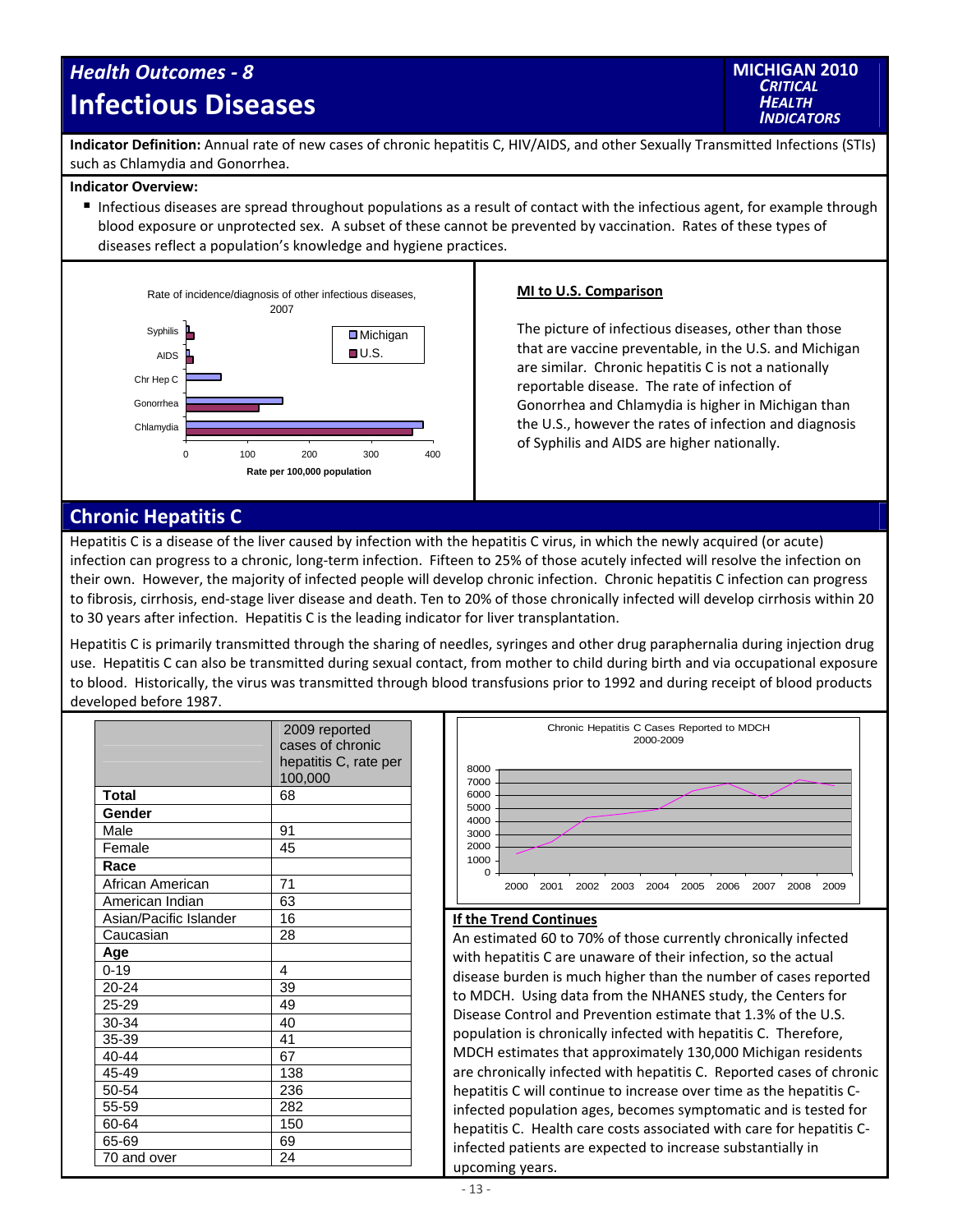# Health Outcomes - 8

# Infectious Diseases

MICHIGAN 2010 *CRITICAL HEALTH INDICATORS*

**Indicator Definition:** Annual rate of new cases of chronic hepatitis C, HIV/AIDS, and other Sexually Transmitted Infections (STIs) such as Chlamydia and Gonorrhea.

**Indicator Overview:**

- Infectious diseases are spread throughout populations as a result of contact with the infectious agent, for example through blood exposure or unprotected sex. A subset of these cannot be prevented by vaccination. Rates of these types of diseases reflect a population's knowledge and hygiene practices.

Rate of incidence/diagnosis of other infectious diseases, 2007

Syphilis, AIDS, Chr Hep C, Gonorrhea, Chlamydia — Michigan / U.S. — Rate per 100,000 population (0, 100, 200, 300, 400)

### MI to U.S. Comparison

The picture of infectious diseases, other than those that are vaccine preventable, in the U.S. and Michigan are similar. Chronic hepatitis C is not a nationally reportable disease. The rate of infection of Gonorrhea and Chlamydia is higher in Michigan than the U.S., however the rates of infection and diagnosis of Syphilis and AIDS are higher nationally.

## Chronic Hepatitis C

Hepatitis C is a disease of the liver caused by infection with the hepatitis C virus, in which the newly acquired (or acute) infection can progress to a chronic, long-term infection. Fifteen to 25% of those acutely infected will resolve the infection on their own. However, the majority of infected people will develop chronic infection. Chronic hepatitis C infection can progress to fibrosis, cirrhosis, end-stage liver disease and death. Ten to 20% of those chronically infected will develop cirrhosis within 20 to 30 years after infection. Hepatitis C is the leading indicator for liver transplantation.

Hepatitis C is primarily transmitted through the sharing of needles, syringes and other drug paraphernalia during injection drug use. Hepatitis C can also be transmitted during sexual contact, from mother to child during birth and via occupational exposure to blood. Historically, the virus was transmitted through blood transfusions prior to 1992 and during receipt of blood products developed before 1987.

| | 2009 reported cases of chronic hepatitis C, rate per 100,000 |
|---|---|
| **Total** | 68 |
| **Gender** | |
| Male | 91 |
| Female | 45 |
| **Race** | |
| African American | 71 |
| American Indian | 63 |
| Asian/Pacific Islander | 16 |
| Caucasian | 28 |
| **Age** | |
| 0-19 | 4 |
| 20-24 | 39 |
| 25-29 | 49 |
| 30-34 | 40 |
| 35-39 | 41 |
| 40-44 | 67 |
| 45-49 | 138 |
| 50-54 | 236 |
| 55-59 | 282 |
| 60-64 | 150 |
| 65-69 | 69 |
| 70 and over | 24 |

Chronic Hepatitis C Cases Reported to MDCH 2000-2009

### If the Trend Continues

An estimated 60 to 70% of those currently chronically infected with hepatitis C are unaware of their infection, so the actual disease burden is much higher than the number of cases reported to MDCH. Using data from the NHANES study, the Centers for Disease Control and Prevention estimate that 1.3% of the U.S. population is chronically infected with hepatitis C. Therefore, MDCH estimates that approximately 130,000 Michigan residents are chronically infected with hepatitis C. Reported cases of chronic hepatitis C will continue to increase over time as the hepatitis C-infected population ages, becomes symptomatic and is tested for hepatitis C. Health care costs associated with care for hepatitis C-infected patients are expected to increase substantially in upcoming years.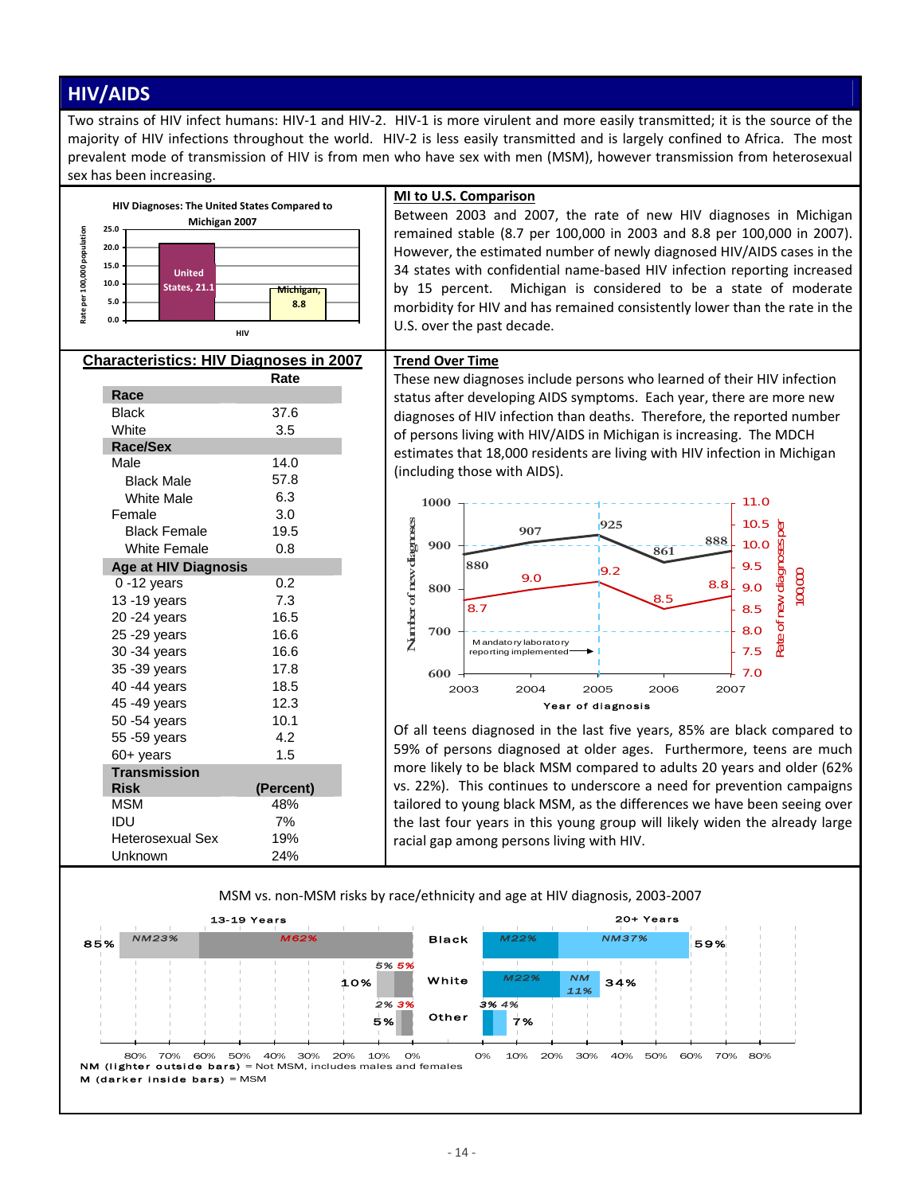## HIV/AIDS

Two strains of HIV infect humans: HIV-1 and HIV-2. HIV-1 is more virulent and more easily transmitted; it is the source of the majority of HIV infections throughout the world. HIV-2 is less easily transmitted and is largely confined to Africa. The most prevalent mode of transmission of HIV is from men who have sex with men (MSM), however transmission from heterosexual sex has been increasing.

**HIV Diagnoses: The United States Compared to Michigan 2007**

| HIV | Rate per 100,000 population |
|---|---|
| United States | 21.1 |
| Michigan | 8.8 |

### MI to U.S. Comparison

Between 2003 and 2007, the rate of new HIV diagnoses in Michigan remained stable (8.7 per 100,000 in 2003 and 8.8 per 100,000 in 2007). However, the estimated number of newly diagnosed HIV/AIDS cases in the 34 states with confidential name-based HIV infection reporting increased by 15 percent. Michigan is considered to be a state of moderate morbidity for HIV and has remained consistently lower than the rate in the U.S. over the past decade.

### Characteristics: HIV Diagnoses in 2007

| | Rate |
|---|---|
| **Race** | |
| Black | 37.6 |
| White | 3.5 |
| **Race/Sex** | |
| Male | 14.0 |
| Black Male | 57.8 |
| White Male | 6.3 |
| Female | 3.0 |
| Black Female | 19.5 |
| White Female | 0.8 |
| **Age at HIV Diagnosis** | |
| 0 -12 years | 0.2 |
| 13 -19 years | 7.3 |
| 20 -24 years | 16.5 |
| 25 -29 years | 16.6 |
| 30 -34 years | 16.6 |
| 35 -39 years | 17.8 |
| 40 -44 years | 18.5 |
| 45 -49 years | 12.3 |
| 50 -54 years | 10.1 |
| 55 -59 years | 4.2 |
| 60+ years | 1.5 |
| **Transmission Risk** | **(Percent)** |
| MSM | 48% |
| IDU | 7% |
| Heterosexual Sex | 19% |
| Unknown | 24% |

### Trend Over Time

These new diagnoses include persons who learned of their HIV infection status after developing AIDS symptoms. Each year, there are more new diagnoses of HIV infection than deaths. Therefore, the reported number of persons living with HIV/AIDS in Michigan is increasing. The MDCH estimates that 18,000 residents are living with HIV infection in Michigan (including those with AIDS).

| Year of diagnosis | Number of new diagnoses | Rate of new diagnoses per 100,000 |
|---|---|---|
| 2003 | 880 | 8.7 |
| 2004 | 907 | 9.0 |
| 2005 | 925 | 9.2 |
| 2006 | 861 | 8.5 |
| 2007 | 888 | 8.8 |

Mandatory laboratory reporting implemented (2005)

Of all teens diagnosed in the last five years, 85% are black compared to 59% of persons diagnosed at older ages. Furthermore, teens are much more likely to be black MSM compared to adults 20 years and older (62% vs. 22%). This continues to underscore a need for prevention campaigns tailored to young black MSM, as the differences we have been seeing over the last four years in this young group will likely widen the already large racial gap among persons living with HIV.

**MSM vs. non-MSM risks by race/ethnicity and age at HIV diagnosis, 2003-2007**

| Race | 13-19 Years Total | 13-19 M | 13-19 NM | 20+ Years M | 20+ Years NM | 20+ Years Total |
|---|---|---|---|---|---|---|
| Black | 85% | 62% | 23% | 22% | 37% | 59% |
| White | 10% | 5% | 5% | 22% | 11% | 34% |
| Other | 5% | 3% | 2% | 3% | 4% | 7% |

NM (lighter outside bars) = Not MSM, includes males and females
M (darker inside bars) = MSM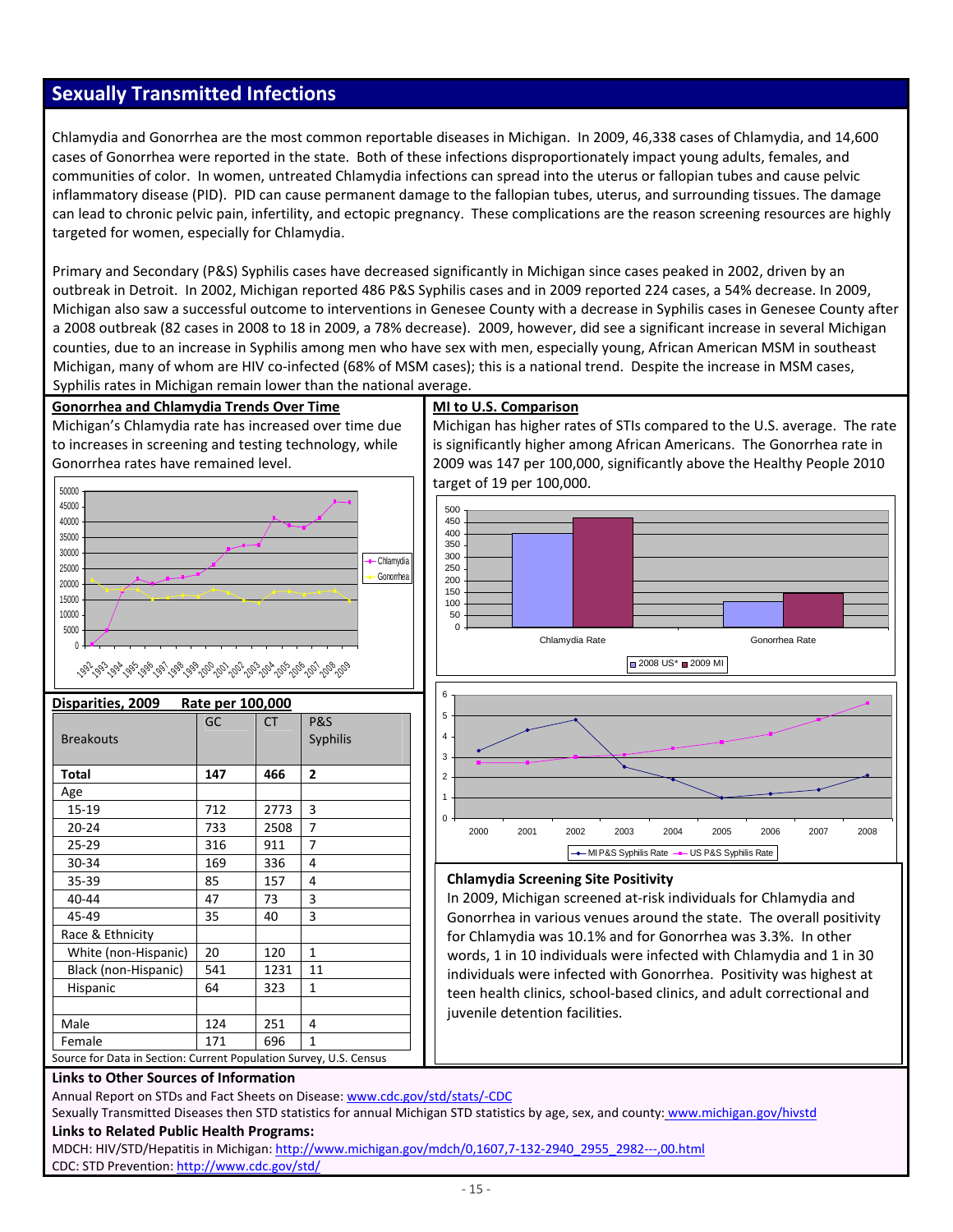## Sexually Transmitted Infections

Chlamydia and Gonorrhea are the most common reportable diseases in Michigan. In 2009, 46,338 cases of Chlamydia, and 14,600 cases of Gonorrhea were reported in the state. Both of these infections disproportionately impact young adults, females, and communities of color. In women, untreated Chlamydia infections can spread into the uterus or fallopian tubes and cause pelvic inflammatory disease (PID). PID can cause permanent damage to the fallopian tubes, uterus, and surrounding tissues. The damage can lead to chronic pelvic pain, infertility, and ectopic pregnancy. These complications are the reason screening resources are highly targeted for women, especially for Chlamydia.

Primary and Secondary (P&S) Syphilis cases have decreased significantly in Michigan since cases peaked in 2002, driven by an outbreak in Detroit. In 2002, Michigan reported 486 P&S Syphilis cases and in 2009 reported 224 cases, a 54% decrease. In 2009, Michigan also saw a successful outcome to interventions in Genesee County with a decrease in Syphilis cases in Genesee County after a 2008 outbreak (82 cases in 2008 to 18 in 2009, a 78% decrease). 2009, however, did see a significant increase in several Michigan counties, due to an increase in Syphilis among men who have sex with men, especially young, African American MSM in southeast Michigan, many of whom are HIV co-infected (68% of MSM cases); this is a national trend. Despite the increase in MSM cases, Syphilis rates in Michigan remain lower than the national average.

### Gonorrhea and Chlamydia Trends Over Time

Michigan's Chlamydia rate has increased over time due to increases in screening and testing technology, while Gonorrhea rates have remained level.

### Disparities, 2009 — Rate per 100,000

| Breakouts | GC | CT | P&S Syphilis |
|---|---|---|---|
| **Total** | **147** | **466** | **2** |
| Age | | | |
| 15-19 | 712 | 2773 | 3 |
| 20-24 | 733 | 2508 | 7 |
| 25-29 | 316 | 911 | 7 |
| 30-34 | 169 | 336 | 4 |
| 35-39 | 85 | 157 | 4 |
| 40-44 | 47 | 73 | 3 |
| 45-49 | 35 | 40 | 3 |
| Race & Ethnicity | | | |
| White (non-Hispanic) | 20 | 120 | 1 |
| Black (non-Hispanic) | 541 | 1231 | 11 |
| Hispanic | 64 | 323 | 1 |
| | | | |
| Male | 124 | 251 | 4 |
| Female | 171 | 696 | 1 |

Source for Data in Section: Current Population Survey, U.S. Census

### MI to U.S. Comparison

Michigan has higher rates of STIs compared to the U.S. average. The rate is significantly higher among African Americans. The Gonorrhea rate in 2009 was 147 per 100,000, significantly above the Healthy People 2010 target of 19 per 100,000.

### Chlamydia Screening Site Positivity

In 2009, Michigan screened at-risk individuals for Chlamydia and Gonorrhea in various venues around the state. The overall positivity for Chlamydia was 10.1% and for Gonorrhea was 3.3%. In other words, 1 in 10 individuals were infected with Chlamydia and 1 in 30 individuals were infected with Gonorrhea. Positivity was highest at teen health clinics, school-based clinics, and adult correctional and juvenile detention facilities.

### Links to Other Sources of Information

Annual Report on STDs and Fact Sheets on Disease: www.cdc.gov/std/stats/-CDC

Sexually Transmitted Diseases then STD statistics for annual Michigan STD statistics by age, sex, and county: www.michigan.gov/hivstd

### Links to Related Public Health Programs:

MDCH: HIV/STD/Hepatitis in Michigan: http://www.michigan.gov/mdch/0,1607,7-132-2940_2955_2982---,00.html

CDC: STD Prevention: http://www.cdc.gov/std/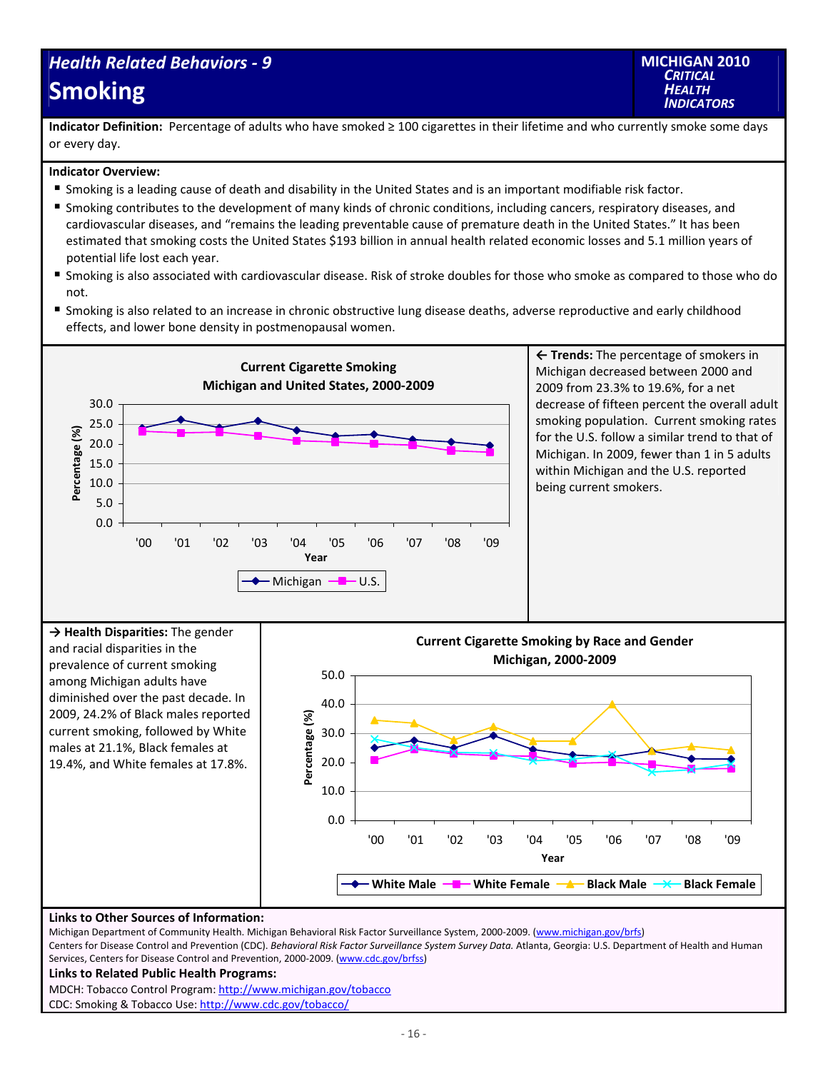# Health Related Behaviors - 9

# Smoking

**MICHIGAN 2010**
*CRITICAL HEALTH INDICATORS*

**Indicator Definition:** Percentage of adults who have smoked ≥ 100 cigarettes in their lifetime and who currently smoke some days or every day.

**Indicator Overview:**

- Smoking is a leading cause of death and disability in the United States and is an important modifiable risk factor.
- Smoking contributes to the development of many kinds of chronic conditions, including cancers, respiratory diseases, and cardiovascular diseases, and "remains the leading preventable cause of premature death in the United States." It has been estimated that smoking costs the United States $193 billion in annual health related economic losses and 5.1 million years of potential life lost each year.
- Smoking is also associated with cardiovascular disease. Risk of stroke doubles for those who smoke as compared to those who do not.
- Smoking is also related to an increase in chronic obstructive lung disease deaths, adverse reproductive and early childhood effects, and lower bone density in postmenopausal women.

**Current Cigarette Smoking**
**Michigan and United States, 2000-2009**

Percentage (%) by Year ('00–'09); Legend: Michigan, U.S.

**← Trends:** The percentage of smokers in Michigan decreased between 2000 and 2009 from 23.3% to 19.6%, for a net decrease of fifteen percent the overall adult smoking population. Current smoking rates for the U.S. follow a similar trend to that of Michigan. In 2009, fewer than 1 in 5 adults within Michigan and the U.S. reported being current smokers.

**→ Health Disparities:** The gender and racial disparities in the prevalence of current smoking among Michigan adults have diminished over the past decade. In 2009, 24.2% of Black males reported current smoking, followed by White males at 21.1%, Black females at 19.4%, and White females at 17.8%.

**Current Cigarette Smoking by Race and Gender**
**Michigan, 2000-2009**

Percentage (%) by Year ('00–'09); Legend: White Male, White Female, Black Male, Black Female

**Links to Other Sources of Information:**

Michigan Department of Community Health. Michigan Behavioral Risk Factor Surveillance System, 2000-2009. (www.michigan.gov/brfs)

Centers for Disease Control and Prevention (CDC). *Behavioral Risk Factor Surveillance System Survey Data.* Atlanta, Georgia: U.S. Department of Health and Human Services, Centers for Disease Control and Prevention, 2000-2009. (www.cdc.gov/brfss)

**Links to Related Public Health Programs:**

MDCH: Tobacco Control Program: http://www.michigan.gov/tobacco

CDC: Smoking & Tobacco Use: http://www.cdc.gov/tobacco/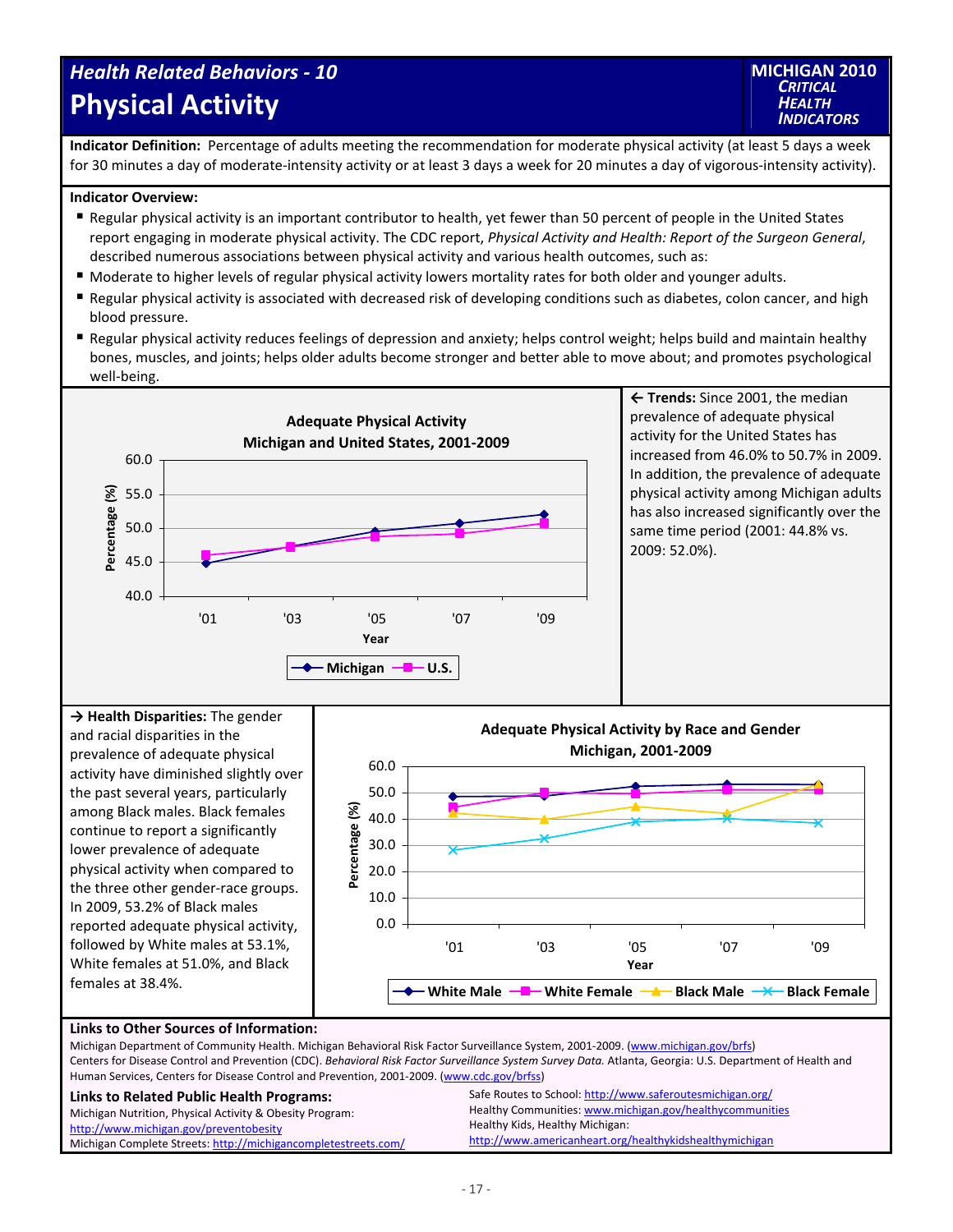# Health Related Behaviors - 10

## Physical Activity

MICHIGAN 2010 *CRITICAL HEALTH INDICATORS*

**Indicator Definition:** Percentage of adults meeting the recommendation for moderate physical activity (at least 5 days a week for 30 minutes a day of moderate-intensity activity or at least 3 days a week for 20 minutes a day of vigorous-intensity activity).

**Indicator Overview:**

- Regular physical activity is an important contributor to health, yet fewer than 50 percent of people in the United States report engaging in moderate physical activity. The CDC report, *Physical Activity and Health: Report of the Surgeon General*, described numerous associations between physical activity and various health outcomes, such as:
- Moderate to higher levels of regular physical activity lowers mortality rates for both older and younger adults.
- Regular physical activity is associated with decreased risk of developing conditions such as diabetes, colon cancer, and high blood pressure.
- Regular physical activity reduces feelings of depression and anxiety; helps control weight; helps build and maintain healthy bones, muscles, and joints; helps older adults become stronger and better able to move about; and promotes psychological well-being.

**Adequate Physical Activity**
**Michigan and United States, 2001-2009**

| Year | Michigan | U.S. |
|---|---|---|
| '01 | 44.8 | 46.0 |
| '03 | 47.2 | 47.2 |
| '05 | 49.5 | 48.7 |
| '07 | 50.7 | 49.1 |
| '09 | 52.0 | 50.7 |

← **Trends:** Since 2001, the median prevalence of adequate physical activity for the United States has increased from 46.0% to 50.7% in 2009. In addition, the prevalence of adequate physical activity among Michigan adults has also increased significantly over the same time period (2001: 44.8% vs. 2009: 52.0%).

→ **Health Disparities:** The gender and racial disparities in the prevalence of adequate physical activity have diminished slightly over the past several years, particularly among Black males. Black females continue to report a significantly lower prevalence of adequate physical activity when compared to the three other gender-race groups. In 2009, 53.2% of Black males reported adequate physical activity, followed by White males at 53.1%, White females at 51.0%, and Black females at 38.4%.

**Adequate Physical Activity by Race and Gender**
**Michigan, 2001-2009**

| Year | White Male | White Female | Black Male | Black Female |
|---|---|---|---|---|
| '01 | 48.5 | 44.5 | 42.0 | 28.0 |
| '03 | 48.5 | 50.0 | 39.8 | 32.5 |
| '05 | 52.3 | 49.5 | 44.5 | 38.8 |
| '07 | 53.2 | 51.0 | 42.0 | 40.0 |
| '09 | 53.1 | 51.0 | 53.2 | 38.4 |

**Links to Other Sources of Information:**

Michigan Department of Community Health. Michigan Behavioral Risk Factor Surveillance System, 2001-2009. (www.michigan.gov/brfs)
Centers for Disease Control and Prevention (CDC). *Behavioral Risk Factor Surveillance System Survey Data.* Atlanta, Georgia: U.S. Department of Health and Human Services, Centers for Disease Control and Prevention, 2001-2009. (www.cdc.gov/brfss)

**Links to Related Public Health Programs:**

Michigan Nutrition, Physical Activity & Obesity Program: http://www.michigan.gov/preventobesity
Michigan Complete Streets: http://michigancompletestreets.com/
Safe Routes to School: http://www.saferoutesmichigan.org/
Healthy Communities: www.michigan.gov/healthycommunities
Healthy Kids, Healthy Michigan: http://www.americanheart.org/healthykidshealthymichigan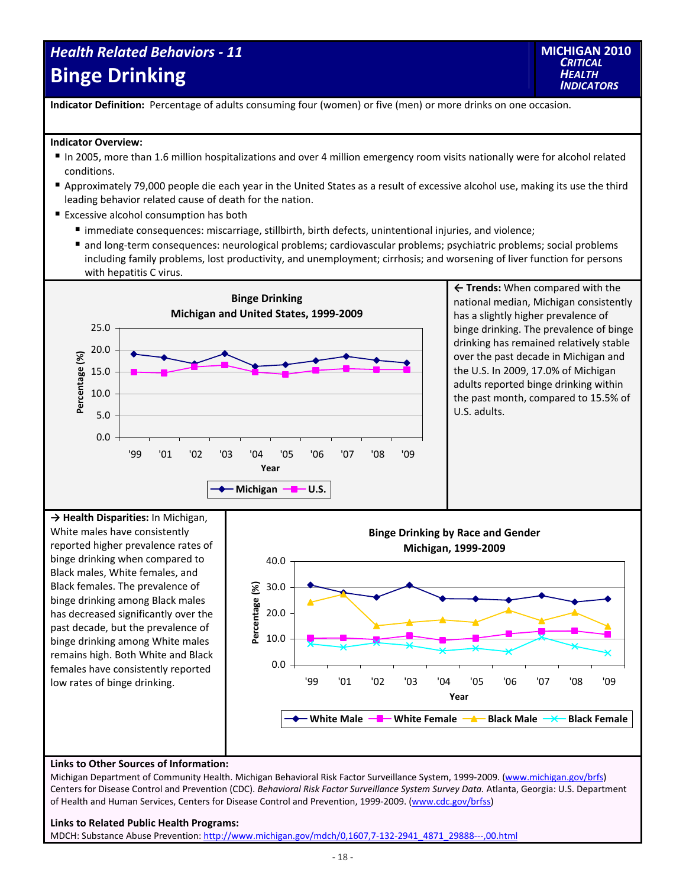# Health Related Behaviors - 11
# Binge Drinking

**MICHIGAN 2010 CRITICAL HEALTH INDICATORS**

**Indicator Definition:** Percentage of adults consuming four (women) or five (men) or more drinks on one occasion.

**Indicator Overview:**

- In 2005, more than 1.6 million hospitalizations and over 4 million emergency room visits nationally were for alcohol related conditions.
- Approximately 79,000 people die each year in the United States as a result of excessive alcohol use, making its use the third leading behavior related cause of death for the nation.
- Excessive alcohol consumption has both
  - immediate consequences: miscarriage, stillbirth, birth defects, unintentional injuries, and violence;
  - and long-term consequences: neurological problems; cardiovascular problems; psychiatric problems; social problems including family problems, lost productivity, and unemployment; cirrhosis; and worsening of liver function for persons with hepatitis C virus.

**Binge Drinking**
**Michigan and United States, 1999-2009**

**← Trends:** When compared with the national median, Michigan consistently has a slightly higher prevalence of binge drinking. The prevalence of binge drinking has remained relatively stable over the past decade in Michigan and the U.S. In 2009, 17.0% of Michigan adults reported binge drinking within the past month, compared to 15.5% of U.S. adults.

**→ Health Disparities:** In Michigan, White males have consistently reported higher prevalence rates of binge drinking when compared to Black males, White females, and Black females. The prevalence of binge drinking among Black males has decreased significantly over the past decade, but the prevalence of binge drinking among White males remains high. Both White and Black females have consistently reported low rates of binge drinking.

**Binge Drinking by Race and Gender**
**Michigan, 1999-2009**

**Links to Other Sources of Information:**

Michigan Department of Community Health. Michigan Behavioral Risk Factor Surveillance System, 1999-2009. (www.michigan.gov/brfs)
Centers for Disease Control and Prevention (CDC). *Behavioral Risk Factor Surveillance System Survey Data.* Atlanta, Georgia: U.S. Department of Health and Human Services, Centers for Disease Control and Prevention, 1999-2009. (www.cdc.gov/brfss)

**Links to Related Public Health Programs:**

MDCH: Substance Abuse Prevention: http://www.michigan.gov/mdch/0,1607,7-132-2941_4871_29888---,00.html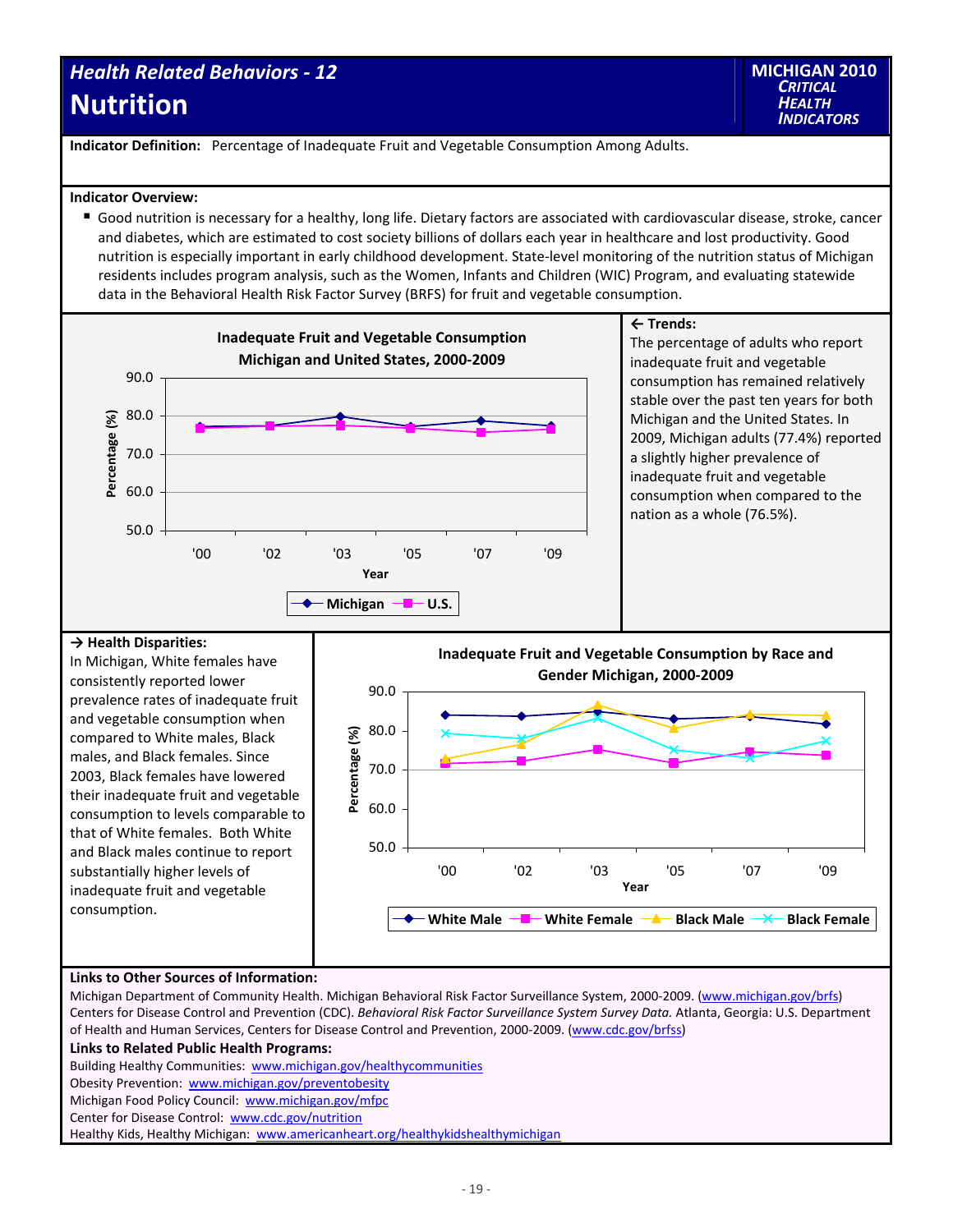# Health Related Behaviors - 12

# Nutrition

MICHIGAN 2010 *CRITICAL HEALTH INDICATORS*

**Indicator Definition:** Percentage of Inadequate Fruit and Vegetable Consumption Among Adults.

**Indicator Overview:**

- Good nutrition is necessary for a healthy, long life. Dietary factors are associated with cardiovascular disease, stroke, cancer and diabetes, which are estimated to cost society billions of dollars each year in healthcare and lost productivity. Good nutrition is especially important in early childhood development. State-level monitoring of the nutrition status of Michigan residents includes program analysis, such as the Women, Infants and Children (WIC) Program, and evaluating statewide data in the Behavioral Health Risk Factor Survey (BRFS) for fruit and vegetable consumption.

**Inadequate Fruit and Vegetable Consumption Michigan and United States, 2000-2009**

**← Trends:**

The percentage of adults who report inadequate fruit and vegetable consumption has remained relatively stable over the past ten years for both Michigan and the United States. In 2009, Michigan adults (77.4%) reported a slightly higher prevalence of inadequate fruit and vegetable consumption when compared to the nation as a whole (76.5%).

**→ Health Disparities:**

In Michigan, White females have consistently reported lower prevalence rates of inadequate fruit and vegetable consumption when compared to White males, Black males, and Black females. Since 2003, Black females have lowered their inadequate fruit and vegetable consumption to levels comparable to that of White females. Both White and Black males continue to report substantially higher levels of inadequate fruit and vegetable consumption.

**Inadequate Fruit and Vegetable Consumption by Race and Gender Michigan, 2000-2009**

**Links to Other Sources of Information:**

Michigan Department of Community Health. Michigan Behavioral Risk Factor Surveillance System, 2000-2009. (www.michigan.gov/brfs)
Centers for Disease Control and Prevention (CDC). *Behavioral Risk Factor Surveillance System Survey Data.* Atlanta, Georgia: U.S. Department of Health and Human Services, Centers for Disease Control and Prevention, 2000-2009. (www.cdc.gov/brfss)

**Links to Related Public Health Programs:**

Building Healthy Communities: www.michigan.gov/healthycommunities
Obesity Prevention: www.michigan.gov/preventobesity
Michigan Food Policy Council: www.michigan.gov/mfpc
Center for Disease Control: www.cdc.gov/nutrition
Healthy Kids, Healthy Michigan: www.americanheart.org/healthykidshealthymichigan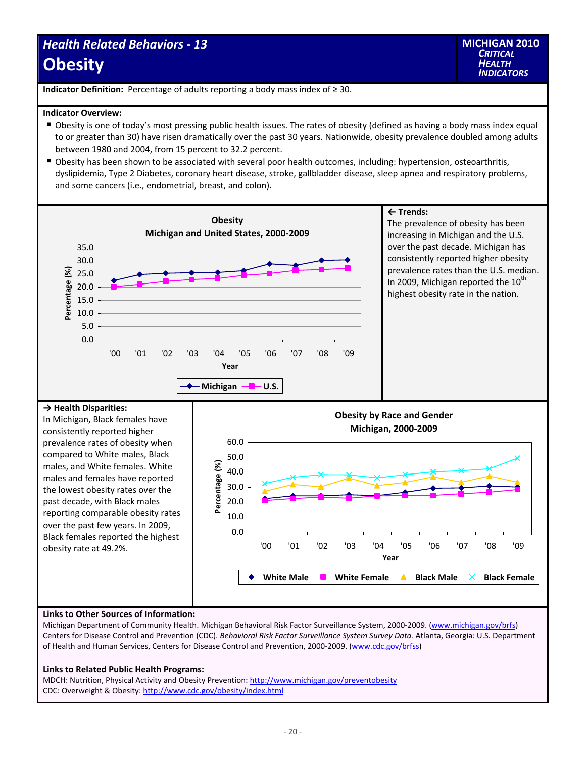## Health Related Behaviors - 13

# Obesity

**MICHIGAN 2010** *CRITICAL HEALTH INDICATORS*

**Indicator Definition:** Percentage of adults reporting a body mass index of ≥ 30.

**Indicator Overview:**

- Obesity is one of today's most pressing public health issues. The rates of obesity (defined as having a body mass index equal to or greater than 30) have risen dramatically over the past 30 years. Nationwide, obesity prevalence doubled among adults between 1980 and 2004, from 15 percent to 32.2 percent.
- Obesity has been shown to be associated with several poor health outcomes, including: hypertension, osteoarthritis, dyslipidemia, Type 2 Diabetes, coronary heart disease, stroke, gallbladder disease, sleep apnea and respiratory problems, and some cancers (i.e., endometrial, breast, and colon).

**Obesity**
**Michigan and United States, 2000-2009**

Percentage (%) by Year ('00–'09); series: Michigan, U.S.

**← Trends:**
The prevalence of obesity has been increasing in Michigan and the U.S. over the past decade. Michigan has consistently reported higher obesity prevalence rates than the U.S. median. In 2009, Michigan reported the 10th highest obesity rate in the nation.

**→ Health Disparities:**
In Michigan, Black females have consistently reported higher prevalence rates of obesity when compared to White males, Black males, and White females. White males and females have reported the lowest obesity rates over the past decade, with Black males reporting comparable obesity rates over the past few years. In 2009, Black females reported the highest obesity rate at 49.2%.

**Obesity by Race and Gender**
**Michigan, 2000-2009**

Percentage (%) by Year ('00–'09); series: White Male, White Female, Black Male, Black Female

**Links to Other Sources of Information:**
Michigan Department of Community Health. Michigan Behavioral Risk Factor Surveillance System, 2000-2009. (www.michigan.gov/brfs)
Centers for Disease Control and Prevention (CDC). *Behavioral Risk Factor Surveillance System Survey Data.* Atlanta, Georgia: U.S. Department of Health and Human Services, Centers for Disease Control and Prevention, 2000-2009. (www.cdc.gov/brfss)

**Links to Related Public Health Programs:**
MDCH: Nutrition, Physical Activity and Obesity Prevention: http://www.michigan.gov/preventobesity
CDC: Overweight & Obesity: http://www.cdc.gov/obesity/index.html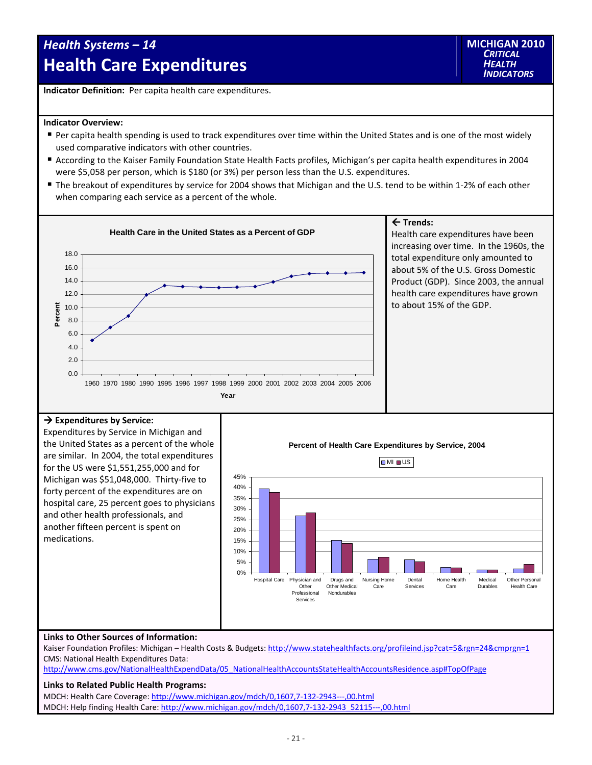# Health Systems – 14
# Health Care Expenditures

**MICHIGAN 2010 *CRITICAL HEALTH INDICATORS***

**Indicator Definition:** Per capita health care expenditures.

**Indicator Overview:**

- Per capita health spending is used to track expenditures over time within the United States and is one of the most widely used comparative indicators with other countries.
- According to the Kaiser Family Foundation State Health Facts profiles, Michigan's per capita health expenditures in 2004 were $5,058 per person, which is $180 (or 3%) per person less than the U.S. expenditures.
- The breakout of expenditures by service for 2004 shows that Michigan and the U.S. tend to be within 1-2% of each other when comparing each service as a percent of the whole.

**Health Care in the United States as a Percent of GDP**

**← Trends:**
Health care expenditures have been increasing over time. In the 1960s, the total expenditure only amounted to about 5% of the U.S. Gross Domestic Product (GDP). Since 2003, the annual health care expenditures have grown to about 15% of the GDP.

**→ Expenditures by Service:**
Expenditures by Service in Michigan and the United States as a percent of the whole are similar. In 2004, the total expenditures for the US were $1,551,255,000 and for Michigan was $51,048,000. Thirty-five to forty percent of the expenditures are on hospital care, 25 percent goes to physicians and other health professionals, and another fifteen percent is spent on medications.

**Percent of Health Care Expenditures by Service, 2004**

**Links to Other Sources of Information:**
Kaiser Foundation Profiles: Michigan – Health Costs & Budgets: http://www.statehealthfacts.org/profileind.jsp?cat=5&rgn=24&cmprgn=1
CMS: National Health Expenditures Data:
http://www.cms.gov/NationalHealthExpendData/05_NationalHealthAccountsStateHealthAccountsResidence.asp#TopOfPage

**Links to Related Public Health Programs:**
MDCH: Health Care Coverage: http://www.michigan.gov/mdch/0,1607,7-132-2943---,00.html
MDCH: Help finding Health Care: http://www.michigan.gov/mdch/0,1607,7-132-2943_52115---,00.html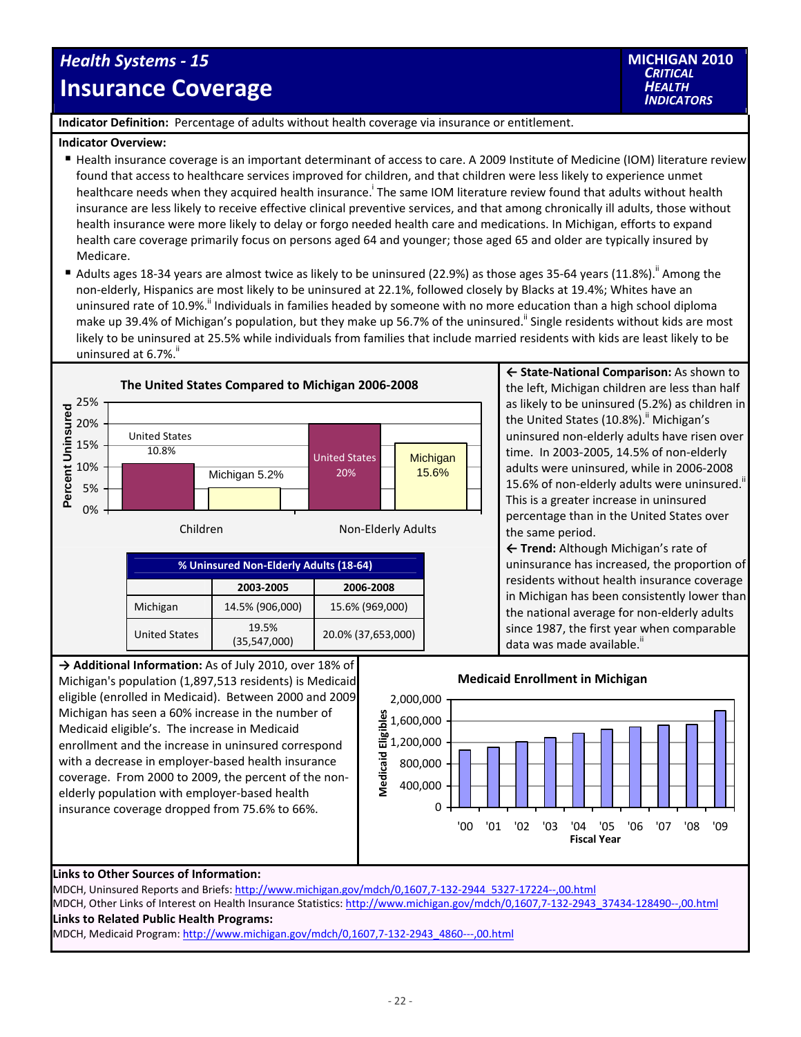## Health Systems - 15

# Insurance Coverage

**MICHIGAN 2010** ***CRITICAL HEALTH INDICATORS***

**Indicator Definition:** Percentage of adults without health coverage via insurance or entitlement.

**Indicator Overview:**

- Health insurance coverage is an important determinant of access to care. A 2009 Institute of Medicine (IOM) literature review found that access to healthcare services improved for children, and that children were less likely to experience unmet healthcare needs when they acquired health insurance.[i] The same IOM literature review found that adults without health insurance are less likely to receive effective clinical preventive services, and that among chronically ill adults, those without health insurance were more likely to delay or forgo needed health care and medications. In Michigan, efforts to expand health care coverage primarily focus on persons aged 64 and younger; those aged 65 and older are typically insured by Medicare.
- Adults ages 18-34 years are almost twice as likely to be uninsured (22.9%) as those ages 35-64 years (11.8%).[ii] Among the non-elderly, Hispanics are most likely to be uninsured at 22.1%, followed closely by Blacks at 19.4%; Whites have an uninsured rate of 10.9%.[ii] Individuals in families headed by someone with no more education than a high school diploma make up 39.4% of Michigan's population, but they make up 56.7% of the uninsured.[ii] Single residents without kids are most likely to be uninsured at 25.5% while individuals from families that include married residents with kids are least likely to be uninsured at 6.7%.[ii]

**The United States Compared to Michigan 2006-2008**

| Percent Uninsured | United States | Michigan |
|---|---|---|
| Children | 10.8% | 5.2% |
| Non-Elderly Adults | 20% | 15.6% |

| % Uninsured Non-Elderly Adults (18-64) | | |
|---|---|---|
| | 2003-2005 | 2006-2008 |
| Michigan | 14.5% (906,000) | 15.6% (969,000) |
| United States | 19.5% (35,547,000) | 20.0% (37,653,000) |

← **State-National Comparison:** As shown to the left, Michigan children are less than half as likely to be uninsured (5.2%) as children in the United States (10.8%).[ii] Michigan's uninsured non-elderly adults have risen over time. In 2003-2005, 14.5% of non-elderly adults were uninsured, while in 2006-2008 15.6% of non-elderly adults were uninsured.[ii] This is a greater increase in uninsured percentage than in the United States over the same period.

← **Trend:** Although Michigan's rate of uninsurance has increased, the proportion of residents without health insurance coverage in Michigan has been consistently lower than the national average for non-elderly adults since 1987, the first year when comparable data was made available.[ii]

→ **Additional Information:** As of July 2010, over 18% of Michigan's population (1,897,513 residents) is Medicaid eligible (enrolled in Medicaid). Between 2000 and 2009 Michigan has seen a 60% increase in the number of Medicaid eligible's. The increase in Medicaid enrollment and the increase in uninsured correspond with a decrease in employer-based health insurance coverage. From 2000 to 2009, the percent of the non-elderly population with employer-based health insurance coverage dropped from 75.6% to 66%.

**Medicaid Enrollment in Michigan**

(Bar chart: Medicaid Eligibles by Fiscal Year, '00 through '09; y-axis 0 to 2,000,000)

**Links to Other Sources of Information:**

MDCH, Uninsured Reports and Briefs: http://www.michigan.gov/mdch/0,1607,7-132-2944_5327-17224--,00.html

MDCH, Other Links of Interest on Health Insurance Statistics: http://www.michigan.gov/mdch/0,1607,7-132-2943_37434-128490--,00.html

**Links to Related Public Health Programs:**

MDCH, Medicaid Program: http://www.michigan.gov/mdch/0,1607,7-132-2943_4860---,00.html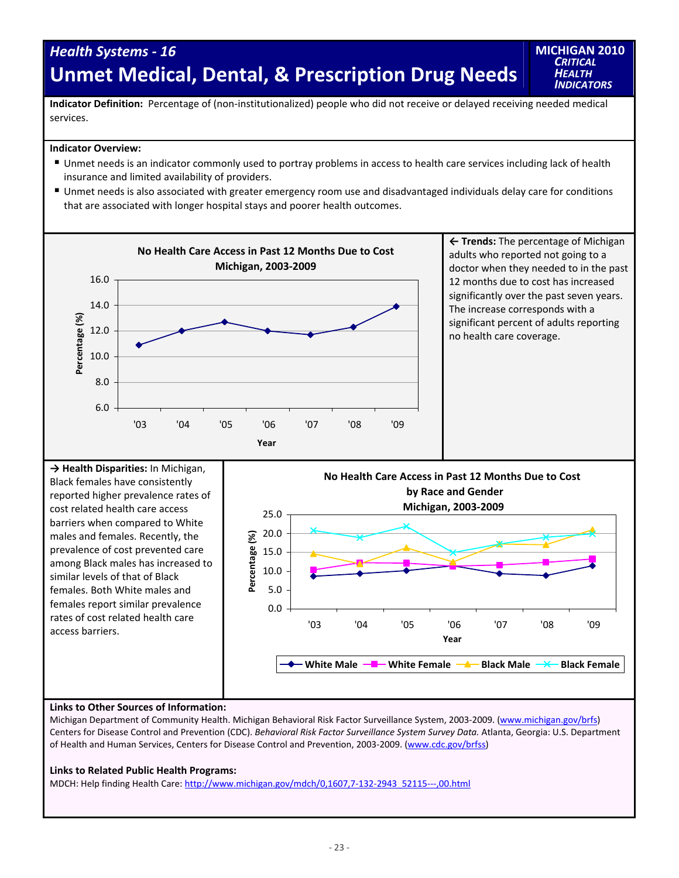# Health Systems - 16

# Unmet Medical, Dental, & Prescription Drug Needs

**MICHIGAN 2010** *CRITICAL HEALTH INDICATORS*

**Indicator Definition:** Percentage of (non-institutionalized) people who did not receive or delayed receiving needed medical services.

**Indicator Overview:**

- Unmet needs is an indicator commonly used to portray problems in access to health care services including lack of health insurance and limited availability of providers.
- Unmet needs is also associated with greater emergency room use and disadvantaged individuals delay care for conditions that are associated with longer hospital stays and poorer health outcomes.

**No Health Care Access in Past 12 Months Due to Cost Michigan, 2003-2009**

**← Trends:** The percentage of Michigan adults who reported not going to a doctor when they needed to in the past 12 months due to cost has increased significantly over the past seven years. The increase corresponds with a significant percent of adults reporting no health care coverage.

**→ Health Disparities:** In Michigan, Black females have consistently reported higher prevalence rates of cost related health care access barriers when compared to White males and females. Recently, the prevalence of cost prevented care among Black males has increased to similar levels of that of Black females. Both White males and females report similar prevalence rates of cost related health care access barriers.

**No Health Care Access in Past 12 Months Due to Cost by Race and Gender Michigan, 2003-2009**

**Links to Other Sources of Information:**

Michigan Department of Community Health. Michigan Behavioral Risk Factor Surveillance System, 2003-2009. (www.michigan.gov/brfs)
Centers for Disease Control and Prevention (CDC). *Behavioral Risk Factor Surveillance System Survey Data.* Atlanta, Georgia: U.S. Department of Health and Human Services, Centers for Disease Control and Prevention, 2003-2009. (www.cdc.gov/brfss)

**Links to Related Public Health Programs:**

MDCH: Help finding Health Care: http://www.michigan.gov/mdch/0,1607,7-132-2943_52115---,00.html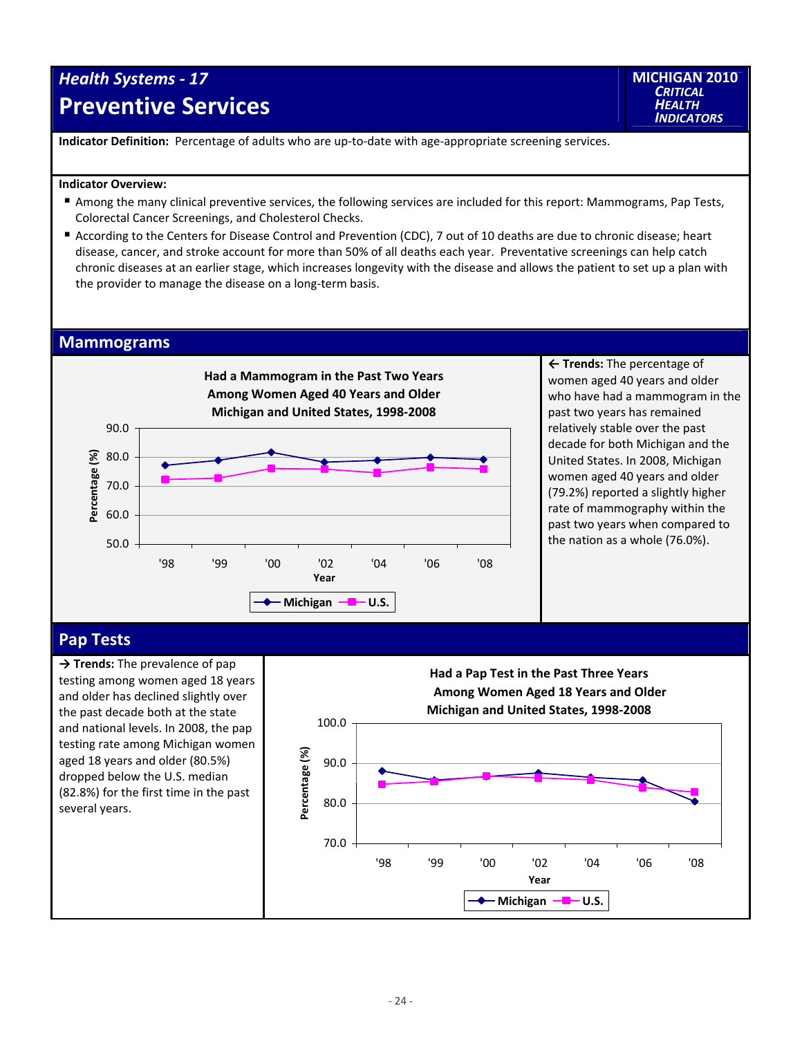## Health Systems - 17

# Preventive Services

MICHIGAN 2010 *CRITICAL HEALTH INDICATORS*

**Indicator Definition:** Percentage of adults who are up-to-date with age-appropriate screening services.

**Indicator Overview:**

- Among the many clinical preventive services, the following services are included for this report: Mammograms, Pap Tests, Colorectal Cancer Screenings, and Cholesterol Checks.
- According to the Centers for Disease Control and Prevention (CDC), 7 out of 10 deaths are due to chronic disease; heart disease, cancer, and stroke account for more than 50% of all deaths each year. Preventative screenings can help catch chronic diseases at an earlier stage, which increases longevity with the disease and allows the patient to set up a plan with the provider to manage the disease on a long-term basis.

## Mammograms

**Had a Mammogram in the Past Two Years Among Women Aged 40 Years and Older Michigan and United States, 1998-2008**

Y-axis: Percentage (%) — 50.0, 60.0, 70.0, 80.0, 90.0
X-axis: Year — '98, '99, '00, '02, '04, '06, '08
Legend: Michigan, U.S.

← **Trends:** The percentage of women aged 40 years and older who have had a mammogram in the past two years has remained relatively stable over the past decade for both Michigan and the United States. In 2008, Michigan women aged 40 years and older (79.2%) reported a slightly higher rate of mammography within the past two years when compared to the nation as a whole (76.0%).

## Pap Tests

→ **Trends:** The prevalence of pap testing among women aged 18 years and older has declined slightly over the past decade both at the state and national levels. In 2008, the pap testing rate among Michigan women aged 18 years and older (80.5%) dropped below the U.S. median (82.8%) for the first time in the past several years.

**Had a Pap Test in the Past Three Years Among Women Aged 18 Years and Older Michigan and United States, 1998-2008**

Y-axis: Percentage (%) — 70.0, 80.0, 90.0, 100.0
X-axis: Year — '98, '99, '00, '02, '04, '06, '08
Legend: Michigan, U.S.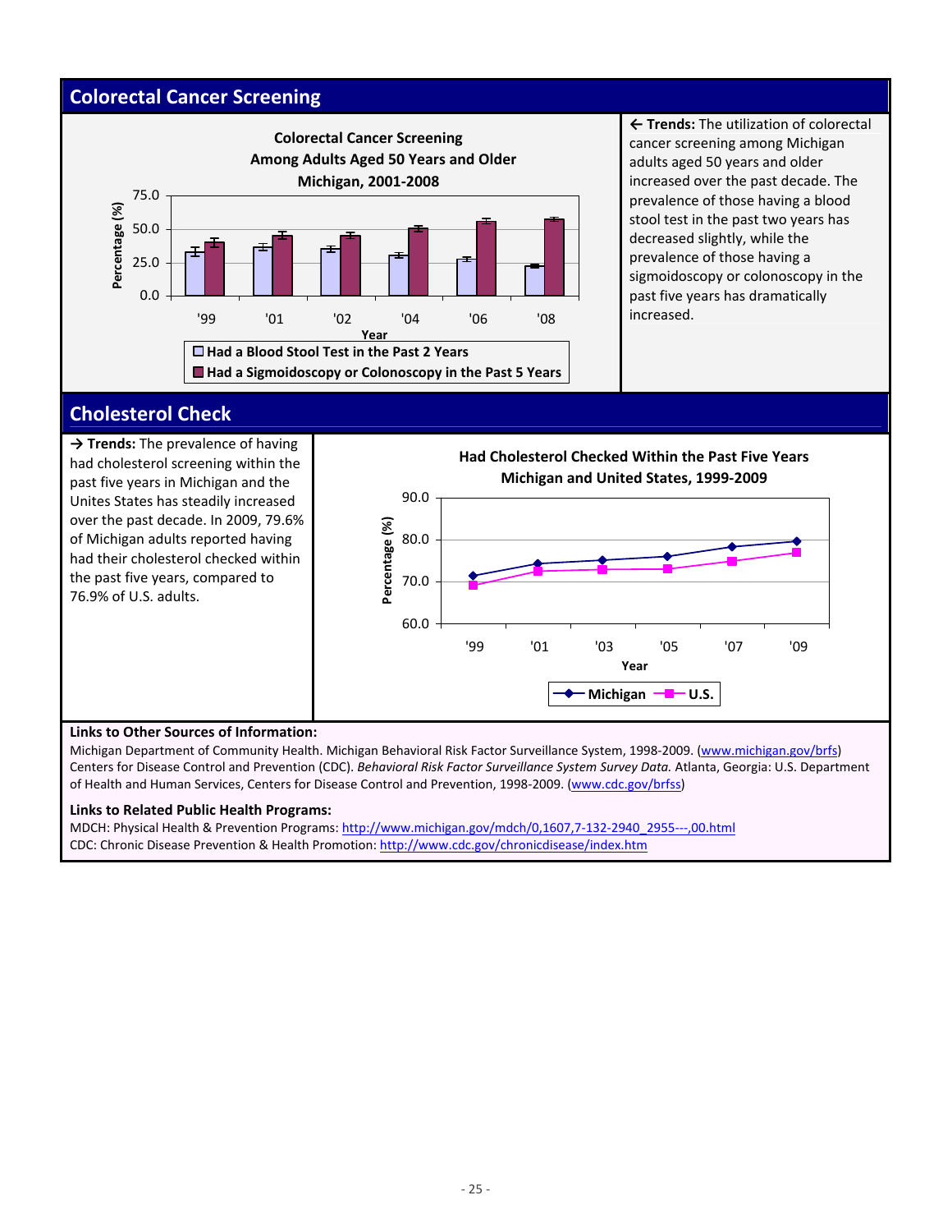## Colorectal Cancer Screening

**Colorectal Cancer Screening Among Adults Aged 50 Years and Older Michigan, 2001-2008**

← **Trends:** The utilization of colorectal cancer screening among Michigan adults aged 50 years and older increased over the past decade. The prevalence of those having a blood stool test in the past two years has decreased slightly, while the prevalence of those having a sigmoidoscopy or colonoscopy in the past five years has dramatically increased.

## Cholesterol Check

→ **Trends:** The prevalence of having had cholesterol screening within the past five years in Michigan and the Unites States has steadily increased over the past decade. In 2009, 79.6% of Michigan adults reported having had their cholesterol checked within the past five years, compared to 76.9% of U.S. adults.

**Had Cholesterol Checked Within the Past Five Years Michigan and United States, 1999-2009**

**Links to Other Sources of Information:**

Michigan Department of Community Health. Michigan Behavioral Risk Factor Surveillance System, 1998-2009. (www.michigan.gov/brfs)
Centers for Disease Control and Prevention (CDC). *Behavioral Risk Factor Surveillance System Survey Data.* Atlanta, Georgia: U.S. Department of Health and Human Services, Centers for Disease Control and Prevention, 1998-2009. (www.cdc.gov/brfss)

**Links to Related Public Health Programs:**

MDCH: Physical Health & Prevention Programs: http://www.michigan.gov/mdch/0,1607,7-132-2940_2955---,00.html
CDC: Chronic Disease Prevention & Health Promotion: http://www.cdc.gov/chronicdisease/index.htm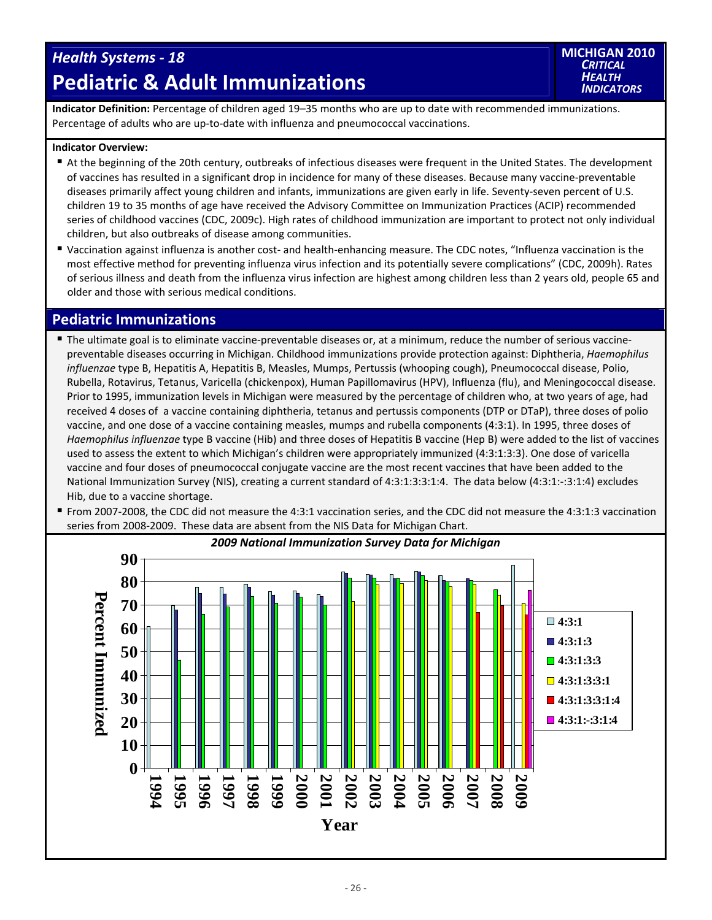## Health Systems - 18

# Pediatric & Adult Immunizations

MICHIGAN 2010 *CRITICAL HEALTH INDICATORS*

**Indicator Definition:** Percentage of children aged 19–35 months who are up to date with recommended immunizations. Percentage of adults who are up-to-date with influenza and pneumococcal vaccinations.

**Indicator Overview:**

- At the beginning of the 20th century, outbreaks of infectious diseases were frequent in the United States. The development of vaccines has resulted in a significant drop in incidence for many of these diseases. Because many vaccine-preventable diseases primarily affect young children and infants, immunizations are given early in life. Seventy-seven percent of U.S. children 19 to 35 months of age have received the Advisory Committee on Immunization Practices (ACIP) recommended series of childhood vaccines (CDC, 2009c). High rates of childhood immunization are important to protect not only individual children, but also outbreaks of disease among communities.
- Vaccination against influenza is another cost- and health-enhancing measure. The CDC notes, "Influenza vaccination is the most effective method for preventing influenza virus infection and its potentially severe complications" (CDC, 2009h). Rates of serious illness and death from the influenza virus infection are highest among children less than 2 years old, people 65 and older and those with serious medical conditions.

## Pediatric Immunizations

- The ultimate goal is to eliminate vaccine-preventable diseases or, at a minimum, reduce the number of serious vaccine-preventable diseases occurring in Michigan. Childhood immunizations provide protection against: Diphtheria, *Haemophilus influenzae* type B, Hepatitis A, Hepatitis B, Measles, Mumps, Pertussis (whooping cough), Pneumococcal disease, Polio, Rubella, Rotavirus, Tetanus, Varicella (chickenpox), Human Papillomavirus (HPV), Influenza (flu), and Meningococcal disease. Prior to 1995, immunization levels in Michigan were measured by the percentage of children who, at two years of age, had received 4 doses of a vaccine containing diphtheria, tetanus and pertussis components (DTP or DTaP), three doses of polio vaccine, and one dose of a vaccine containing measles, mumps and rubella components (4:3:1). In 1995, three doses of *Haemophilus influenzae* type B vaccine (Hib) and three doses of Hepatitis B vaccine (Hep B) were added to the list of vaccines used to assess the extent to which Michigan's children were appropriately immunized (4:3:1:3:3). One dose of varicella vaccine and four doses of pneumococcal conjugate vaccine are the most recent vaccines that have been added to the National Immunization Survey (NIS), creating a current standard of 4:3:1:3:3:1:4. The data below (4:3:1:-:3:1:4) excludes Hib, due to a vaccine shortage.
- From 2007-2008, the CDC did not measure the 4:3:1 vaccination series, and the CDC did not measure the 4:3:1:3 vaccination series from 2008-2009. These data are absent from the NIS Data for Michigan Chart.

*2009 National Immunization Survey Data for Michigan*

[Bar chart: Percent Immunized (0–90) by Year (1994–2009) for series 4:3:1, 4:3:1:3, 4:3:1:3:3, 4:3:1:3:3:1, 4:3:1:3:3:1:4, 4:3:1:-:3:1:4]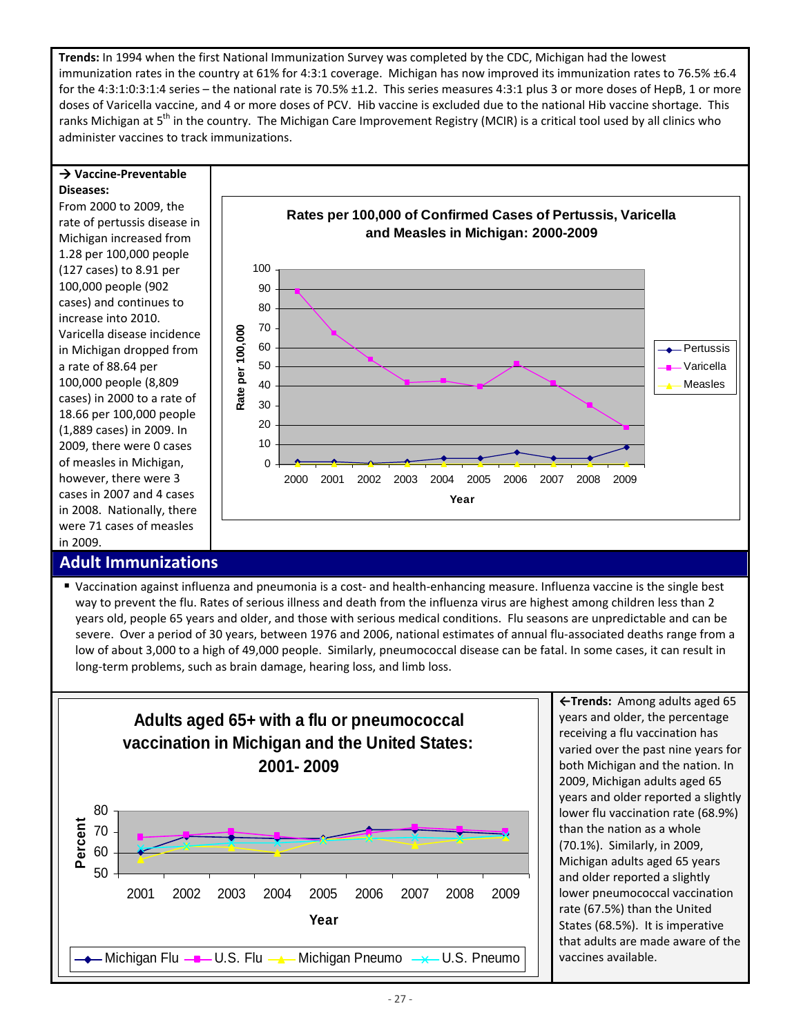**Trends:** In 1994 when the first National Immunization Survey was completed by the CDC, Michigan had the lowest immunization rates in the country at 61% for 4:3:1 coverage. Michigan has now improved its immunization rates to 76.5% ±6.4 for the 4:3:1:0:3:1:4 series – the national rate is 70.5% ±1.2. This series measures 4:3:1 plus 3 or more doses of HepB, 1 or more doses of Varicella vaccine, and 4 or more doses of PCV. Hib vaccine is excluded due to the national Hib vaccine shortage. This ranks Michigan at 5th in the country. The Michigan Care Improvement Registry (MCIR) is a critical tool used by all clinics who administer vaccines to track immunizations.

**→ Vaccine-Preventable Diseases:**

From 2000 to 2009, the rate of pertussis disease in Michigan increased from 1.28 per 100,000 people (127 cases) to 8.91 per 100,000 people (902 cases) and continues to increase into 2010. Varicella disease incidence in Michigan dropped from a rate of 88.64 per 100,000 people (8,809 cases) in 2000 to a rate of 18.66 per 100,000 people (1,889 cases) in 2009. In 2009, there were 0 cases of measles in Michigan, however, there were 3 cases in 2007 and 4 cases in 2008. Nationally, there were 71 cases of measles in 2009.

**Rates per 100,000 of Confirmed Cases of Pertussis, Varicella and Measles in Michigan: 2000-2009**

## Adult Immunizations

- Vaccination against influenza and pneumonia is a cost- and health-enhancing measure. Influenza vaccine is the single best way to prevent the flu. Rates of serious illness and death from the influenza virus are highest among children less than 2 years old, people 65 years and older, and those with serious medical conditions. Flu seasons are unpredictable and can be severe. Over a period of 30 years, between 1976 and 2006, national estimates of annual flu-associated deaths range from a low of about 3,000 to a high of 49,000 people. Similarly, pneumococcal disease can be fatal. In some cases, it can result in long-term problems, such as brain damage, hearing loss, and limb loss.

**Adults aged 65+ with a flu or pneumococcal vaccination in Michigan and the United States: 2001- 2009**

**←Trends:** Among adults aged 65 years and older, the percentage receiving a flu vaccination has varied over the past nine years for both Michigan and the nation. In 2009, Michigan adults aged 65 years and older reported a slightly lower flu vaccination rate (68.9%) than the nation as a whole (70.1%). Similarly, in 2009, Michigan adults aged 65 years and older reported a slightly lower pneumococcal vaccination rate (67.5%) than the United States (68.5%). It is imperative that adults are made aware of the vaccines available.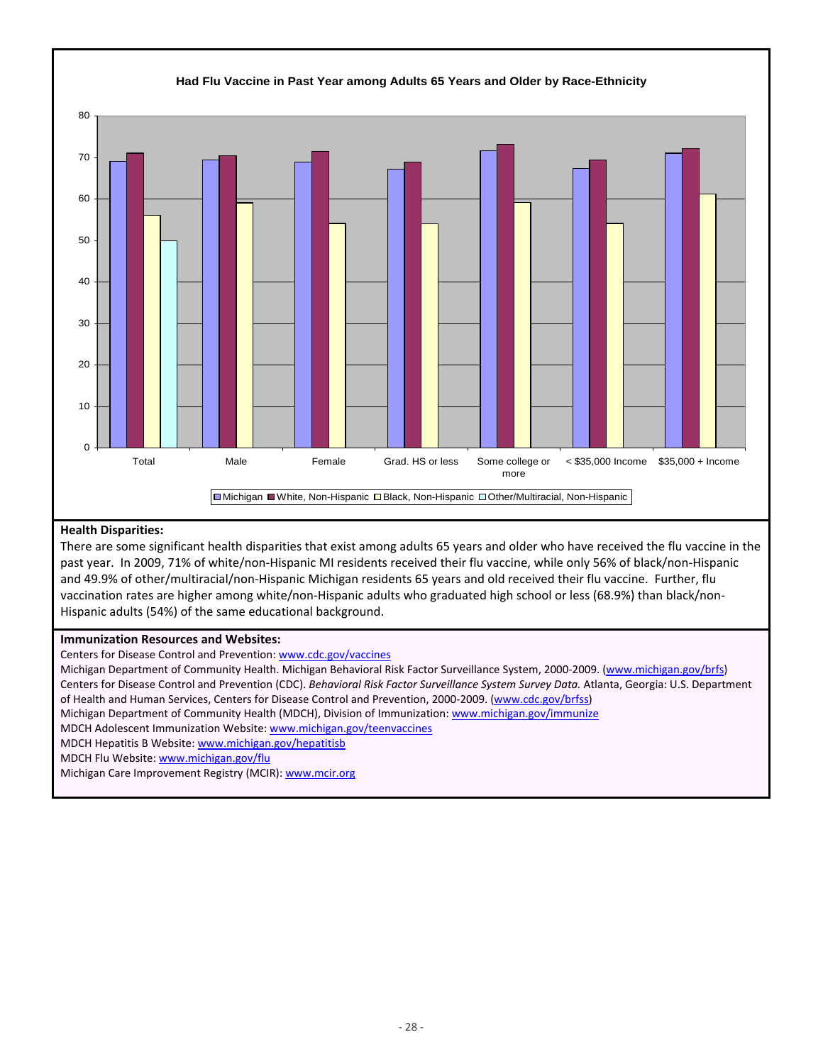**Had Flu Vaccine in Past Year among Adults 65 Years and Older by Race-Ethnicity**

**Health Disparities:**

There are some significant health disparities that exist among adults 65 years and older who have received the flu vaccine in the past year. In 2009, 71% of white/non-Hispanic MI residents received their flu vaccine, while only 56% of black/non-Hispanic and 49.9% of other/multiracial/non-Hispanic Michigan residents 65 years and old received their flu vaccine. Further, flu vaccination rates are higher among white/non-Hispanic adults who graduated high school or less (68.9%) than black/non-Hispanic adults (54%) of the same educational background.

**Immunization Resources and Websites:**

Centers for Disease Control and Prevention: www.cdc.gov/vaccines

Michigan Department of Community Health. Michigan Behavioral Risk Factor Surveillance System, 2000-2009. (www.michigan.gov/brfs)

Centers for Disease Control and Prevention (CDC). *Behavioral Risk Factor Surveillance System Survey Data.* Atlanta, Georgia: U.S. Department of Health and Human Services, Centers for Disease Control and Prevention, 2000-2009. (www.cdc.gov/brfss)

Michigan Department of Community Health (MDCH), Division of Immunization: www.michigan.gov/immunize

MDCH Adolescent Immunization Website: www.michigan.gov/teenvaccines

MDCH Hepatitis B Website: www.michigan.gov/hepatitisb

MDCH Flu Website: www.michigan.gov/flu

Michigan Care Improvement Registry (MCIR): www.mcir.org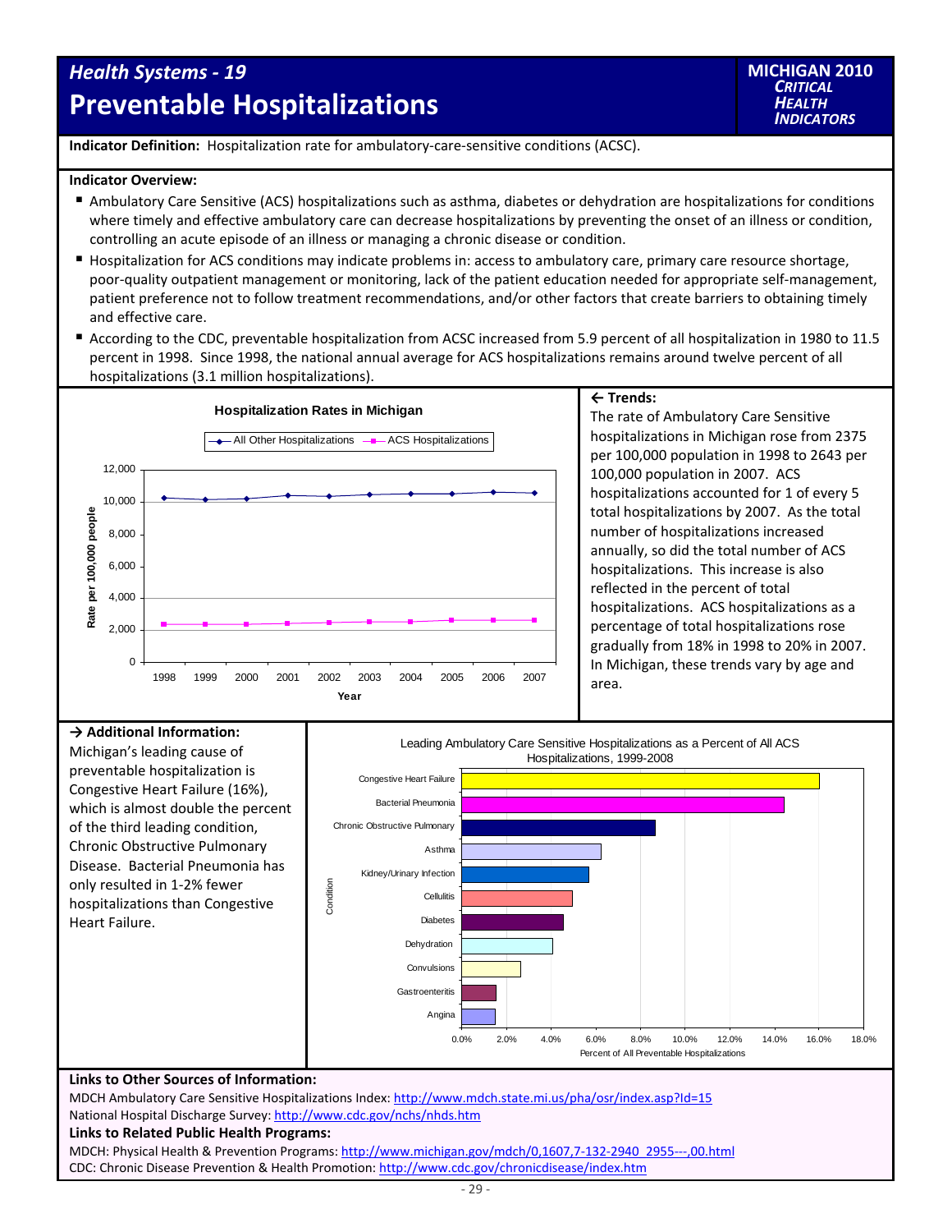# Health Systems - 19

# Preventable Hospitalizations

**MICHIGAN 2010** *CRITICAL HEALTH INDICATORS*

**Indicator Definition:** Hospitalization rate for ambulatory-care-sensitive conditions (ACSC).

**Indicator Overview:**

- Ambulatory Care Sensitive (ACS) hospitalizations such as asthma, diabetes or dehydration are hospitalizations for conditions where timely and effective ambulatory care can decrease hospitalizations by preventing the onset of an illness or condition, controlling an acute episode of an illness or managing a chronic disease or condition.
- Hospitalization for ACS conditions may indicate problems in: access to ambulatory care, primary care resource shortage, poor-quality outpatient management or monitoring, lack of the patient education needed for appropriate self-management, patient preference not to follow treatment recommendations, and/or other factors that create barriers to obtaining timely and effective care.
- According to the CDC, preventable hospitalization from ACSC increased from 5.9 percent of all hospitalization in 1980 to 11.5 percent in 1998. Since 1998, the national annual average for ACS hospitalizations remains around twelve percent of all hospitalizations (3.1 million hospitalizations).

**Hospitalization Rates in Michigan**

Legend: All Other Hospitalizations; ACS Hospitalizations

Y-axis: Rate per 100,000 people (0 to 12,000); X-axis: Year (1998–2007)

**← Trends:**

The rate of Ambulatory Care Sensitive hospitalizations in Michigan rose from 2375 per 100,000 population in 1998 to 2643 per 100,000 population in 2007. ACS hospitalizations accounted for 1 of every 5 total hospitalizations by 2007. As the total number of hospitalizations increased annually, so did the total number of ACS hospitalizations. This increase is also reflected in the percent of total hospitalizations. ACS hospitalizations as a percentage of total hospitalizations rose gradually from 18% in 1998 to 20% in 2007. In Michigan, these trends vary by age and area.

**→ Additional Information:**

Michigan's leading cause of preventable hospitalization is Congestive Heart Failure (16%), which is almost double the percent of the third leading condition, Chronic Obstructive Pulmonary Disease. Bacterial Pneumonia has only resulted in 1-2% fewer hospitalizations than Congestive Heart Failure.

**Leading Ambulatory Care Sensitive Hospitalizations as a Percent of All ACS Hospitalizations, 1999-2008**

Conditions (Y-axis): Congestive Heart Failure, Bacterial Pneumonia, Chronic Obstructive Pulmonary, Asthma, Kidney/Urinary Infection, Cellulitis, Diabetes, Dehydration, Convulsions, Gastroenteritis, Angina

X-axis: Percent of All Preventable Hospitalizations (0.0% to 18.0%)

**Links to Other Sources of Information:**

MDCH Ambulatory Care Sensitive Hospitalizations Index: http://www.mdch.state.mi.us/pha/osr/index.asp?Id=15

National Hospital Discharge Survey: http://www.cdc.gov/nchs/nhds.htm

**Links to Related Public Health Programs:**

MDCH: Physical Health & Prevention Programs: http://www.michigan.gov/mdch/0,1607,7-132-2940_2955---,00.html

CDC: Chronic Disease Prevention & Health Promotion: http://www.cdc.gov/chronicdisease/index.htm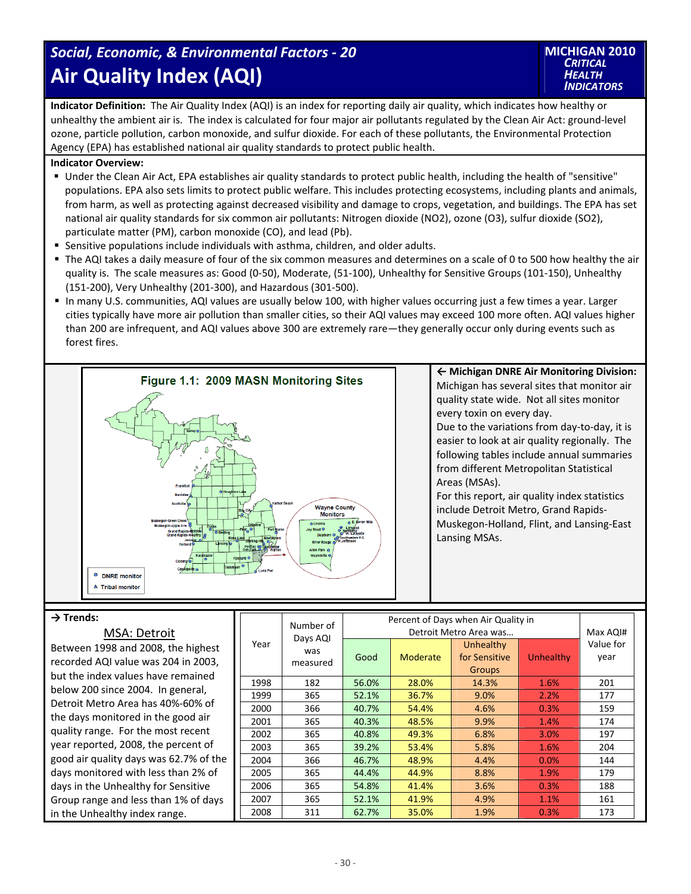# Social, Economic, & Environmental Factors - 20

## Air Quality Index (AQI)

MICHIGAN 2010 *CRITICAL HEALTH INDICATORS*

**Indicator Definition:** The Air Quality Index (AQI) is an index for reporting daily air quality, which indicates how healthy or unhealthy the ambient air is. The index is calculated for four major air pollutants regulated by the Clean Air Act: ground-level ozone, particle pollution, carbon monoxide, and sulfur dioxide. For each of these pollutants, the Environmental Protection Agency (EPA) has established national air quality standards to protect public health.

**Indicator Overview:**

- Under the Clean Air Act, EPA establishes air quality standards to protect public health, including the health of "sensitive" populations. EPA also sets limits to protect public welfare. This includes protecting ecosystems, including plants and animals, from harm, as well as protecting against decreased visibility and damage to crops, vegetation, and buildings. The EPA has set national air quality standards for six common air pollutants: Nitrogen dioxide ($NO_2$), ozone ($O_3$), sulfur dioxide ($SO_2$), particulate matter (PM), carbon monoxide (CO), and lead (Pb).
- Sensitive populations include individuals with asthma, children, and older adults.
- The AQI takes a daily measure of four of the six common measures and determines on a scale of 0 to 500 how healthy the air quality is. The scale measures as: Good (0-50), Moderate, (51-100), Unhealthy for Sensitive Groups (101-150), Unhealthy (151-200), Very Unhealthy (201-300), and Hazardous (301-500).
- In many U.S. communities, AQI values are usually below 100, with higher values occurring just a few times a year. Larger cities typically have more air pollution than smaller cities, so their AQI values may exceed 100 more often. AQI values higher than 200 are infrequent, and AQI values above 300 are extremely rare—they generally occur only during events such as forest fires.

**Figure 1.1: 2009 MASN Monitoring Sites**

**← Michigan DNRE Air Monitoring Division:** Michigan has several sites that monitor air quality state wide. Not all sites monitor every toxin on every day.

Due to the variations from day-to-day, it is easier to look at air quality regionally. The following tables include annual summaries from different Metropolitan Statistical Areas (MSAs).

For this report, air quality index statistics include Detroit Metro, Grand Rapids-Muskegon-Holland, Flint, and Lansing-East Lansing MSAs.

**→ Trends:**

### MSA: Detroit

Between 1998 and 2008, the highest recorded AQI value was 204 in 2003, but the index values have remained below 200 since 2004. In general, Detroit Metro Area has 40%-60% of the days monitored in the good air quality range. For the most recent year reported, 2008, the percent of good air quality days was 62.7% of the days monitored with less than 2% of days in the Unhealthy for Sensitive Group range and less than 1% of days in the Unhealthy index range.

| Year | Number of Days AQI was measured | Percent of Days when Air Quality in Detroit Metro Area was… | | | | Max AQI# Value for year |
|---|---|---|---|---|---|---|
| | | Good | Moderate | Unhealthy for Sensitive Groups | Unhealthy | |
| 1998 | 182 | 56.0% | 28.0% | 14.3% | 1.6% | 201 |
| 1999 | 365 | 52.1% | 36.7% | 9.0% | 2.2% | 177 |
| 2000 | 366 | 40.7% | 54.4% | 4.6% | 0.3% | 159 |
| 2001 | 365 | 40.3% | 48.5% | 9.9% | 1.4% | 174 |
| 2002 | 365 | 40.8% | 49.3% | 6.8% | 3.0% | 197 |
| 2003 | 365 | 39.2% | 53.4% | 5.8% | 1.6% | 204 |
| 2004 | 366 | 46.7% | 48.9% | 4.4% | 0.0% | 144 |
| 2005 | 365 | 44.4% | 44.9% | 8.8% | 1.9% | 179 |
| 2006 | 365 | 54.8% | 41.4% | 3.6% | 0.3% | 188 |
| 2007 | 365 | 52.1% | 41.9% | 4.9% | 1.1% | 161 |
| 2008 | 311 | 62.7% | 35.0% | 1.9% | 0.3% | 173 |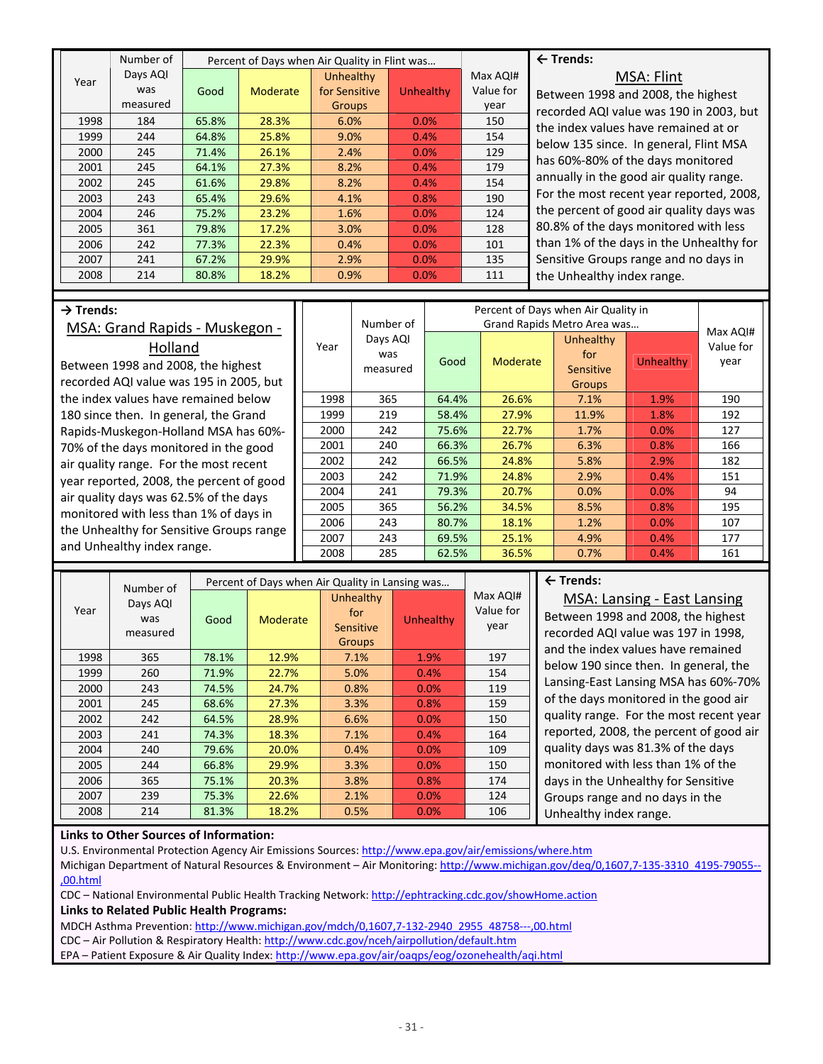| Year | Number of Days AQI was measured | Percent of Days when Air Quality in Flint was… | | | | Max AQI# Value for year |
|---|---|---|---|---|---|---|
| | | Good | Moderate | Unhealthy for Sensitive Groups | Unhealthy | |
| 1998 | 184 | 65.8% | 28.3% | 6.0% | 0.0% | 150 |
| 1999 | 244 | 64.8% | 25.8% | 9.0% | 0.4% | 154 |
| 2000 | 245 | 71.4% | 26.1% | 2.4% | 0.0% | 129 |
| 2001 | 245 | 64.1% | 27.3% | 8.2% | 0.4% | 179 |
| 2002 | 245 | 61.6% | 29.8% | 8.2% | 0.4% | 154 |
| 2003 | 243 | 65.4% | 29.6% | 4.1% | 0.8% | 190 |
| 2004 | 246 | 75.2% | 23.2% | 1.6% | 0.0% | 124 |
| 2005 | 361 | 79.8% | 17.2% | 3.0% | 0.0% | 128 |
| 2006 | 242 | 77.3% | 22.3% | 0.4% | 0.0% | 101 |
| 2007 | 241 | 67.2% | 29.9% | 2.9% | 0.0% | 135 |
| 2008 | 214 | 80.8% | 18.2% | 0.9% | 0.0% | 111 |

**← Trends:**

## MSA: Flint

Between 1998 and 2008, the highest recorded AQI value was 190 in 2003, but the index values have remained at or below 135 since. In general, Flint MSA has 60%-80% of the days monitored annually in the good air quality range. For the most recent year reported, 2008, the percent of good air quality days was 80.8% of the days monitored with less than 1% of the days in the Unhealthy for Sensitive Groups range and no days in the Unhealthy index range.

**→ Trends:**

## MSA: Grand Rapids - Muskegon - Holland

Between 1998 and 2008, the highest recorded AQI value was 195 in 2005, but the index values have remained below 180 since then. In general, the Grand Rapids-Muskegon-Holland MSA has 60%-70% of the days monitored in the good air quality range. For the most recent year reported, 2008, the percent of good air quality days was 62.5% of the days monitored with less than 1% of days in the Unhealthy for Sensitive Groups range and Unhealthy index range.

| Year | Number of Days AQI was measured | Percent of Days when Air Quality in Grand Rapids Metro Area was… | | | | Max AQI# Value for year |
|---|---|---|---|---|---|---|
| | | Good | Moderate | Unhealthy for Sensitive Groups | Unhealthy | |
| 1998 | 365 | 64.4% | 26.6% | 7.1% | 1.9% | 190 |
| 1999 | 219 | 58.4% | 27.9% | 11.9% | 1.8% | 192 |
| 2000 | 242 | 75.6% | 22.7% | 1.7% | 0.0% | 127 |
| 2001 | 240 | 66.3% | 26.7% | 6.3% | 0.8% | 166 |
| 2002 | 242 | 66.5% | 24.8% | 5.8% | 2.9% | 182 |
| 2003 | 242 | 71.9% | 24.8% | 2.9% | 0.4% | 151 |
| 2004 | 241 | 79.3% | 20.7% | 0.0% | 0.0% | 94 |
| 2005 | 365 | 56.2% | 34.5% | 8.5% | 0.8% | 195 |
| 2006 | 243 | 80.7% | 18.1% | 1.2% | 0.0% | 107 |
| 2007 | 243 | 69.5% | 25.1% | 4.9% | 0.4% | 177 |
| 2008 | 285 | 62.5% | 36.5% | 0.7% | 0.4% | 161 |

| Year | Number of Days AQI was measured | Percent of Days when Air Quality in Lansing was… | | | | Max AQI# Value for year |
|---|---|---|---|---|---|---|
| | | Good | Moderate | Unhealthy for Sensitive Groups | Unhealthy | |
| 1998 | 365 | 78.1% | 12.9% | 7.1% | 1.9% | 197 |
| 1999 | 260 | 71.9% | 22.7% | 5.0% | 0.4% | 154 |
| 2000 | 243 | 74.5% | 24.7% | 0.8% | 0.0% | 119 |
| 2001 | 245 | 68.6% | 27.3% | 3.3% | 0.8% | 159 |
| 2002 | 242 | 64.5% | 28.9% | 6.6% | 0.0% | 150 |
| 2003 | 241 | 74.3% | 18.3% | 7.1% | 0.4% | 164 |
| 2004 | 240 | 79.6% | 20.0% | 0.4% | 0.0% | 109 |
| 2005 | 244 | 66.8% | 29.9% | 3.3% | 0.0% | 150 |
| 2006 | 365 | 75.1% | 20.3% | 3.8% | 0.8% | 174 |
| 2007 | 239 | 75.3% | 22.6% | 2.1% | 0.0% | 124 |
| 2008 | 214 | 81.3% | 18.2% | 0.5% | 0.0% | 106 |

**← Trends:**

## MSA: Lansing - East Lansing

Between 1998 and 2008, the highest recorded AQI value was 197 in 1998, and the index values have remained below 190 since then. In general, the Lansing-East Lansing MSA has 60%-70% of the days monitored in the good air quality range. For the most recent year reported, 2008, the percent of good air quality days was 81.3% of the days monitored with less than 1% of the days in the Unhealthy for Sensitive Groups range and no days in the Unhealthy index range.

**Links to Other Sources of Information:**

U.S. Environmental Protection Agency Air Emissions Sources: http://www.epa.gov/air/emissions/where.htm

Michigan Department of Natural Resources & Environment – Air Monitoring: http://www.michigan.gov/deq/0,1607,7-135-3310_4195-79055--,00.html

CDC – National Environmental Public Health Tracking Network: http://ephtracking.cdc.gov/showHome.action

**Links to Related Public Health Programs:**

MDCH Asthma Prevention: http://www.michigan.gov/mdch/0,1607,7-132-2940_2955_48758---,00.html

CDC – Air Pollution & Respiratory Health: http://www.cdc.gov/nceh/airpollution/default.htm

EPA – Patient Exposure & Air Quality Index: http://www.epa.gov/air/oaqps/eog/ozonehealth/aqi.html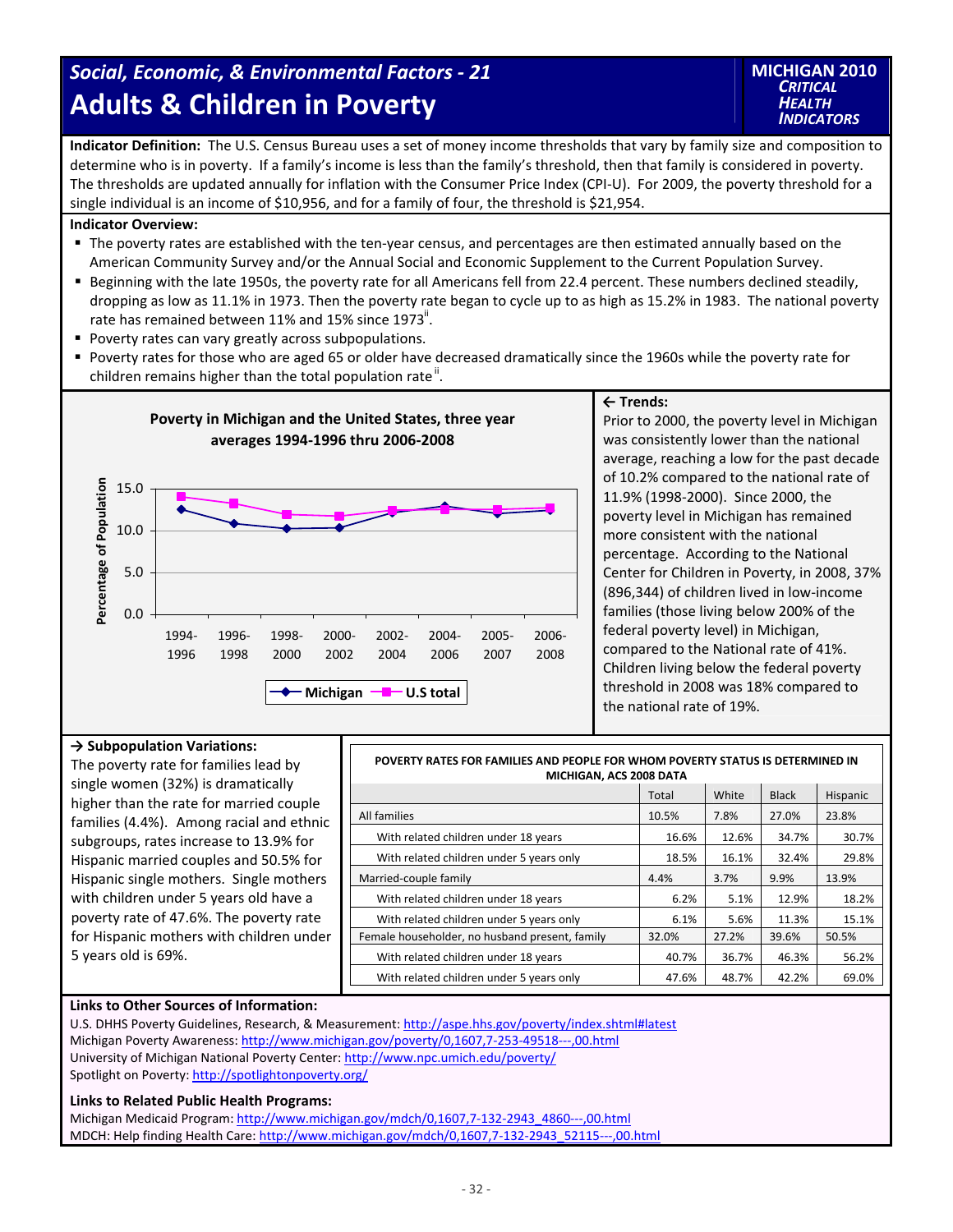# Social, Economic, & Environmental Factors - 21

# Adults & Children in Poverty

**MICHIGAN 2010 *CRITICAL HEALTH INDICATORS***

**Indicator Definition:** The U.S. Census Bureau uses a set of money income thresholds that vary by family size and composition to determine who is in poverty. If a family's income is less than the family's threshold, then that family is considered in poverty. The thresholds are updated annually for inflation with the Consumer Price Index (CPI-U). For 2009, the poverty threshold for a single individual is an income of $10,956, and for a family of four, the threshold is $21,954.

**Indicator Overview:**

- The poverty rates are established with the ten-year census, and percentages are then estimated annually based on the American Community Survey and/or the Annual Social and Economic Supplement to the Current Population Survey.
- Beginning with the late 1950s, the poverty rate for all Americans fell from 22.4 percent. These numbers declined steadily, dropping as low as 11.1% in 1973. Then the poverty rate began to cycle up to as high as 15.2% in 1983. The national poverty rate has remained between 11% and 15% since 1973[ii].
- Poverty rates can vary greatly across subpopulations.
- Poverty rates for those who are aged 65 or older have decreased dramatically since the 1960s while the poverty rate for children remains higher than the total population rate[ii].

**Poverty in Michigan and the United States, three year averages 1994-1996 thru 2006-2008**

(Line chart: Percentage of Population, 0.0–15.0; series: Michigan, U.S total; periods 1994-1996, 1996-1998, 1998-2000, 2000-2002, 2002-2004, 2004-2006, 2005-2007, 2006-2008)

**← Trends:**
Prior to 2000, the poverty level in Michigan was consistently lower than the national average, reaching a low for the past decade of 10.2% compared to the national rate of 11.9% (1998-2000). Since 2000, the poverty level in Michigan has remained more consistent with the national percentage. According to the National Center for Children in Poverty, in 2008, 37% (896,344) of children lived in low-income families (those living below 200% of the federal poverty level) in Michigan, compared to the National rate of 41%. Children living below the federal poverty threshold in 2008 was 18% compared to the national rate of 19%.

**→ Subpopulation Variations:**
The poverty rate for families lead by single women (32%) is dramatically higher than the rate for married couple families (4.4%). Among racial and ethnic subgroups, rates increase to 13.9% for Hispanic married couples and 50.5% for Hispanic single mothers. Single mothers with children under 5 years old have a poverty rate of 47.6%. The poverty rate for Hispanic mothers with children under 5 years old is 69%.

**POVERTY RATES FOR FAMILIES AND PEOPLE FOR WHOM POVERTY STATUS IS DETERMINED IN MICHIGAN, ACS 2008 DATA**

| | Total | White | Black | Hispanic |
|---|---|---|---|---|
| All families | 10.5% | 7.8% | 27.0% | 23.8% |
| With related children under 18 years | 16.6% | 12.6% | 34.7% | 30.7% |
| With related children under 5 years only | 18.5% | 16.1% | 32.4% | 29.8% |
| Married-couple family | 4.4% | 3.7% | 9.9% | 13.9% |
| With related children under 18 years | 6.2% | 5.1% | 12.9% | 18.2% |
| With related children under 5 years only | 6.1% | 5.6% | 11.3% | 15.1% |
| Female householder, no husband present, family | 32.0% | 27.2% | 39.6% | 50.5% |
| With related children under 18 years | 40.7% | 36.7% | 46.3% | 56.2% |
| With related children under 5 years only | 47.6% | 48.7% | 42.2% | 69.0% |

**Links to Other Sources of Information:**
U.S. DHHS Poverty Guidelines, Research, & Measurement: http://aspe.hhs.gov/poverty/index.shtml#latest
Michigan Poverty Awareness: http://www.michigan.gov/poverty/0,1607,7-253-49518---,00.html
University of Michigan National Poverty Center: http://www.npc.umich.edu/poverty/
Spotlight on Poverty: http://spotlightonpoverty.org/

**Links to Related Public Health Programs:**
Michigan Medicaid Program: http://www.michigan.gov/mdch/0,1607,7-132-2943_4860---,00.html
MDCH: Help finding Health Care: http://www.michigan.gov/mdch/0,1607,7-132-2943_52115---,00.html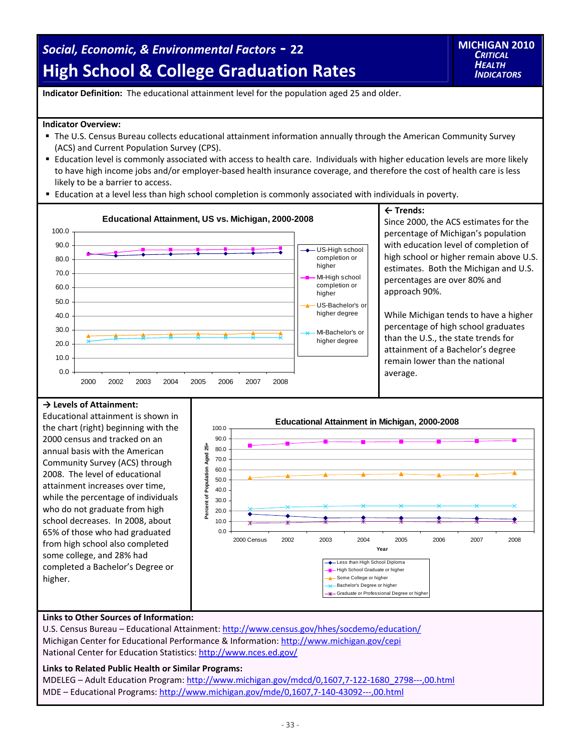# Social, Economic, & Environmental Factors - 22

# High School & College Graduation Rates

**MICHIGAN 2010 *CRITICAL HEALTH INDICATORS***

**Indicator Definition:** The educational attainment level for the population aged 25 and older.

**Indicator Overview:**

- The U.S. Census Bureau collects educational attainment information annually through the American Community Survey (ACS) and Current Population Survey (CPS).
- Education level is commonly associated with access to health care. Individuals with higher education levels are more likely to have high income jobs and/or employer-based health insurance coverage, and therefore the cost of health care is less likely to be a barrier to access.
- Education at a level less than high school completion is commonly associated with individuals in poverty.

**Educational Attainment, US vs. Michigan, 2000-2008**

Series: US-High school completion or higher; MI-High school completion or higher; US-Bachelor's or higher degree; MI-Bachelor's or higher degree. Years: 2000, 2002, 2003, 2004, 2005, 2006, 2007, 2008. Y-axis: 0.0–100.0.

**← Trends:**

Since 2000, the ACS estimates for the percentage of Michigan's population with education level of completion of high school or higher remain above U.S. estimates. Both the Michigan and U.S. percentages are over 80% and approach 90%.

While Michigan tends to have a higher percentage of high school graduates than the U.S., the state trends for attainment of a Bachelor's degree remain lower than the national average.

**→ Levels of Attainment:**

Educational attainment is shown in the chart (right) beginning with the 2000 census and tracked on an annual basis with the American Community Survey (ACS) through 2008. The level of educational attainment increases over time, while the percentage of individuals who do not graduate from high school decreases. In 2008, about 65% of those who had graduated from high school also completed some college, and 28% had completed a Bachelor's Degree or higher.

**Educational Attainment in Michigan, 2000-2008**

Series: Less than High School Diploma; High School Graduate or higher; Some College or higher; Bachelor's Degree or higher; Graduate or Professional Degree or higher. X-axis: Year (2000 Census, 2002, 2003, 2004, 2005, 2006, 2007, 2008). Y-axis: Percent of Population Aged 25+ (0.0–100.0).

**Links to Other Sources of Information:**

U.S. Census Bureau – Educational Attainment: http://www.census.gov/hhes/socdemo/education/
Michigan Center for Educational Performance & Information: http://www.michigan.gov/cepi
National Center for Education Statistics: http://www.nces.ed.gov/

**Links to Related Public Health or Similar Programs:**

MDELEG – Adult Education Program: http://www.michigan.gov/mdcd/0,1607,7-122-1680_2798---,00.html
MDE – Educational Programs: http://www.michigan.gov/mde/0,1607,7-140-43092---,00.html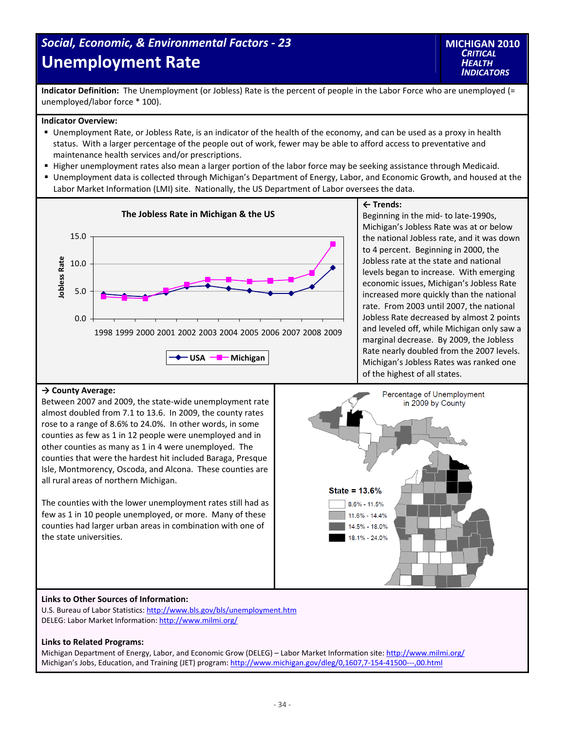# Social, Economic, & Environmental Factors - 23

## Unemployment Rate

**MICHIGAN 2010 *CRITICAL HEALTH INDICATORS***

**Indicator Definition:** The Unemployment (or Jobless) Rate is the percent of people in the Labor Force who are unemployed (= unemployed/labor force * 100).

**Indicator Overview:**

- Unemployment Rate, or Jobless Rate, is an indicator of the health of the economy, and can be used as a proxy in health status. With a larger percentage of the people out of work, fewer may be able to afford access to preventative and maintenance health services and/or prescriptions.
- Higher unemployment rates also mean a larger portion of the labor force may be seeking assistance through Medicaid.
- Unemployment data is collected through Michigan's Department of Energy, Labor, and Economic Growth, and housed at the Labor Market Information (LMI) site. Nationally, the US Department of Labor oversees the data.

**The Jobless Rate in Michigan & the US**

**← Trends:**
Beginning in the mid- to late-1990s, Michigan's Jobless Rate was at or below the national Jobless rate, and it was down to 4 percent. Beginning in 2000, the Jobless rate at the state and national levels began to increase. With emerging economic issues, Michigan's Jobless Rate increased more quickly than the national rate. From 2003 until 2007, the national Jobless Rate decreased by almost 2 points and leveled off, while Michigan only saw a marginal decrease. By 2009, the Jobless Rate nearly doubled from the 2007 levels. Michigan's Jobless Rates was ranked one of the highest of all states.

**→ County Average:**
Between 2007 and 2009, the state-wide unemployment rate almost doubled from 7.1 to 13.6. In 2009, the county rates rose to a range of 8.6% to 24.0%. In other words, in some counties as few as 1 in 12 people were unemployed and in other counties as many as 1 in 4 were unemployed. The counties that were the hardest hit included Baraga, Presque Isle, Montmorency, Oscoda, and Alcona. These counties are all rural areas of northern Michigan.

The counties with the lower unemployment rates still had as few as 1 in 10 people unemployed, or more. Many of these counties had larger urban areas in combination with one of the state universities.

Percentage of Unemployment in 2009 by County

State = 13.6%

- 8.6% - 11.5%
- 11.6% - 14.4%
- 14.5% - 18.0%
- 18.1% - 24.0%

**Links to Other Sources of Information:**
U.S. Bureau of Labor Statistics: http://www.bls.gov/bls/unemployment.htm
DELEG: Labor Market Information: http://www.milmi.org/

**Links to Related Programs:**
Michigan Department of Energy, Labor, and Economic Grow (DELEG) – Labor Market Information site: http://www.milmi.org/
Michigan's Jobs, Education, and Training (JET) program: http://www.michigan.gov/dleg/0,1607,7-154-41500---,00.html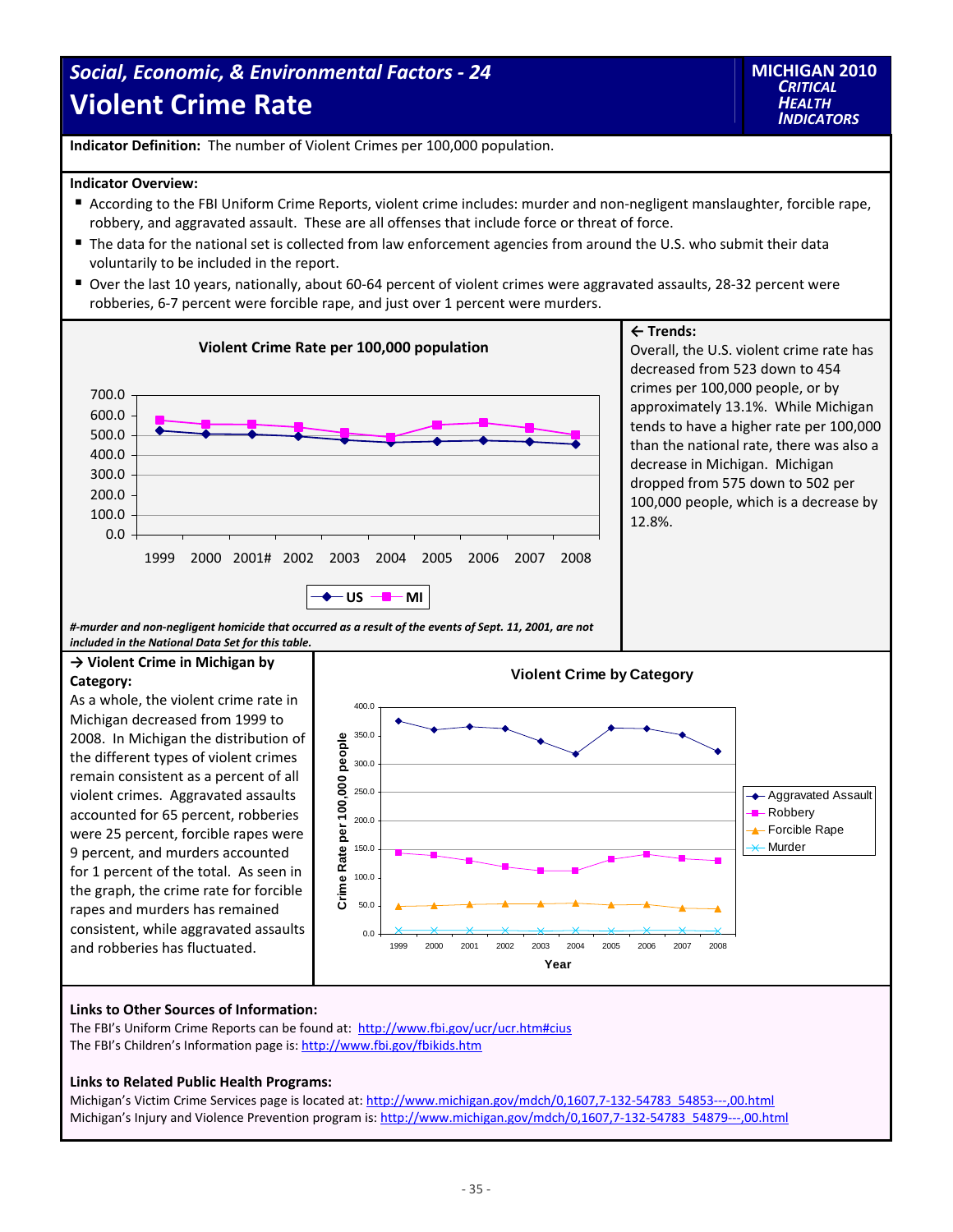## Social, Economic, & Environmental Factors - 24

# Violent Crime Rate

**MICHIGAN 2010 *CRITICAL HEALTH INDICATORS***

**Indicator Definition:** The number of Violent Crimes per 100,000 population.

**Indicator Overview:**

- According to the FBI Uniform Crime Reports, violent crime includes: murder and non-negligent manslaughter, forcible rape, robbery, and aggravated assault. These are all offenses that include force or threat of force.
- The data for the national set is collected from law enforcement agencies from around the U.S. who submit their data voluntarily to be included in the report.
- Over the last 10 years, nationally, about 60-64 percent of violent crimes were aggravated assaults, 28-32 percent were robberies, 6-7 percent were forcible rape, and just over 1 percent were murders.

**Violent Crime Rate per 100,000 population**

*#-murder and non-negligent homicide that occurred as a result of the events of Sept. 11, 2001, are not included in the National Data Set for this table.*

**← Trends:**
Overall, the U.S. violent crime rate has decreased from 523 down to 454 crimes per 100,000 people, or by approximately 13.1%. While Michigan tends to have a higher rate per 100,000 than the national rate, there was also a decrease in Michigan. Michigan dropped from 575 down to 502 per 100,000 people, which is a decrease by 12.8%.

**→ Violent Crime in Michigan by Category:**
As a whole, the violent crime rate in Michigan decreased from 1999 to 2008. In Michigan the distribution of the different types of violent crimes remain consistent as a percent of all violent crimes. Aggravated assaults accounted for 65 percent, robberies were 25 percent, forcible rapes were 9 percent, and murders accounted for 1 percent of the total. As seen in the graph, the crime rate for forcible rapes and murders has remained consistent, while aggravated assaults and robberies has fluctuated.

**Violent Crime by Category**

**Links to Other Sources of Information:**
The FBI's Uniform Crime Reports can be found at: http://www.fbi.gov/ucr/ucr.htm#cius
The FBI's Children's Information page is: http://www.fbi.gov/fbikids.htm

**Links to Related Public Health Programs:**
Michigan's Victim Crime Services page is located at: http://www.michigan.gov/mdch/0,1607,7-132-54783_54853---,00.html
Michigan's Injury and Violence Prevention program is: http://www.michigan.gov/mdch/0,1607,7-132-54783_54879---,00.html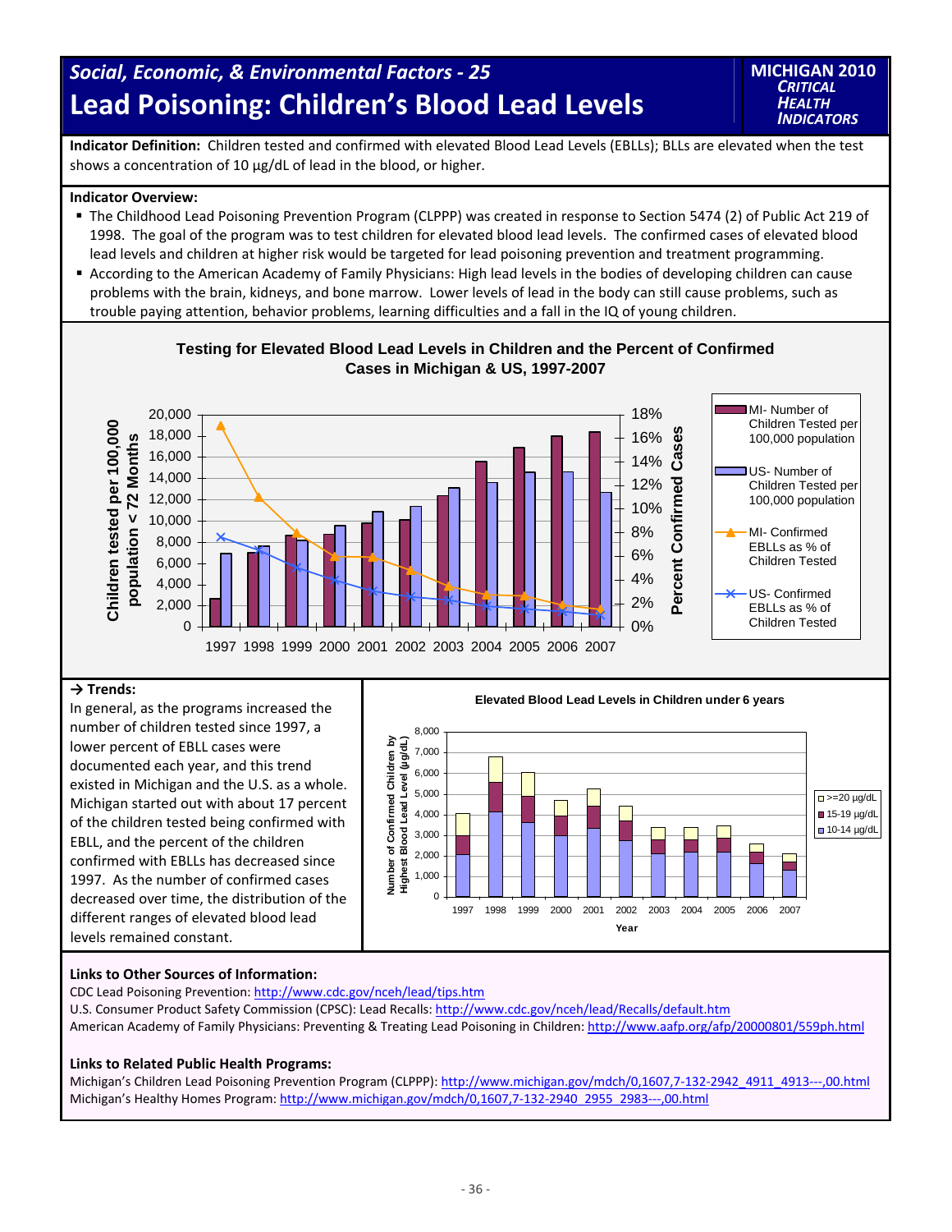# Social, Economic, & Environmental Factors - 25

# Lead Poisoning: Children's Blood Lead Levels

**MICHIGAN 2010 *CRITICAL HEALTH INDICATORS***

**Indicator Definition:** Children tested and confirmed with elevated Blood Lead Levels (EBLLs); BLLs are elevated when the test shows a concentration of 10 µg/dL of lead in the blood, or higher.

**Indicator Overview:**

- The Childhood Lead Poisoning Prevention Program (CLPPP) was created in response to Section 5474 (2) of Public Act 219 of 1998. The goal of the program was to test children for elevated blood lead levels. The confirmed cases of elevated blood lead levels and children at higher risk would be targeted for lead poisoning prevention and treatment programming.
- According to the American Academy of Family Physicians: High lead levels in the bodies of developing children can cause problems with the brain, kidneys, and bone marrow. Lower levels of lead in the body can still cause problems, such as trouble paying attention, behavior problems, learning difficulties and a fall in the IQ of young children.

**Testing for Elevated Blood Lead Levels in Children and the Percent of Confirmed Cases in Michigan & US, 1997-2007**

Children tested per 100,000 population < 72 Months: 0–20,000; Percent Confirmed Cases: 0%–18%

Legend: MI- Number of Children Tested per 100,000 population; US- Number of Children Tested per 100,000 population; MI- Confirmed EBLLs as % of Children Tested; US- Confirmed EBLLs as % of Children Tested

Years: 1997 1998 1999 2000 2001 2002 2003 2004 2005 2006 2007

**→ Trends:**

In general, as the programs increased the number of children tested since 1997, a lower percent of EBLL cases were documented each year, and this trend existed in Michigan and the U.S. as a whole. Michigan started out with about 17 percent of the children tested being confirmed with EBLL, and the percent of the children confirmed with EBLLs has decreased since 1997. As the number of confirmed cases decreased over time, the distribution of the different ranges of elevated blood lead levels remained constant.

**Elevated Blood Lead Levels in Children under 6 years**

Number of Confirmed Children by Highest Blood Lead Level (µg/dL): 0–8,000

Legend: >=20 µg/dL; 15-19 µg/dL; 10-14 µg/dL

Year: 1997 1998 1999 2000 2001 2002 2003 2004 2005 2006 2007

**Links to Other Sources of Information:**

CDC Lead Poisoning Prevention: http://www.cdc.gov/nceh/lead/tips.htm
U.S. Consumer Product Safety Commission (CPSC): Lead Recalls: http://www.cdc.gov/nceh/lead/Recalls/default.htm
American Academy of Family Physicians: Preventing & Treating Lead Poisoning in Children: http://www.aafp.org/afp/20000801/559ph.html

**Links to Related Public Health Programs:**

Michigan's Children Lead Poisoning Prevention Program (CLPPP): http://www.michigan.gov/mdch/0,1607,7-132-2942_4911_4913---,00.html
Michigan's Healthy Homes Program: http://www.michigan.gov/mdch/0,1607,7-132-2940_2955_2983---,00.html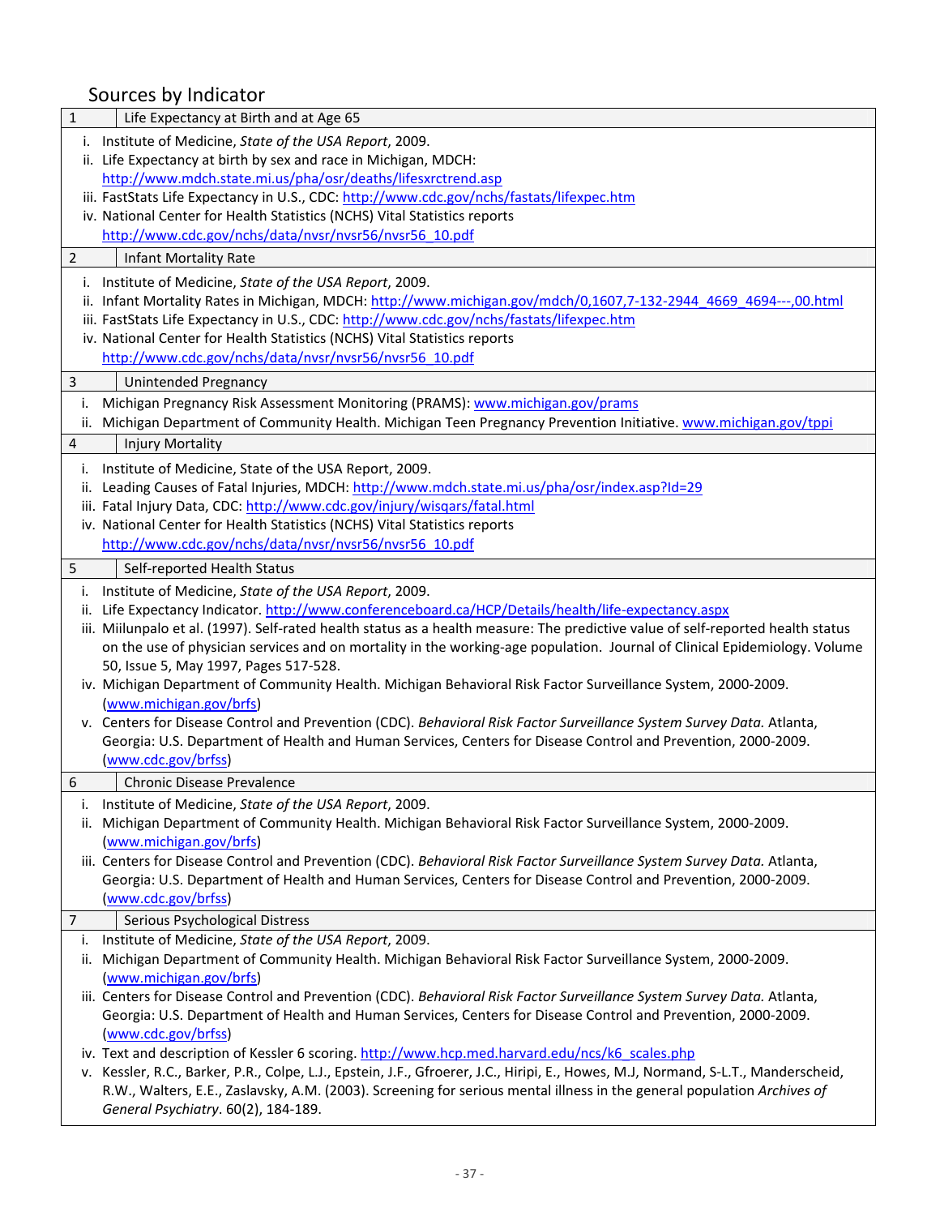## Sources by Indicator

### 1 Life Expectancy at Birth and at Age 65

i. Institute of Medicine, *State of the USA Report*, 2009.
ii. Life Expectancy at birth by sex and race in Michigan, MDCH: http://www.mdch.state.mi.us/pha/osr/deaths/lifesxrctrend.asp
iii. FastStats Life Expectancy in U.S., CDC: http://www.cdc.gov/nchs/fastats/lifexpec.htm
iv. National Center for Health Statistics (NCHS) Vital Statistics reports http://www.cdc.gov/nchs/data/nvsr/nvsr56/nvsr56_10.pdf

### 2 Infant Mortality Rate

i. Institute of Medicine, *State of the USA Report*, 2009.
ii. Infant Mortality Rates in Michigan, MDCH: http://www.michigan.gov/mdch/0,1607,7-132-2944_4669_4694---,00.html
iii. FastStats Life Expectancy in U.S., CDC: http://www.cdc.gov/nchs/fastats/lifexpec.htm
iv. National Center for Health Statistics (NCHS) Vital Statistics reports http://www.cdc.gov/nchs/data/nvsr/nvsr56/nvsr56_10.pdf

### 3 Unintended Pregnancy

i. Michigan Pregnancy Risk Assessment Monitoring (PRAMS): www.michigan.gov/prams
ii. Michigan Department of Community Health. Michigan Teen Pregnancy Prevention Initiative. www.michigan.gov/tppi

### 4 Injury Mortality

i. Institute of Medicine, State of the USA Report, 2009.
ii. Leading Causes of Fatal Injuries, MDCH: http://www.mdch.state.mi.us/pha/osr/index.asp?Id=29
iii. Fatal Injury Data, CDC: http://www.cdc.gov/injury/wisqars/fatal.html
iv. National Center for Health Statistics (NCHS) Vital Statistics reports http://www.cdc.gov/nchs/data/nvsr/nvsr56/nvsr56_10.pdf

### 5 Self-reported Health Status

i. Institute of Medicine, *State of the USA Report*, 2009.
ii. Life Expectancy Indicator. http://www.conferenceboard.ca/HCP/Details/health/life-expectancy.aspx
iii. Miilunpalo et al. (1997). Self-rated health status as a health measure: The predictive value of self-reported health status on the use of physician services and on mortality in the working-age population. Journal of Clinical Epidemiology. Volume 50, Issue 5, May 1997, Pages 517-528.
iv. Michigan Department of Community Health. Michigan Behavioral Risk Factor Surveillance System, 2000-2009. (www.michigan.gov/brfs)
v. Centers for Disease Control and Prevention (CDC). *Behavioral Risk Factor Surveillance System Survey Data.* Atlanta, Georgia: U.S. Department of Health and Human Services, Centers for Disease Control and Prevention, 2000-2009. (www.cdc.gov/brfss)

### 6 Chronic Disease Prevalence

i. Institute of Medicine, *State of the USA Report*, 2009.
ii. Michigan Department of Community Health. Michigan Behavioral Risk Factor Surveillance System, 2000-2009. (www.michigan.gov/brfs)
iii. Centers for Disease Control and Prevention (CDC). *Behavioral Risk Factor Surveillance System Survey Data.* Atlanta, Georgia: U.S. Department of Health and Human Services, Centers for Disease Control and Prevention, 2000-2009. (www.cdc.gov/brfss)

### 7 Serious Psychological Distress

i. Institute of Medicine, *State of the USA Report*, 2009.
ii. Michigan Department of Community Health. Michigan Behavioral Risk Factor Surveillance System, 2000-2009. (www.michigan.gov/brfs)
iii. Centers for Disease Control and Prevention (CDC). *Behavioral Risk Factor Surveillance System Survey Data.* Atlanta, Georgia: U.S. Department of Health and Human Services, Centers for Disease Control and Prevention, 2000-2009. (www.cdc.gov/brfss)
iv. Text and description of Kessler 6 scoring. http://www.hcp.med.harvard.edu/ncs/k6_scales.php
v. Kessler, R.C., Barker, P.R., Colpe, L.J., Epstein, J.F., Gfroerer, J.C., Hiripi, E., Howes, M.J, Normand, S-L.T., Manderscheid, R.W., Walters, E.E., Zaslavsky, A.M. (2003). Screening for serious mental illness in the general population *Archives of General Psychiatry*. 60(2), 184-189.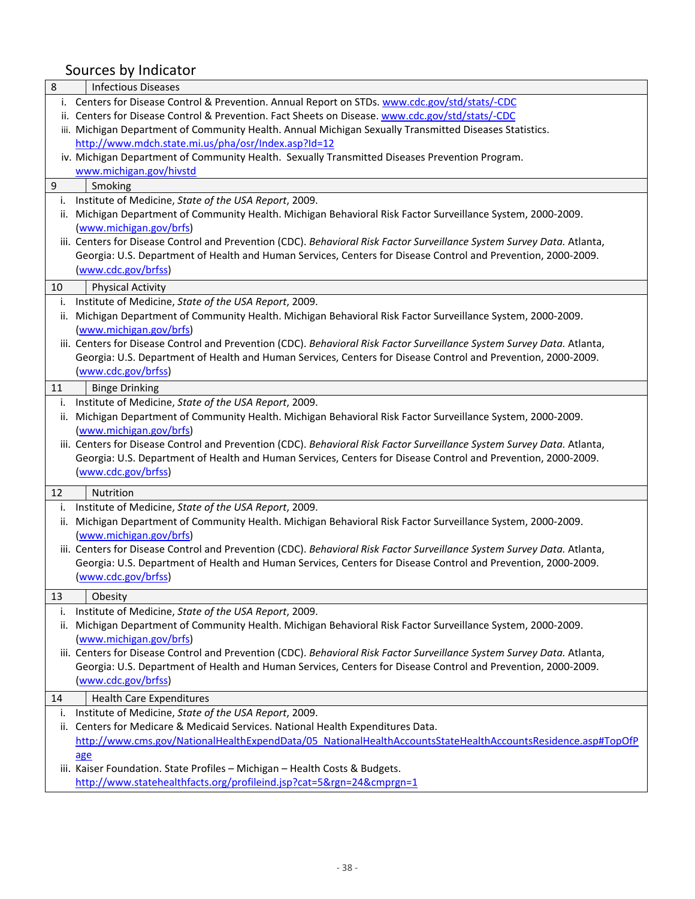## Sources by Indicator

| 8 | Infectious Diseases |
|---|---|

- i. Centers for Disease Control & Prevention. Annual Report on STDs. www.cdc.gov/std/stats/-CDC
- ii. Centers for Disease Control & Prevention. Fact Sheets on Disease. www.cdc.gov/std/stats/-CDC
- iii. Michigan Department of Community Health. Annual Michigan Sexually Transmitted Diseases Statistics. http://www.mdch.state.mi.us/pha/osr/Index.asp?Id=12
- iv. Michigan Department of Community Health. Sexually Transmitted Diseases Prevention Program. www.michigan.gov/hivstd

| 9 | Smoking |
|---|---|

- i. Institute of Medicine, *State of the USA Report*, 2009.
- ii. Michigan Department of Community Health. Michigan Behavioral Risk Factor Surveillance System, 2000-2009. (www.michigan.gov/brfs)
- iii. Centers for Disease Control and Prevention (CDC). *Behavioral Risk Factor Surveillance System Survey Data.* Atlanta, Georgia: U.S. Department of Health and Human Services, Centers for Disease Control and Prevention, 2000-2009. (www.cdc.gov/brfss)

| 10 | Physical Activity |
|---|---|

- i. Institute of Medicine, *State of the USA Report*, 2009.
- ii. Michigan Department of Community Health. Michigan Behavioral Risk Factor Surveillance System, 2000-2009. (www.michigan.gov/brfs)
- iii. Centers for Disease Control and Prevention (CDC). *Behavioral Risk Factor Surveillance System Survey Data.* Atlanta, Georgia: U.S. Department of Health and Human Services, Centers for Disease Control and Prevention, 2000-2009. (www.cdc.gov/brfss)

| 11 | Binge Drinking |
|---|---|

- i. Institute of Medicine, *State of the USA Report*, 2009.
- ii. Michigan Department of Community Health. Michigan Behavioral Risk Factor Surveillance System, 2000-2009. (www.michigan.gov/brfs)
- iii. Centers for Disease Control and Prevention (CDC). *Behavioral Risk Factor Surveillance System Survey Data.* Atlanta, Georgia: U.S. Department of Health and Human Services, Centers for Disease Control and Prevention, 2000-2009. (www.cdc.gov/brfss)

| 12 | Nutrition |
|---|---|

- i. Institute of Medicine, *State of the USA Report*, 2009.
- ii. Michigan Department of Community Health. Michigan Behavioral Risk Factor Surveillance System, 2000-2009. (www.michigan.gov/brfs)
- iii. Centers for Disease Control and Prevention (CDC). *Behavioral Risk Factor Surveillance System Survey Data.* Atlanta, Georgia: U.S. Department of Health and Human Services, Centers for Disease Control and Prevention, 2000-2009. (www.cdc.gov/brfss)

| 13 | Obesity |
|---|---|

- i. Institute of Medicine, *State of the USA Report*, 2009.
- ii. Michigan Department of Community Health. Michigan Behavioral Risk Factor Surveillance System, 2000-2009. (www.michigan.gov/brfs)
- iii. Centers for Disease Control and Prevention (CDC). *Behavioral Risk Factor Surveillance System Survey Data.* Atlanta, Georgia: U.S. Department of Health and Human Services, Centers for Disease Control and Prevention, 2000-2009. (www.cdc.gov/brfss)

| 14 | Health Care Expenditures |
|---|---|

- i. Institute of Medicine, *State of the USA Report*, 2009.
- ii. Centers for Medicare & Medicaid Services. National Health Expenditures Data. http://www.cms.gov/NationalHealthExpendData/05_NationalHealthAccountsStateHealthAccountsResidence.asp#TopOfPage
- iii. Kaiser Foundation. State Profiles – Michigan – Health Costs & Budgets. http://www.statehealthfacts.org/profileind.jsp?cat=5&rgn=24&cmprgn=1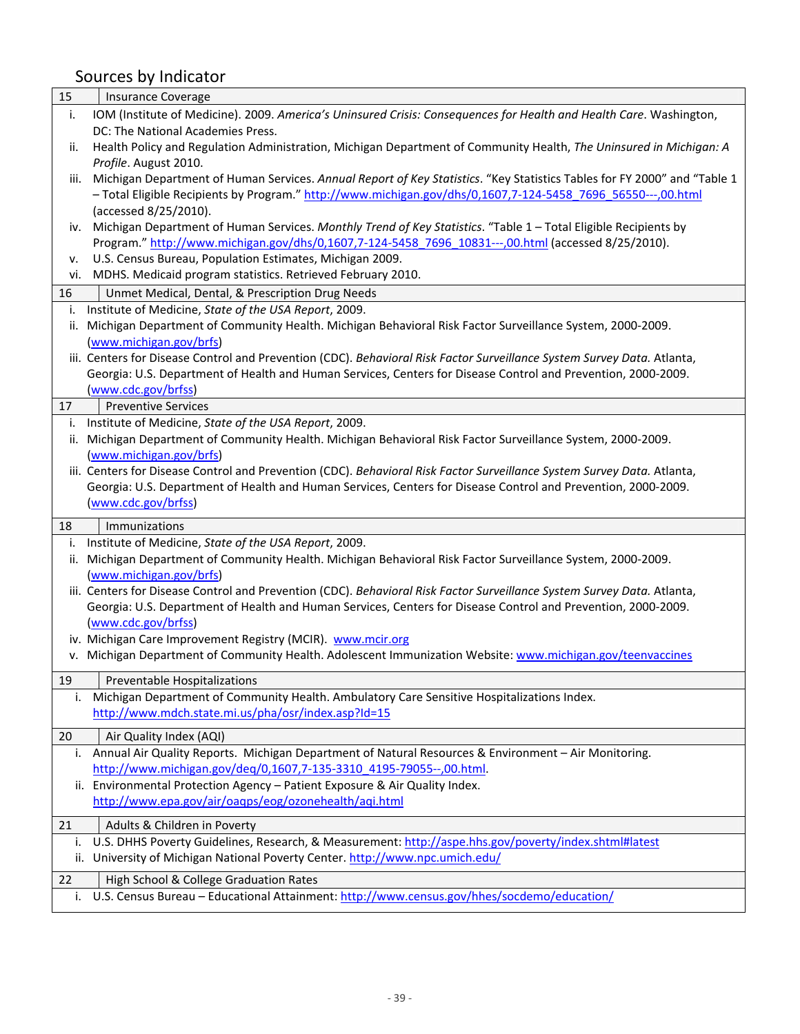## Sources by Indicator

### 15 Insurance Coverage

i. IOM (Institute of Medicine). 2009. *America's Uninsured Crisis: Consequences for Health and Health Care*. Washington, DC: The National Academies Press.
ii. Health Policy and Regulation Administration, Michigan Department of Community Health, *The Uninsured in Michigan: A Profile*. August 2010.
iii. Michigan Department of Human Services. *Annual Report of Key Statistics*. "Key Statistics Tables for FY 2000" and "Table 1 – Total Eligible Recipients by Program." http://www.michigan.gov/dhs/0,1607,7-124-5458_7696_56550---,00.html (accessed 8/25/2010).
iv. Michigan Department of Human Services. *Monthly Trend of Key Statistics*. "Table 1 – Total Eligible Recipients by Program." http://www.michigan.gov/dhs/0,1607,7-124-5458_7696_10831---,00.html (accessed 8/25/2010).
v. U.S. Census Bureau, Population Estimates, Michigan 2009.
vi. MDHS. Medicaid program statistics. Retrieved February 2010.

### 16 Unmet Medical, Dental, & Prescription Drug Needs

i. Institute of Medicine, *State of the USA Report*, 2009.
ii. Michigan Department of Community Health. Michigan Behavioral Risk Factor Surveillance System, 2000-2009. (www.michigan.gov/brfs)
iii. Centers for Disease Control and Prevention (CDC). *Behavioral Risk Factor Surveillance System Survey Data.* Atlanta, Georgia: U.S. Department of Health and Human Services, Centers for Disease Control and Prevention, 2000-2009. (www.cdc.gov/brfss)

### 17 Preventive Services

i. Institute of Medicine, *State of the USA Report*, 2009.
ii. Michigan Department of Community Health. Michigan Behavioral Risk Factor Surveillance System, 2000-2009. (www.michigan.gov/brfs)
iii. Centers for Disease Control and Prevention (CDC). *Behavioral Risk Factor Surveillance System Survey Data.* Atlanta, Georgia: U.S. Department of Health and Human Services, Centers for Disease Control and Prevention, 2000-2009. (www.cdc.gov/brfss)

### 18 Immunizations

i. Institute of Medicine, *State of the USA Report*, 2009.
ii. Michigan Department of Community Health. Michigan Behavioral Risk Factor Surveillance System, 2000-2009. (www.michigan.gov/brfs)
iii. Centers for Disease Control and Prevention (CDC). *Behavioral Risk Factor Surveillance System Survey Data.* Atlanta, Georgia: U.S. Department of Health and Human Services, Centers for Disease Control and Prevention, 2000-2009. (www.cdc.gov/brfss)
iv. Michigan Care Improvement Registry (MCIR). www.mcir.org
v. Michigan Department of Community Health. Adolescent Immunization Website: www.michigan.gov/teenvaccines

### 19 Preventable Hospitalizations

i. Michigan Department of Community Health. Ambulatory Care Sensitive Hospitalizations Index. http://www.mdch.state.mi.us/pha/osr/index.asp?Id=15

### 20 Air Quality Index (AQI)

i. Annual Air Quality Reports. Michigan Department of Natural Resources & Environment – Air Monitoring. http://www.michigan.gov/deq/0,1607,7-135-3310_4195-79055--,00.html.
ii. Environmental Protection Agency – Patient Exposure & Air Quality Index. http://www.epa.gov/air/oaqps/eog/ozonehealth/aqi.html

### 21 Adults & Children in Poverty

i. U.S. DHHS Poverty Guidelines, Research, & Measurement: http://aspe.hhs.gov/poverty/index.shtml#latest
ii. University of Michigan National Poverty Center. http://www.npc.umich.edu/

### 22 High School & College Graduation Rates

i. U.S. Census Bureau – Educational Attainment: http://www.census.gov/hhes/socdemo/education/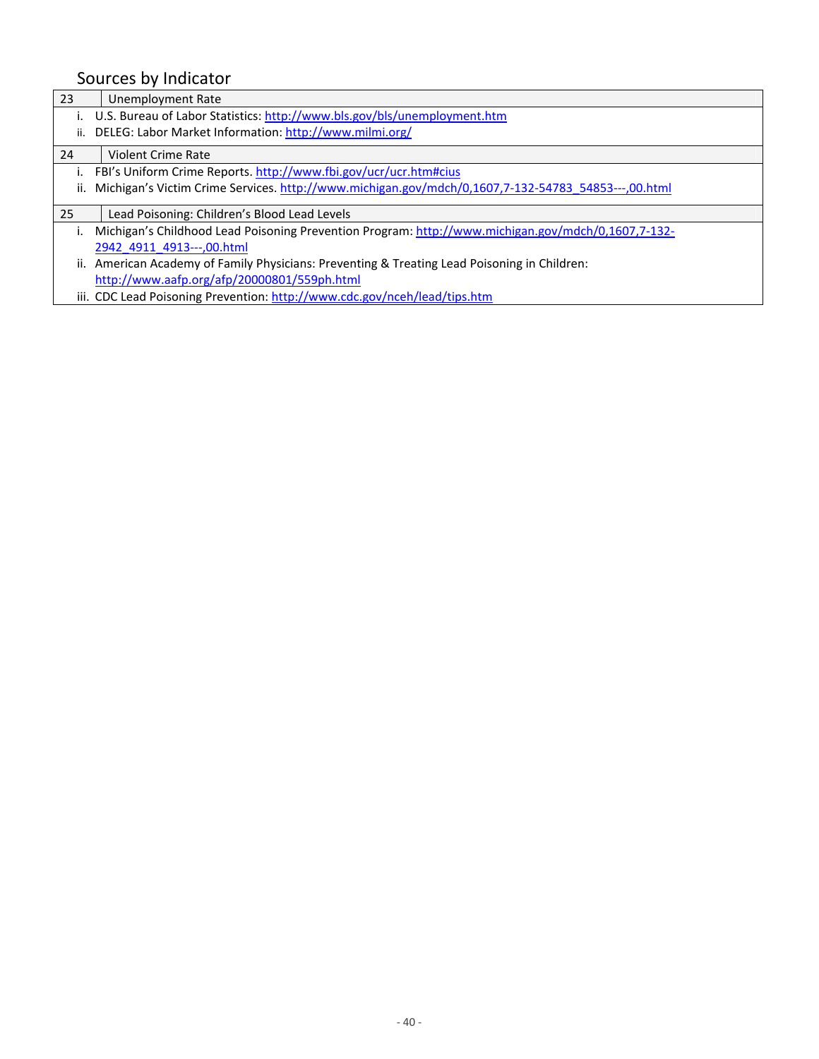## Sources by Indicator

| | |
|---|---|
| 23 | Unemployment Rate |
| | i. U.S. Bureau of Labor Statistics: http://www.bls.gov/bls/unemployment.htm<br>ii. DELEG: Labor Market Information: http://www.milmi.org/ |
| 24 | Violent Crime Rate |
| | i. FBI's Uniform Crime Reports. http://www.fbi.gov/ucr/ucr.htm#cius<br>ii. Michigan's Victim Crime Services. http://www.michigan.gov/mdch/0,1607,7-132-54783_54853---,00.html |
| 25 | Lead Poisoning: Children's Blood Lead Levels |
| | i. Michigan's Childhood Lead Poisoning Prevention Program: http://www.michigan.gov/mdch/0,1607,7-132-2942_4911_4913---,00.html<br>ii. American Academy of Family Physicians: Preventing & Treating Lead Poisoning in Children: http://www.aafp.org/afp/20000801/559ph.html<br>iii. CDC Lead Poisoning Prevention: http://www.cdc.gov/nceh/lead/tips.htm |